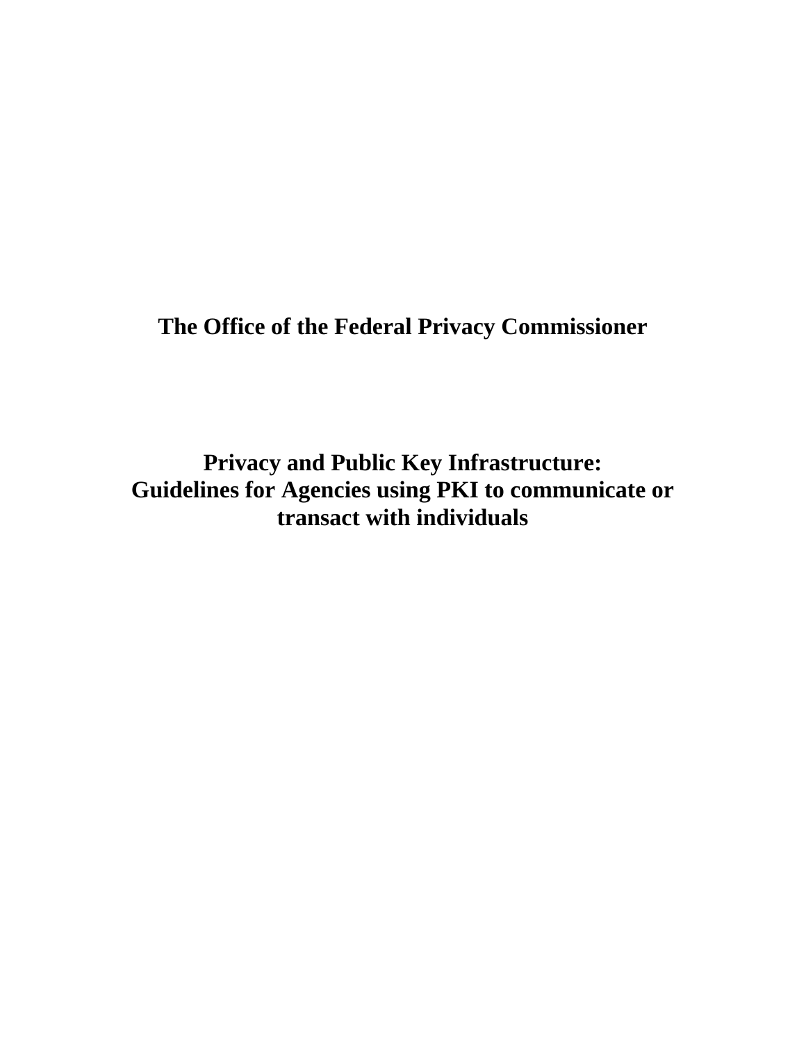# The Office of the Federal Privacy Commissioner

## Privacy and Public Key Infrastructure: Guidelines for Agencies using PKI to communicate or transact with individuals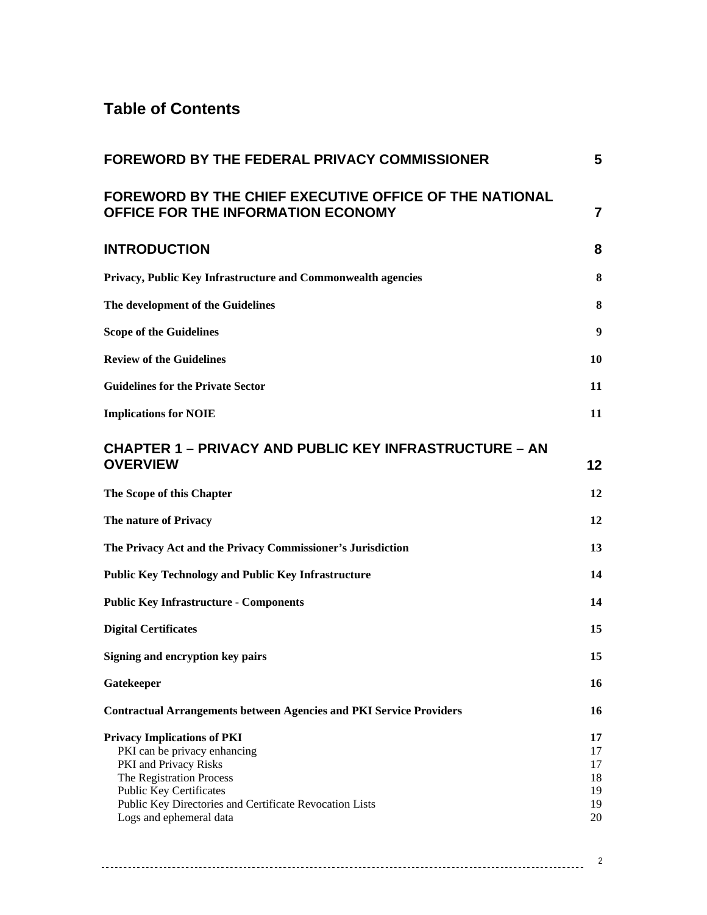# Table of Contents

| | |
|---|---|
| **FOREWORD BY THE FEDERAL PRIVACY COMMISSIONER** | **5** |
| **FOREWORD BY THE CHIEF EXECUTIVE OFFICE OF THE NATIONAL OFFICE FOR THE INFORMATION ECONOMY** | **7** |
| **INTRODUCTION** | **8** |
| **Privacy, Public Key Infrastructure and Commonwealth agencies** | **8** |
| **The development of the Guidelines** | **8** |
| **Scope of the Guidelines** | **9** |
| **Review of the Guidelines** | **10** |
| **Guidelines for the Private Sector** | **11** |
| **Implications for NOIE** | **11** |
| **CHAPTER 1 – PRIVACY AND PUBLIC KEY INFRASTRUCTURE – AN OVERVIEW** | **12** |
| **The Scope of this Chapter** | **12** |
| **The nature of Privacy** | **12** |
| **The Privacy Act and the Privacy Commissioner's Jurisdiction** | **13** |
| **Public Key Technology and Public Key Infrastructure** | **14** |
| **Public Key Infrastructure - Components** | **14** |
| **Digital Certificates** | **15** |
| **Signing and encryption key pairs** | **15** |
| **Gatekeeper** | **16** |
| **Contractual Arrangements between Agencies and PKI Service Providers** | **16** |
| **Privacy Implications of PKI** | **17** |
| PKI can be privacy enhancing | 17 |
| PKI and Privacy Risks | 17 |
| The Registration Process | 18 |
| Public Key Certificates | 19 |
| Public Key Directories and Certificate Revocation Lists | 19 |
| Logs and ephemeral data | 20 |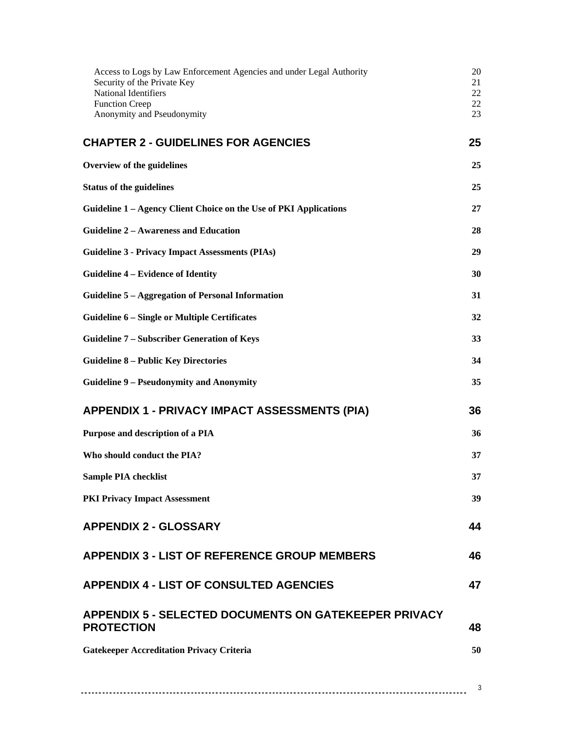Access to Logs by Law Enforcement Agencies and under Legal Authority 20
Security of the Private Key 21
National Identifiers 22
Function Creep 22
Anonymity and Pseudonymity 23

**CHAPTER 2 - GUIDELINES FOR AGENCIES 25**

**Overview of the guidelines 25**

**Status of the guidelines 25**

**Guideline 1 – Agency Client Choice on the Use of PKI Applications 27**

**Guideline 2 – Awareness and Education 28**

**Guideline 3 - Privacy Impact Assessments (PIAs) 29**

**Guideline 4 – Evidence of Identity 30**

**Guideline 5 – Aggregation of Personal Information 31**

**Guideline 6 – Single or Multiple Certificates 32**

**Guideline 7 – Subscriber Generation of Keys 33**

**Guideline 8 – Public Key Directories 34**

**Guideline 9 – Pseudonymity and Anonymity 35**

**APPENDIX 1 - PRIVACY IMPACT ASSESSMENTS (PIA) 36**

**Purpose and description of a PIA 36**

**Who should conduct the PIA? 37**

**Sample PIA checklist 37**

**PKI Privacy Impact Assessment 39**

**APPENDIX 2 - GLOSSARY 44**

**APPENDIX 3 - LIST OF REFERENCE GROUP MEMBERS 46**

**APPENDIX 4 - LIST OF CONSULTED AGENCIES 47**

**APPENDIX 5 - SELECTED DOCUMENTS ON GATEKEEPER PRIVACY PROTECTION 48**

**Gatekeeper Accreditation Privacy Criteria 50**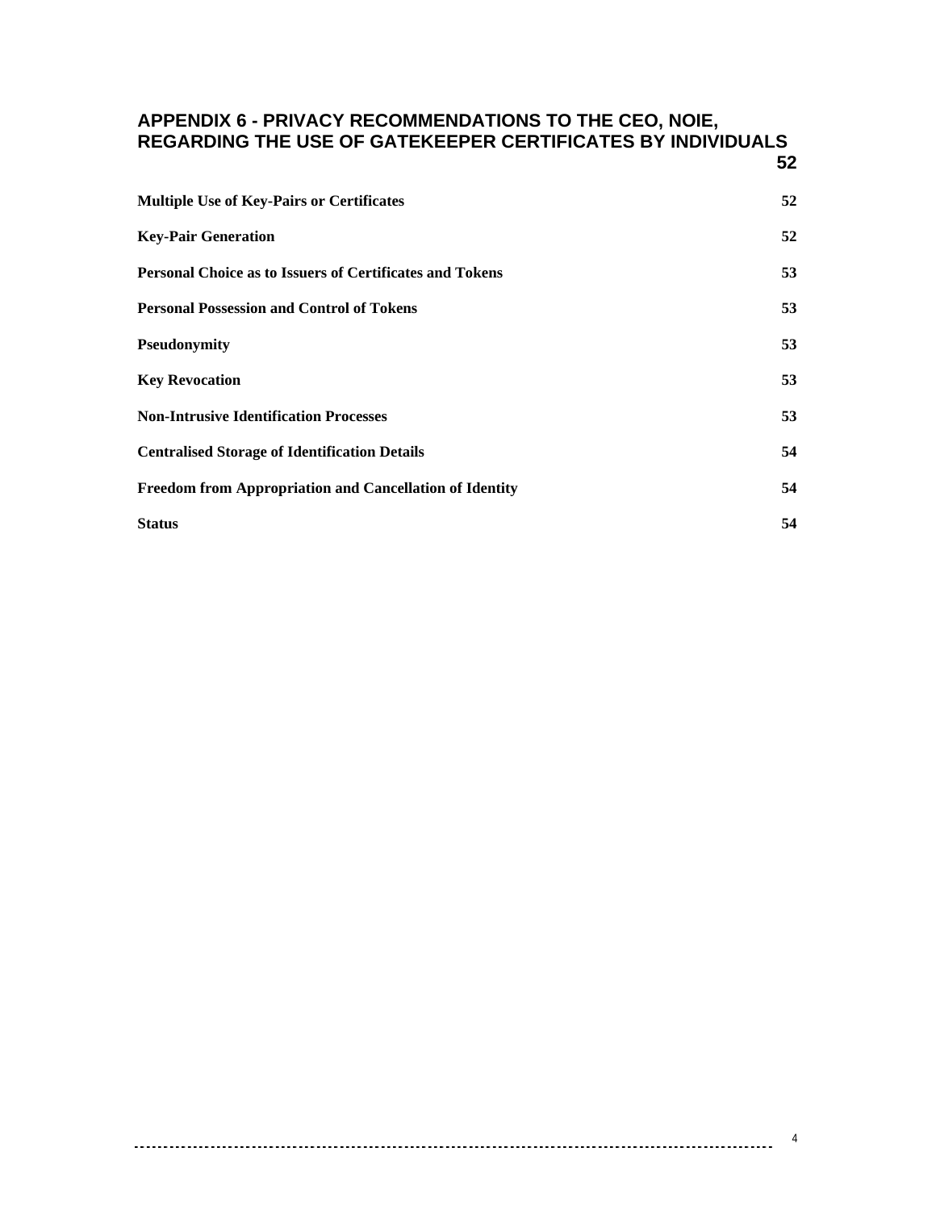**APPENDIX 6 - PRIVACY RECOMMENDATIONS TO THE CEO, NOIE, REGARDING THE USE OF GATEKEEPER CERTIFICATES BY INDIVIDUALS** **52**

| | |
|---|---|
| **Multiple Use of Key-Pairs or Certificates** | **52** |
| **Key-Pair Generation** | **52** |
| **Personal Choice as to Issuers of Certificates and Tokens** | **53** |
| **Personal Possession and Control of Tokens** | **53** |
| **Pseudonymity** | **53** |
| **Key Revocation** | **53** |
| **Non-Intrusive Identification Processes** | **53** |
| **Centralised Storage of Identification Details** | **54** |
| **Freedom from Appropriation and Cancellation of Identity** | **54** |
| **Status** | **54** |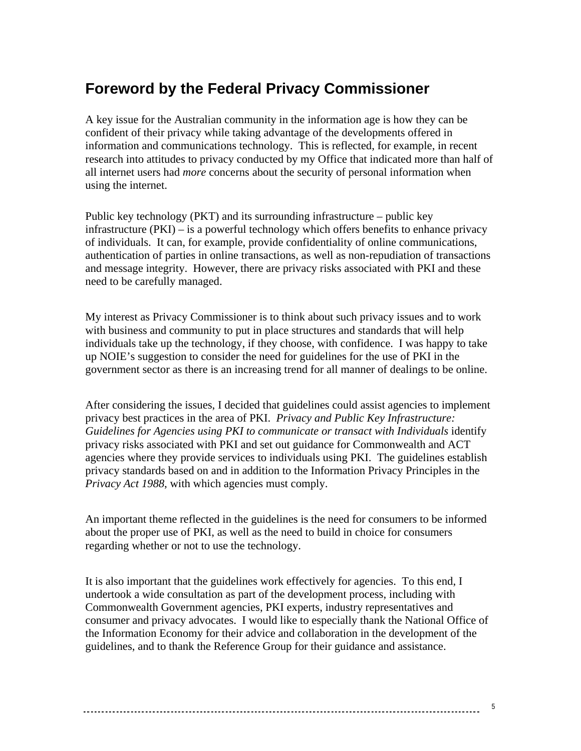## Foreword by the Federal Privacy Commissioner

A key issue for the Australian community in the information age is how they can be confident of their privacy while taking advantage of the developments offered in information and communications technology. This is reflected, for example, in recent research into attitudes to privacy conducted by my Office that indicated more than half of all internet users had *more* concerns about the security of personal information when using the internet.

Public key technology (PKT) and its surrounding infrastructure – public key infrastructure (PKI) – is a powerful technology which offers benefits to enhance privacy of individuals. It can, for example, provide confidentiality of online communications, authentication of parties in online transactions, as well as non-repudiation of transactions and message integrity. However, there are privacy risks associated with PKI and these need to be carefully managed.

My interest as Privacy Commissioner is to think about such privacy issues and to work with business and community to put in place structures and standards that will help individuals take up the technology, if they choose, with confidence. I was happy to take up NOIE's suggestion to consider the need for guidelines for the use of PKI in the government sector as there is an increasing trend for all manner of dealings to be online.

After considering the issues, I decided that guidelines could assist agencies to implement privacy best practices in the area of PKI. *Privacy and Public Key Infrastructure: Guidelines for Agencies using PKI to communicate or transact with Individuals* identify privacy risks associated with PKI and set out guidance for Commonwealth and ACT agencies where they provide services to individuals using PKI. The guidelines establish privacy standards based on and in addition to the Information Privacy Principles in the *Privacy Act 1988*, with which agencies must comply.

An important theme reflected in the guidelines is the need for consumers to be informed about the proper use of PKI, as well as the need to build in choice for consumers regarding whether or not to use the technology.

It is also important that the guidelines work effectively for agencies. To this end, I undertook a wide consultation as part of the development process, including with Commonwealth Government agencies, PKI experts, industry representatives and consumer and privacy advocates. I would like to especially thank the National Office of the Information Economy for their advice and collaboration in the development of the guidelines, and to thank the Reference Group for their guidance and assistance.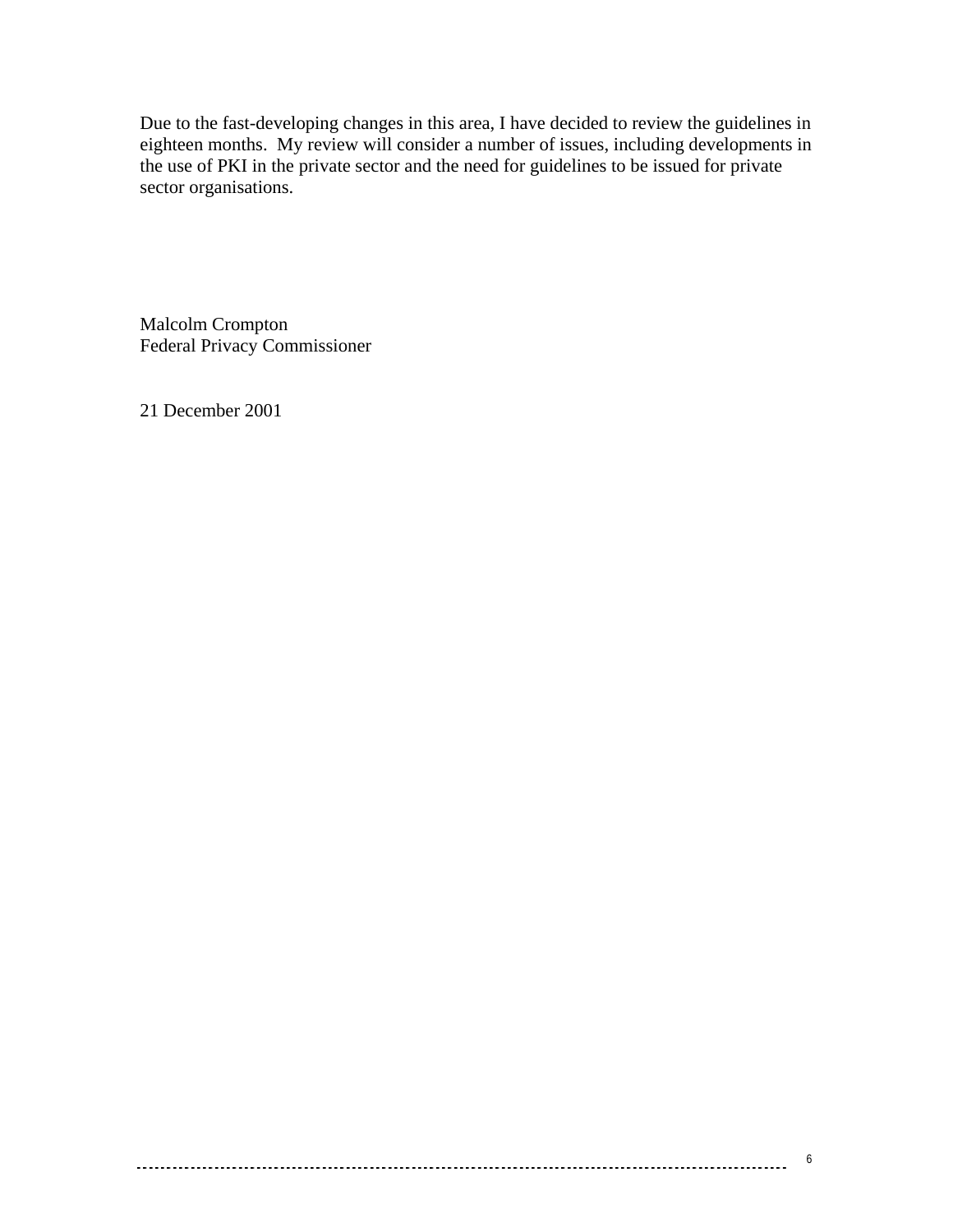Due to the fast-developing changes in this area, I have decided to review the guidelines in eighteen months. My review will consider a number of issues, including developments in the use of PKI in the private sector and the need for guidelines to be issued for private sector organisations.

Malcolm Crompton
Federal Privacy Commissioner

21 December 2001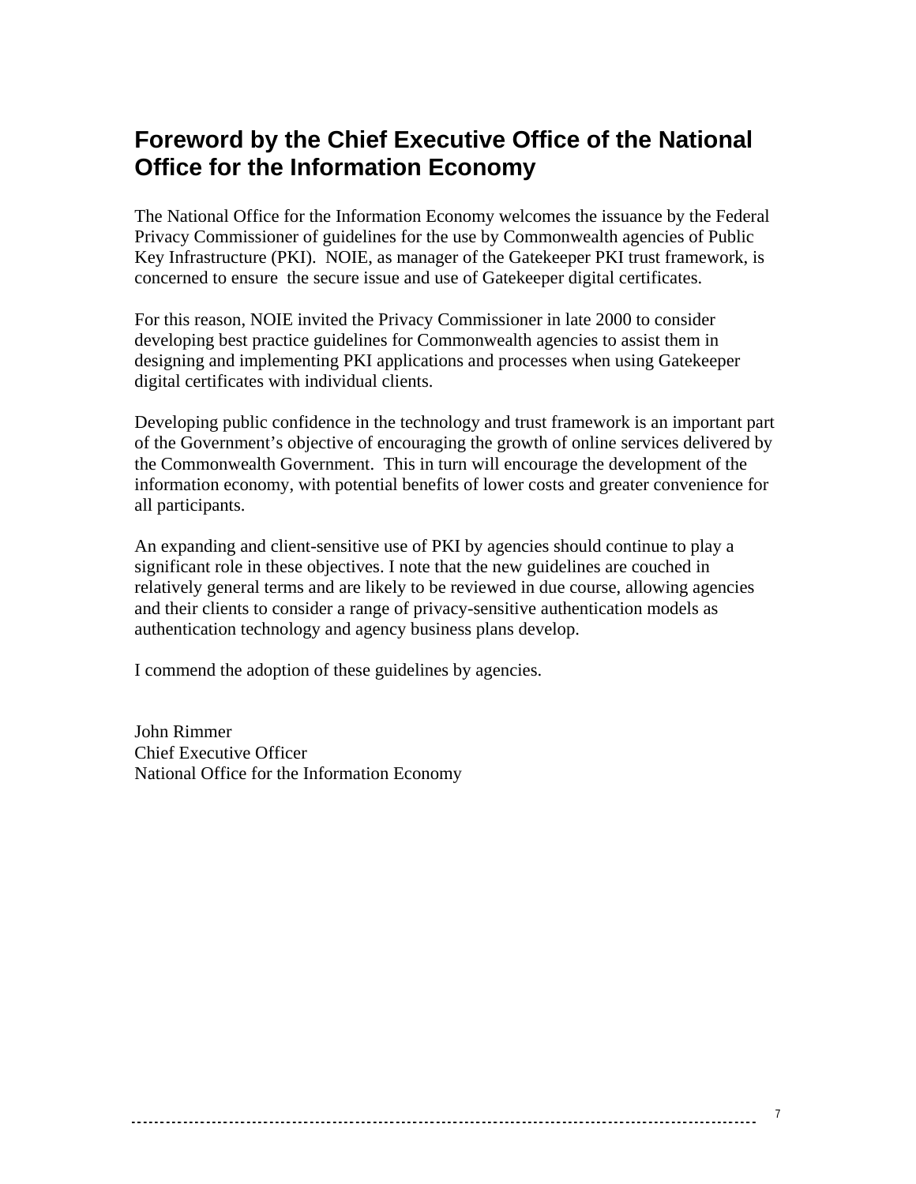## Foreword by the Chief Executive Office of the National Office for the Information Economy

The National Office for the Information Economy welcomes the issuance by the Federal Privacy Commissioner of guidelines for the use by Commonwealth agencies of Public Key Infrastructure (PKI). NOIE, as manager of the Gatekeeper PKI trust framework, is concerned to ensure the secure issue and use of Gatekeeper digital certificates.

For this reason, NOIE invited the Privacy Commissioner in late 2000 to consider developing best practice guidelines for Commonwealth agencies to assist them in designing and implementing PKI applications and processes when using Gatekeeper digital certificates with individual clients.

Developing public confidence in the technology and trust framework is an important part of the Government's objective of encouraging the growth of online services delivered by the Commonwealth Government. This in turn will encourage the development of the information economy, with potential benefits of lower costs and greater convenience for all participants.

An expanding and client-sensitive use of PKI by agencies should continue to play a significant role in these objectives. I note that the new guidelines are couched in relatively general terms and are likely to be reviewed in due course, allowing agencies and their clients to consider a range of privacy-sensitive authentication models as authentication technology and agency business plans develop.

I commend the adoption of these guidelines by agencies.

John Rimmer
Chief Executive Officer
National Office for the Information Economy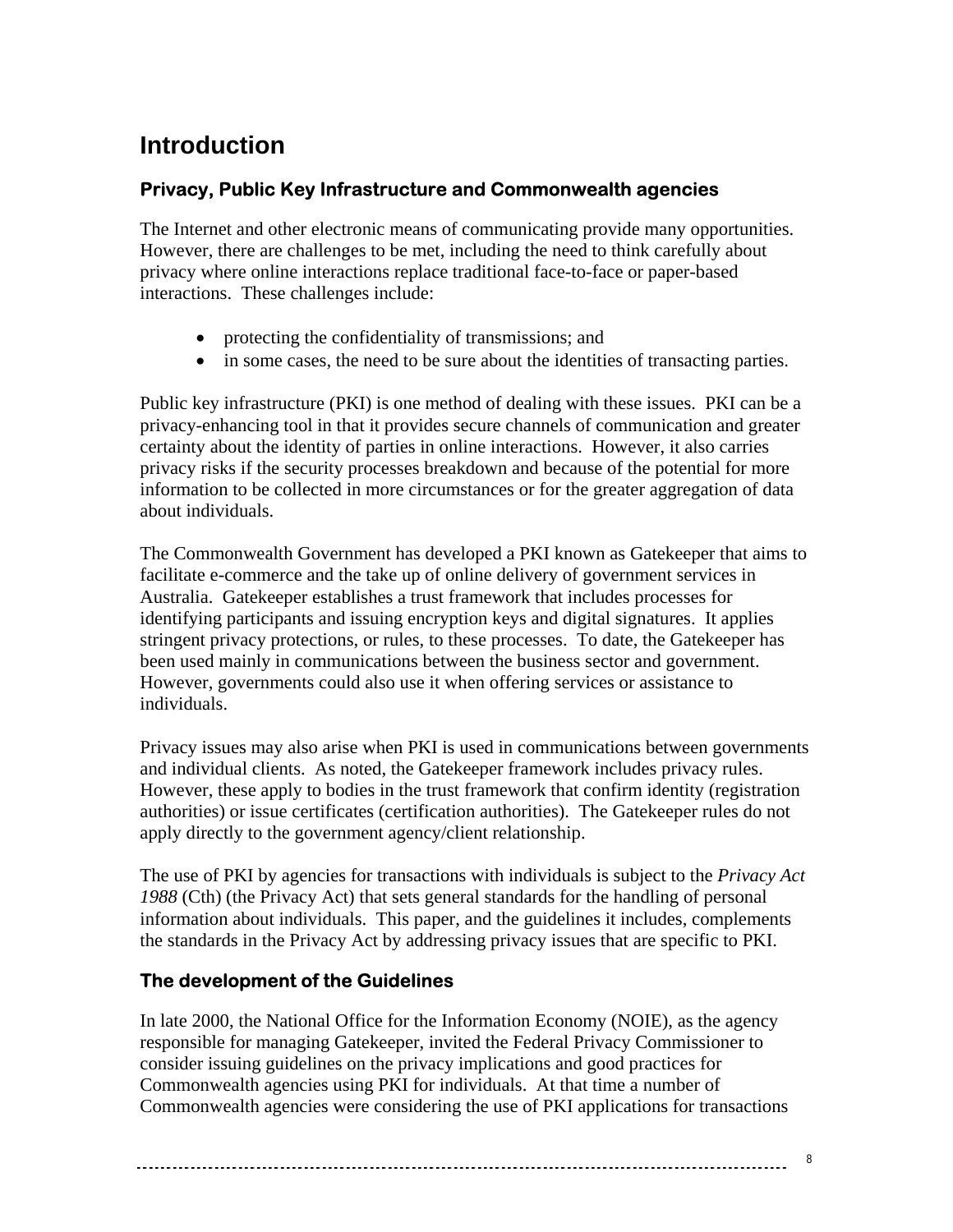# Introduction

## Privacy, Public Key Infrastructure and Commonwealth agencies

The Internet and other electronic means of communicating provide many opportunities. However, there are challenges to be met, including the need to think carefully about privacy where online interactions replace traditional face-to-face or paper-based interactions. These challenges include:

- protecting the confidentiality of transmissions; and
- in some cases, the need to be sure about the identities of transacting parties.

Public key infrastructure (PKI) is one method of dealing with these issues. PKI can be a privacy-enhancing tool in that it provides secure channels of communication and greater certainty about the identity of parties in online interactions. However, it also carries privacy risks if the security processes breakdown and because of the potential for more information to be collected in more circumstances or for the greater aggregation of data about individuals.

The Commonwealth Government has developed a PKI known as Gatekeeper that aims to facilitate e-commerce and the take up of online delivery of government services in Australia. Gatekeeper establishes a trust framework that includes processes for identifying participants and issuing encryption keys and digital signatures. It applies stringent privacy protections, or rules, to these processes. To date, the Gatekeeper has been used mainly in communications between the business sector and government. However, governments could also use it when offering services or assistance to individuals.

Privacy issues may also arise when PKI is used in communications between governments and individual clients. As noted, the Gatekeeper framework includes privacy rules. However, these apply to bodies in the trust framework that confirm identity (registration authorities) or issue certificates (certification authorities). The Gatekeeper rules do not apply directly to the government agency/client relationship.

The use of PKI by agencies for transactions with individuals is subject to the *Privacy Act 1988* (Cth) (the Privacy Act) that sets general standards for the handling of personal information about individuals. This paper, and the guidelines it includes, complements the standards in the Privacy Act by addressing privacy issues that are specific to PKI.

## The development of the Guidelines

In late 2000, the National Office for the Information Economy (NOIE), as the agency responsible for managing Gatekeeper, invited the Federal Privacy Commissioner to consider issuing guidelines on the privacy implications and good practices for Commonwealth agencies using PKI for individuals. At that time a number of Commonwealth agencies were considering the use of PKI applications for transactions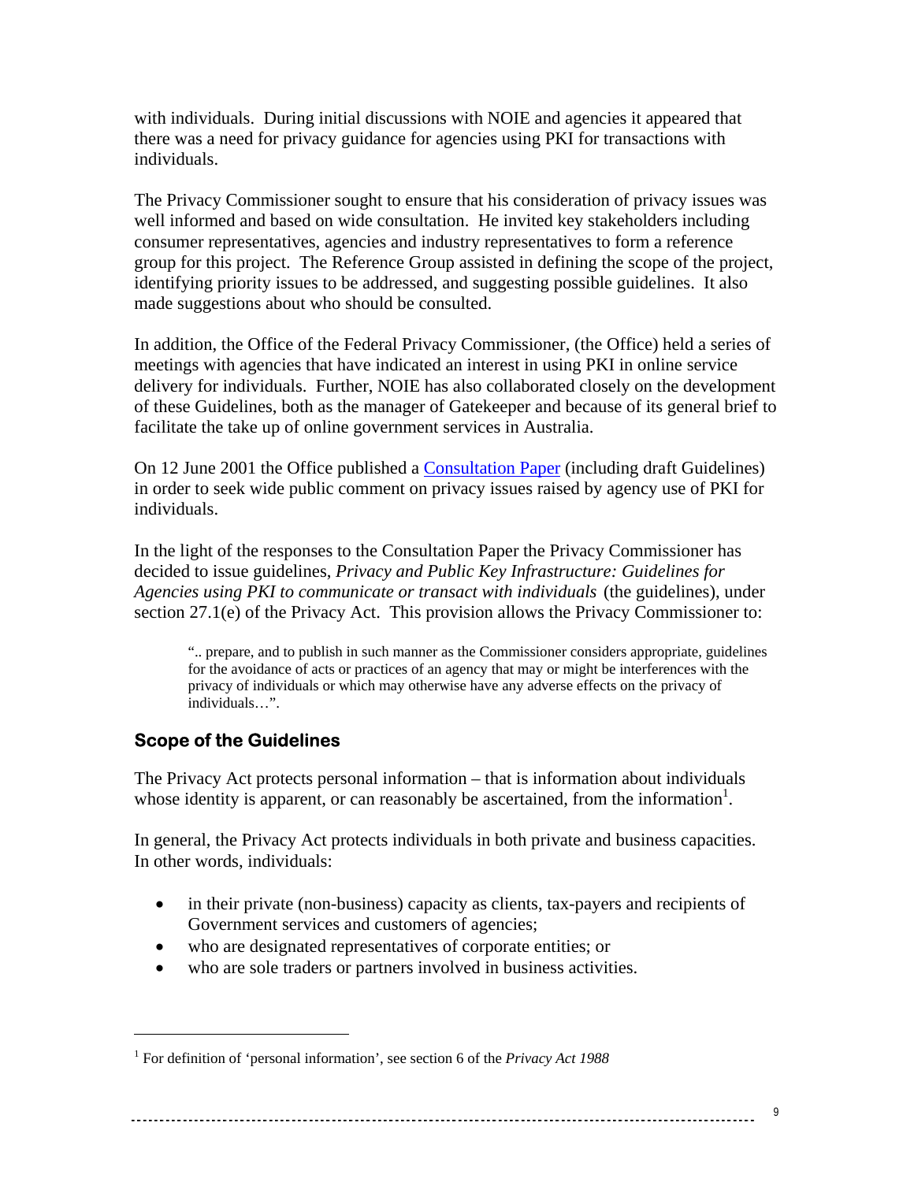with individuals. During initial discussions with NOIE and agencies it appeared that there was a need for privacy guidance for agencies using PKI for transactions with individuals.

The Privacy Commissioner sought to ensure that his consideration of privacy issues was well informed and based on wide consultation. He invited key stakeholders including consumer representatives, agencies and industry representatives to form a reference group for this project. The Reference Group assisted in defining the scope of the project, identifying priority issues to be addressed, and suggesting possible guidelines. It also made suggestions about who should be consulted.

In addition, the Office of the Federal Privacy Commissioner, (the Office) held a series of meetings with agencies that have indicated an interest in using PKI in online service delivery for individuals. Further, NOIE has also collaborated closely on the development of these Guidelines, both as the manager of Gatekeeper and because of its general brief to facilitate the take up of online government services in Australia.

On 12 June 2001 the Office published a Consultation Paper (including draft Guidelines) in order to seek wide public comment on privacy issues raised by agency use of PKI for individuals.

In the light of the responses to the Consultation Paper the Privacy Commissioner has decided to issue guidelines, *Privacy and Public Key Infrastructure: Guidelines for Agencies using PKI to communicate or transact with individuals* (the guidelines), under section 27.1(e) of the Privacy Act. This provision allows the Privacy Commissioner to:

> ".. prepare, and to publish in such manner as the Commissioner considers appropriate, guidelines for the avoidance of acts or practices of an agency that may or might be interferences with the privacy of individuals or which may otherwise have any adverse effects on the privacy of individuals…".

## Scope of the Guidelines

The Privacy Act protects personal information – that is information about individuals whose identity is apparent, or can reasonably be ascertained, from the information[1].

In general, the Privacy Act protects individuals in both private and business capacities. In other words, individuals:

- in their private (non-business) capacity as clients, tax-payers and recipients of Government services and customers of agencies;
- who are designated representatives of corporate entities; or
- who are sole traders or partners involved in business activities.

---

[1] For definition of 'personal information', see section 6 of the *Privacy Act 1988*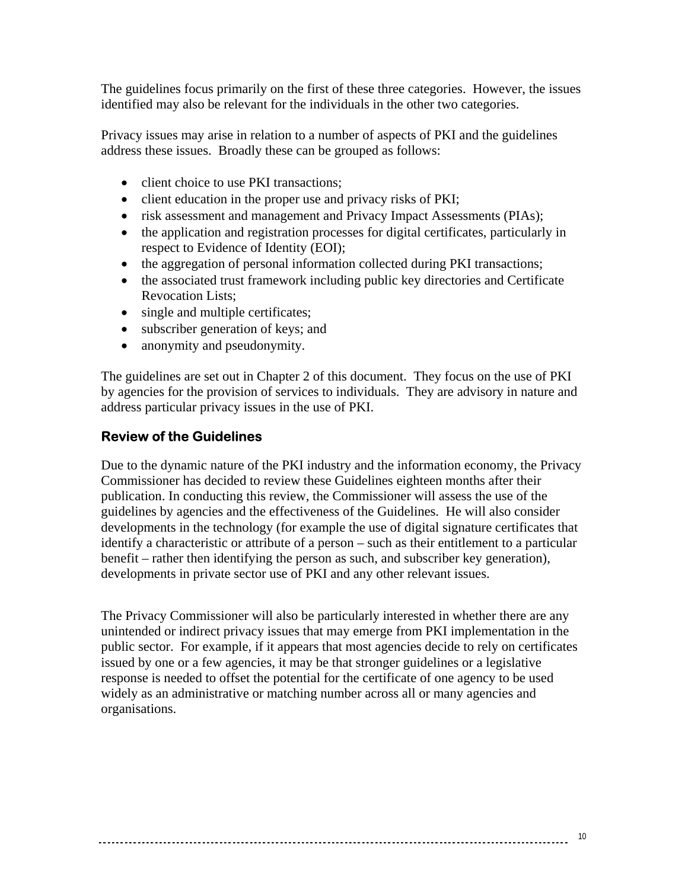The guidelines focus primarily on the first of these three categories. However, the issues identified may also be relevant for the individuals in the other two categories.

Privacy issues may arise in relation to a number of aspects of PKI and the guidelines address these issues. Broadly these can be grouped as follows:

- client choice to use PKI transactions;
- client education in the proper use and privacy risks of PKI;
- risk assessment and management and Privacy Impact Assessments (PIAs);
- the application and registration processes for digital certificates, particularly in respect to Evidence of Identity (EOI);
- the aggregation of personal information collected during PKI transactions;
- the associated trust framework including public key directories and Certificate Revocation Lists;
- single and multiple certificates;
- subscriber generation of keys; and
- anonymity and pseudonymity.

The guidelines are set out in Chapter 2 of this document. They focus on the use of PKI by agencies for the provision of services to individuals. They are advisory in nature and address particular privacy issues in the use of PKI.

### Review of the Guidelines

Due to the dynamic nature of the PKI industry and the information economy, the Privacy Commissioner has decided to review these Guidelines eighteen months after their publication. In conducting this review, the Commissioner will assess the use of the guidelines by agencies and the effectiveness of the Guidelines. He will also consider developments in the technology (for example the use of digital signature certificates that identify a characteristic or attribute of a person – such as their entitlement to a particular benefit – rather then identifying the person as such, and subscriber key generation), developments in private sector use of PKI and any other relevant issues.

The Privacy Commissioner will also be particularly interested in whether there are any unintended or indirect privacy issues that may emerge from PKI implementation in the public sector. For example, if it appears that most agencies decide to rely on certificates issued by one or a few agencies, it may be that stronger guidelines or a legislative response is needed to offset the potential for the certificate of one agency to be used widely as an administrative or matching number across all or many agencies and organisations.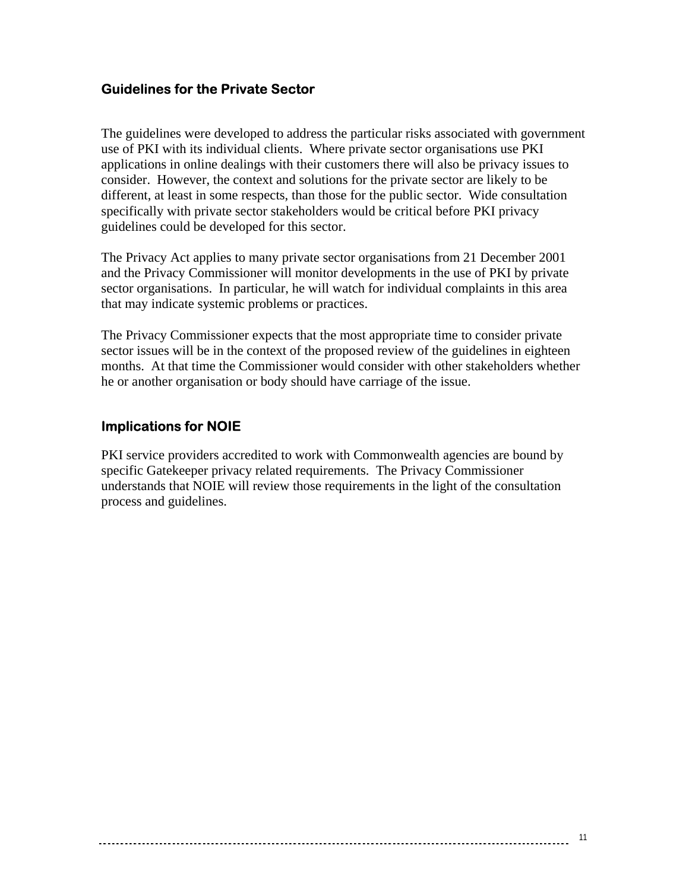## Guidelines for the Private Sector

The guidelines were developed to address the particular risks associated with government use of PKI with its individual clients. Where private sector organisations use PKI applications in online dealings with their customers there will also be privacy issues to consider. However, the context and solutions for the private sector are likely to be different, at least in some respects, than those for the public sector. Wide consultation specifically with private sector stakeholders would be critical before PKI privacy guidelines could be developed for this sector.

The Privacy Act applies to many private sector organisations from 21 December 2001 and the Privacy Commissioner will monitor developments in the use of PKI by private sector organisations. In particular, he will watch for individual complaints in this area that may indicate systemic problems or practices.

The Privacy Commissioner expects that the most appropriate time to consider private sector issues will be in the context of the proposed review of the guidelines in eighteen months. At that time the Commissioner would consider with other stakeholders whether he or another organisation or body should have carriage of the issue.

## Implications for NOIE

PKI service providers accredited to work with Commonwealth agencies are bound by specific Gatekeeper privacy related requirements. The Privacy Commissioner understands that NOIE will review those requirements in the light of the consultation process and guidelines.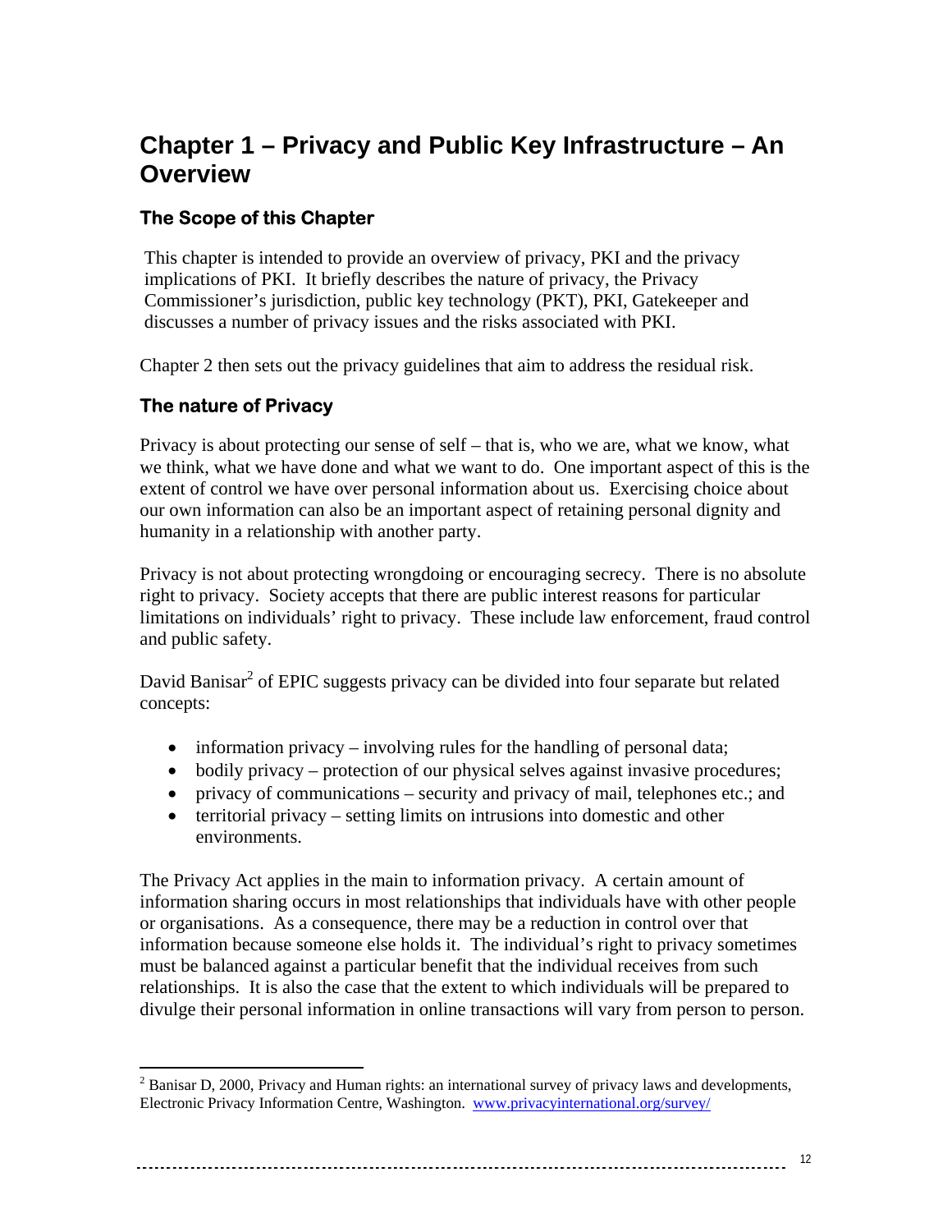# Chapter 1 – Privacy and Public Key Infrastructure – An Overview

## The Scope of this Chapter

This chapter is intended to provide an overview of privacy, PKI and the privacy implications of PKI. It briefly describes the nature of privacy, the Privacy Commissioner's jurisdiction, public key technology (PKT), PKI, Gatekeeper and discusses a number of privacy issues and the risks associated with PKI.

Chapter 2 then sets out the privacy guidelines that aim to address the residual risk.

## The nature of Privacy

Privacy is about protecting our sense of self – that is, who we are, what we know, what we think, what we have done and what we want to do. One important aspect of this is the extent of control we have over personal information about us. Exercising choice about our own information can also be an important aspect of retaining personal dignity and humanity in a relationship with another party.

Privacy is not about protecting wrongdoing or encouraging secrecy. There is no absolute right to privacy. Society accepts that there are public interest reasons for particular limitations on individuals' right to privacy. These include law enforcement, fraud control and public safety.

David Banisar[2] of EPIC suggests privacy can be divided into four separate but related concepts:

- information privacy – involving rules for the handling of personal data;
- bodily privacy – protection of our physical selves against invasive procedures;
- privacy of communications – security and privacy of mail, telephones etc.; and
- territorial privacy – setting limits on intrusions into domestic and other environments.

The Privacy Act applies in the main to information privacy. A certain amount of information sharing occurs in most relationships that individuals have with other people or organisations. As a consequence, there may be a reduction in control over that information because someone else holds it. The individual's right to privacy sometimes must be balanced against a particular benefit that the individual receives from such relationships. It is also the case that the extent to which individuals will be prepared to divulge their personal information in online transactions will vary from person to person.

---

[2] Banisar D, 2000, Privacy and Human rights: an international survey of privacy laws and developments, Electronic Privacy Information Centre, Washington. www.privacyinternational.org/survey/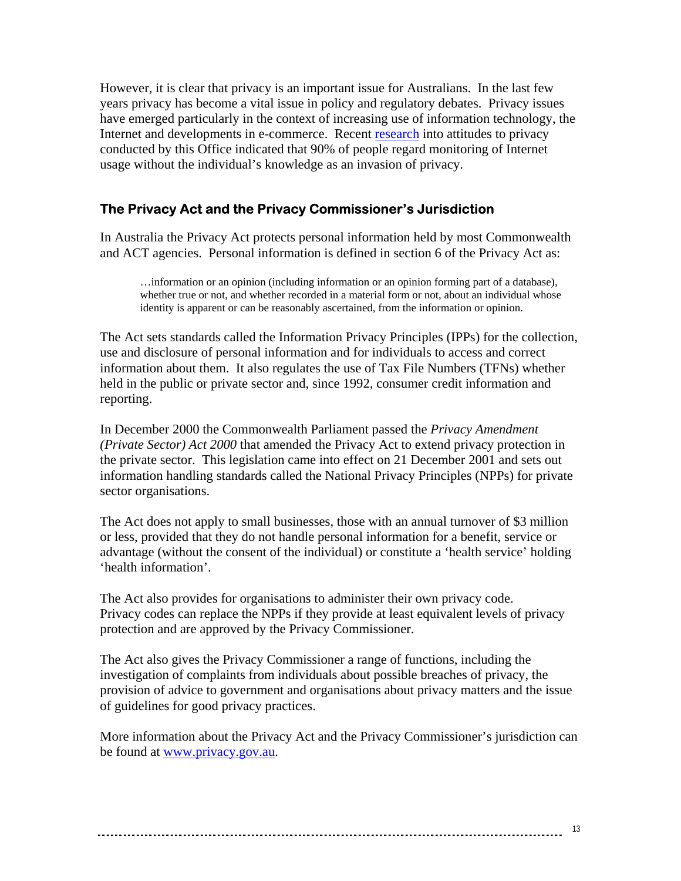However, it is clear that privacy is an important issue for Australians. In the last few years privacy has become a vital issue in policy and regulatory debates. Privacy issues have emerged particularly in the context of increasing use of information technology, the Internet and developments in e-commerce. Recent [research](research) into attitudes to privacy conducted by this Office indicated that 90% of people regard monitoring of Internet usage without the individual's knowledge as an invasion of privacy.

## The Privacy Act and the Privacy Commissioner's Jurisdiction

In Australia the Privacy Act protects personal information held by most Commonwealth and ACT agencies. Personal information is defined in section 6 of the Privacy Act as:

> …information or an opinion (including information or an opinion forming part of a database), whether true or not, and whether recorded in a material form or not, about an individual whose identity is apparent or can be reasonably ascertained, from the information or opinion.

The Act sets standards called the Information Privacy Principles (IPPs) for the collection, use and disclosure of personal information and for individuals to access and correct information about them. It also regulates the use of Tax File Numbers (TFNs) whether held in the public or private sector and, since 1992, consumer credit information and reporting.

In December 2000 the Commonwealth Parliament passed the *Privacy Amendment (Private Sector) Act 2000* that amended the Privacy Act to extend privacy protection in the private sector. This legislation came into effect on 21 December 2001 and sets out information handling standards called the National Privacy Principles (NPPs) for private sector organisations.

The Act does not apply to small businesses, those with an annual turnover of $3 million or less, provided that they do not handle personal information for a benefit, service or advantage (without the consent of the individual) or constitute a 'health service' holding 'health information'.

The Act also provides for organisations to administer their own privacy code. Privacy codes can replace the NPPs if they provide at least equivalent levels of privacy protection and are approved by the Privacy Commissioner.

The Act also gives the Privacy Commissioner a range of functions, including the investigation of complaints from individuals about possible breaches of privacy, the provision of advice to government and organisations about privacy matters and the issue of guidelines for good privacy practices.

More information about the Privacy Act and the Privacy Commissioner's jurisdiction can be found at [www.privacy.gov.au](http://www.privacy.gov.au).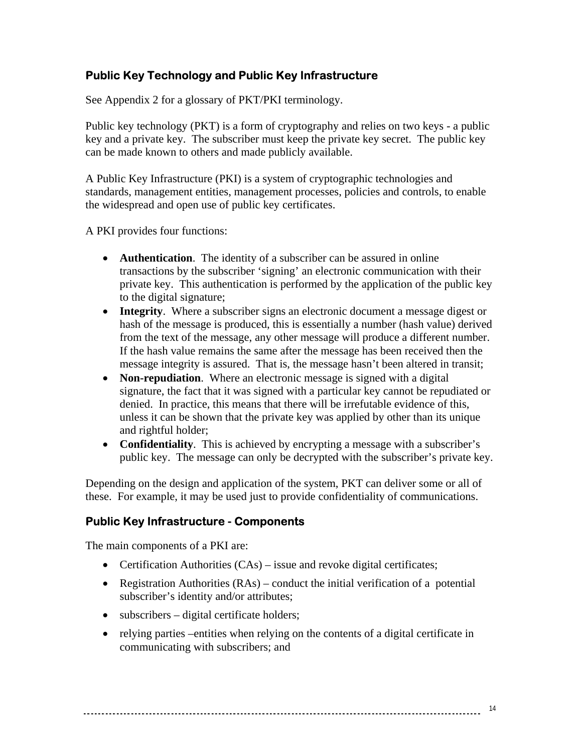## Public Key Technology and Public Key Infrastructure

See Appendix 2 for a glossary of PKT/PKI terminology.

Public key technology (PKT) is a form of cryptography and relies on two keys - a public key and a private key. The subscriber must keep the private key secret. The public key can be made known to others and made publicly available.

A Public Key Infrastructure (PKI) is a system of cryptographic technologies and standards, management entities, management processes, policies and controls, to enable the widespread and open use of public key certificates.

A PKI provides four functions:

- **Authentication**. The identity of a subscriber can be assured in online transactions by the subscriber 'signing' an electronic communication with their private key. This authentication is performed by the application of the public key to the digital signature;
- **Integrity**. Where a subscriber signs an electronic document a message digest or hash of the message is produced, this is essentially a number (hash value) derived from the text of the message, any other message will produce a different number. If the hash value remains the same after the message has been received then the message integrity is assured. That is, the message hasn't been altered in transit;
- **Non-repudiation**. Where an electronic message is signed with a digital signature, the fact that it was signed with a particular key cannot be repudiated or denied. In practice, this means that there will be irrefutable evidence of this, unless it can be shown that the private key was applied by other than its unique and rightful holder;
- **Confidentiality**. This is achieved by encrypting a message with a subscriber's public key. The message can only be decrypted with the subscriber's private key.

Depending on the design and application of the system, PKT can deliver some or all of these. For example, it may be used just to provide confidentiality of communications.

## Public Key Infrastructure - Components

The main components of a PKI are:

- Certification Authorities (CAs) – issue and revoke digital certificates;
- Registration Authorities (RAs) – conduct the initial verification of a potential subscriber's identity and/or attributes;
- subscribers – digital certificate holders;
- relying parties –entities when relying on the contents of a digital certificate in communicating with subscribers; and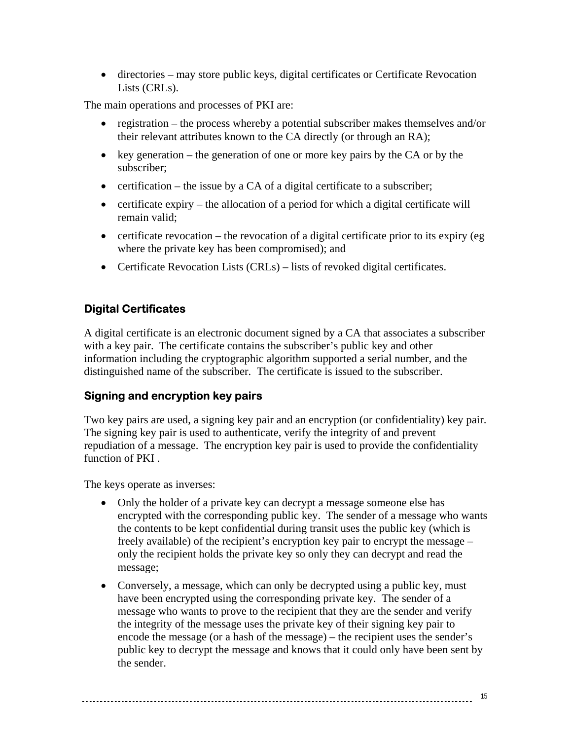- directories – may store public keys, digital certificates or Certificate Revocation Lists (CRLs).

The main operations and processes of PKI are:

- registration – the process whereby a potential subscriber makes themselves and/or their relevant attributes known to the CA directly (or through an RA);
- key generation – the generation of one or more key pairs by the CA or by the subscriber;
- certification – the issue by a CA of a digital certificate to a subscriber;
- certificate expiry – the allocation of a period for which a digital certificate will remain valid;
- certificate revocation – the revocation of a digital certificate prior to its expiry (eg where the private key has been compromised); and
- Certificate Revocation Lists (CRLs) – lists of revoked digital certificates.

### Digital Certificates

A digital certificate is an electronic document signed by a CA that associates a subscriber with a key pair. The certificate contains the subscriber's public key and other information including the cryptographic algorithm supported a serial number, and the distinguished name of the subscriber. The certificate is issued to the subscriber.

### Signing and encryption key pairs

Two key pairs are used, a signing key pair and an encryption (or confidentiality) key pair. The signing key pair is used to authenticate, verify the integrity of and prevent repudiation of a message. The encryption key pair is used to provide the confidentiality function of PKI .

The keys operate as inverses:

- Only the holder of a private key can decrypt a message someone else has encrypted with the corresponding public key. The sender of a message who wants the contents to be kept confidential during transit uses the public key (which is freely available) of the recipient's encryption key pair to encrypt the message – only the recipient holds the private key so only they can decrypt and read the message;
- Conversely, a message, which can only be decrypted using a public key, must have been encrypted using the corresponding private key. The sender of a message who wants to prove to the recipient that they are the sender and verify the integrity of the message uses the private key of their signing key pair to encode the message (or a hash of the message) – the recipient uses the sender's public key to decrypt the message and knows that it could only have been sent by the sender.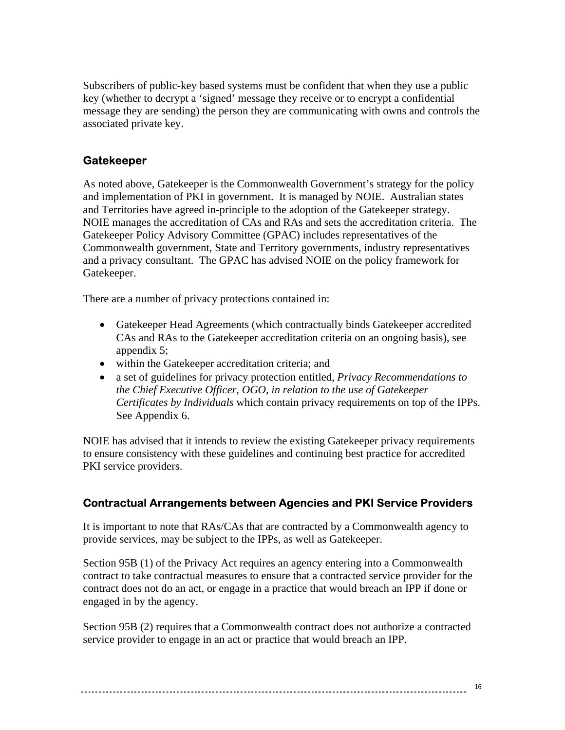Subscribers of public-key based systems must be confident that when they use a public key (whether to decrypt a 'signed' message they receive or to encrypt a confidential message they are sending) the person they are communicating with owns and controls the associated private key.

### Gatekeeper

As noted above, Gatekeeper is the Commonwealth Government's strategy for the policy and implementation of PKI in government. It is managed by NOIE. Australian states and Territories have agreed in-principle to the adoption of the Gatekeeper strategy. NOIE manages the accreditation of CAs and RAs and sets the accreditation criteria. The Gatekeeper Policy Advisory Committee (GPAC) includes representatives of the Commonwealth government, State and Territory governments, industry representatives and a privacy consultant. The GPAC has advised NOIE on the policy framework for Gatekeeper.

There are a number of privacy protections contained in:

- Gatekeeper Head Agreements (which contractually binds Gatekeeper accredited CAs and RAs to the Gatekeeper accreditation criteria on an ongoing basis), see appendix 5;
- within the Gatekeeper accreditation criteria; and
- a set of guidelines for privacy protection entitled, *Privacy Recommendations to the Chief Executive Officer, OGO, in relation to the use of Gatekeeper Certificates by Individuals* which contain privacy requirements on top of the IPPs. See Appendix 6.

NOIE has advised that it intends to review the existing Gatekeeper privacy requirements to ensure consistency with these guidelines and continuing best practice for accredited PKI service providers.

### Contractual Arrangements between Agencies and PKI Service Providers

It is important to note that RAs/CAs that are contracted by a Commonwealth agency to provide services, may be subject to the IPPs, as well as Gatekeeper.

Section 95B (1) of the Privacy Act requires an agency entering into a Commonwealth contract to take contractual measures to ensure that a contracted service provider for the contract does not do an act, or engage in a practice that would breach an IPP if done or engaged in by the agency.

Section 95B (2) requires that a Commonwealth contract does not authorize a contracted service provider to engage in an act or practice that would breach an IPP.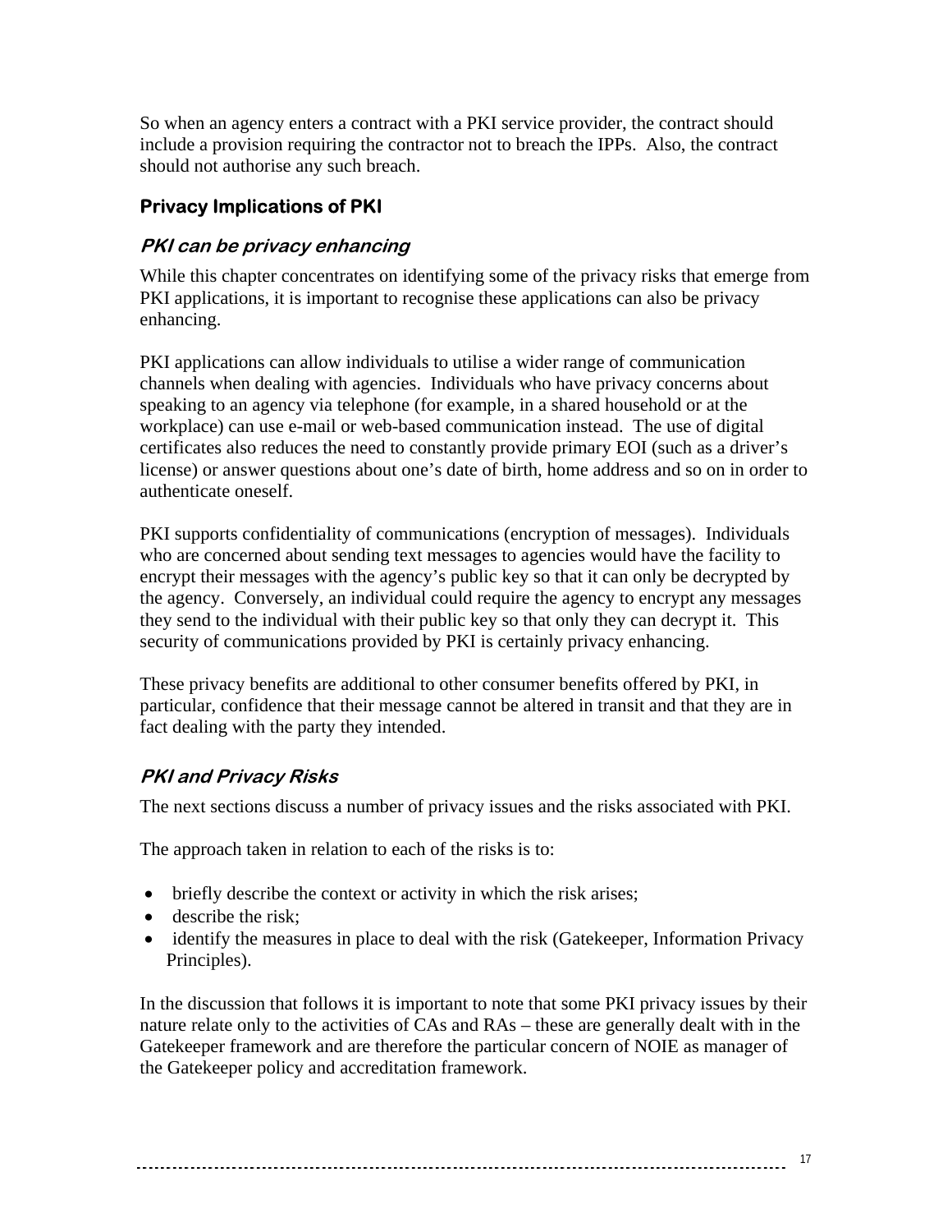So when an agency enters a contract with a PKI service provider, the contract should include a provision requiring the contractor not to breach the IPPs. Also, the contract should not authorise any such breach.

## Privacy Implications of PKI

### *PKI can be privacy enhancing*

While this chapter concentrates on identifying some of the privacy risks that emerge from PKI applications, it is important to recognise these applications can also be privacy enhancing.

PKI applications can allow individuals to utilise a wider range of communication channels when dealing with agencies. Individuals who have privacy concerns about speaking to an agency via telephone (for example, in a shared household or at the workplace) can use e-mail or web-based communication instead. The use of digital certificates also reduces the need to constantly provide primary EOI (such as a driver's license) or answer questions about one's date of birth, home address and so on in order to authenticate oneself.

PKI supports confidentiality of communications (encryption of messages). Individuals who are concerned about sending text messages to agencies would have the facility to encrypt their messages with the agency's public key so that it can only be decrypted by the agency. Conversely, an individual could require the agency to encrypt any messages they send to the individual with their public key so that only they can decrypt it. This security of communications provided by PKI is certainly privacy enhancing.

These privacy benefits are additional to other consumer benefits offered by PKI, in particular, confidence that their message cannot be altered in transit and that they are in fact dealing with the party they intended.

### *PKI and Privacy Risks*

The next sections discuss a number of privacy issues and the risks associated with PKI.

The approach taken in relation to each of the risks is to:

- briefly describe the context or activity in which the risk arises;
- describe the risk;
- identify the measures in place to deal with the risk (Gatekeeper, Information Privacy Principles).

In the discussion that follows it is important to note that some PKI privacy issues by their nature relate only to the activities of CAs and RAs – these are generally dealt with in the Gatekeeper framework and are therefore the particular concern of NOIE as manager of the Gatekeeper policy and accreditation framework.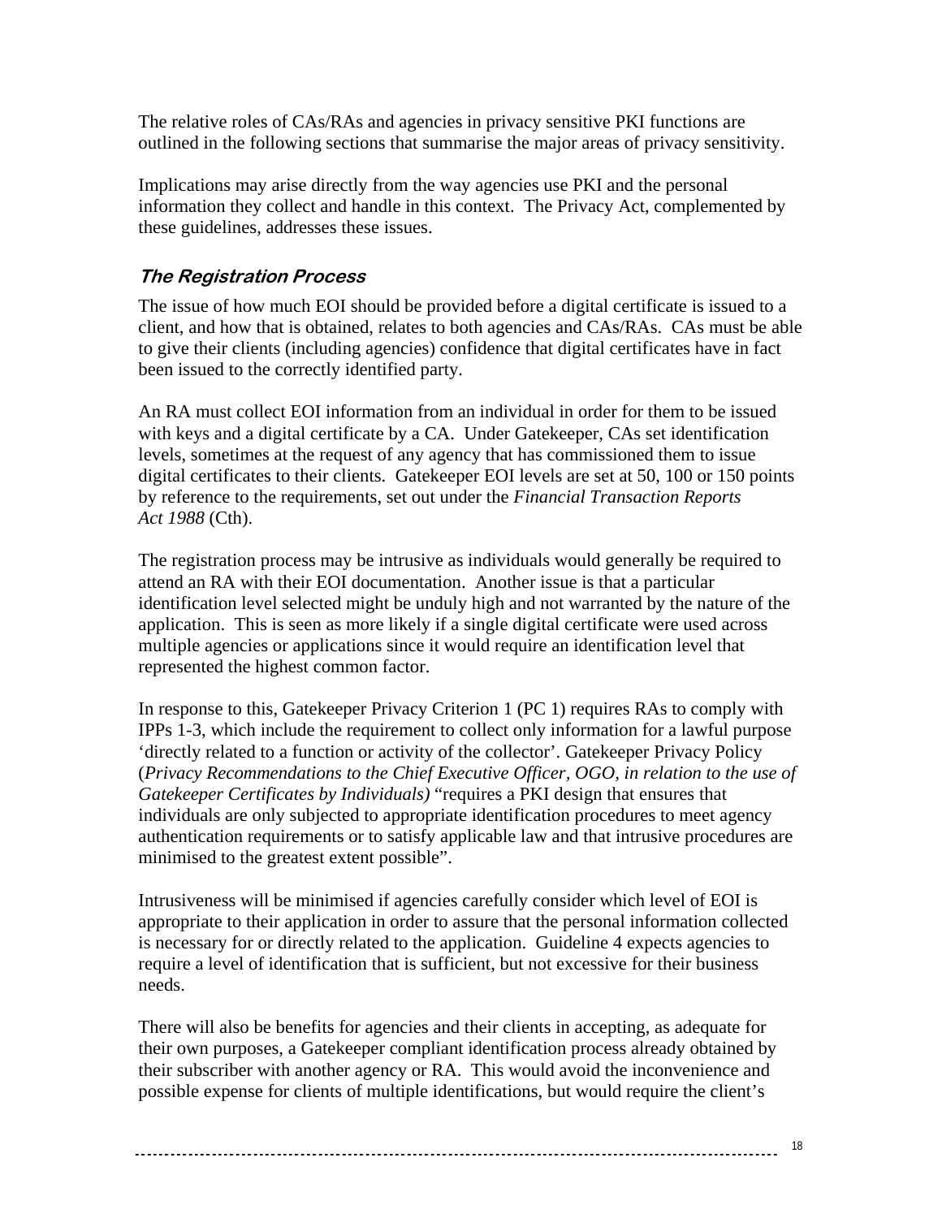The relative roles of CAs/RAs and agencies in privacy sensitive PKI functions are outlined in the following sections that summarise the major areas of privacy sensitivity.

Implications may arise directly from the way agencies use PKI and the personal information they collect and handle in this context. The Privacy Act, complemented by these guidelines, addresses these issues.

### *The Registration Process*

The issue of how much EOI should be provided before a digital certificate is issued to a client, and how that is obtained, relates to both agencies and CAs/RAs. CAs must be able to give their clients (including agencies) confidence that digital certificates have in fact been issued to the correctly identified party.

An RA must collect EOI information from an individual in order for them to be issued with keys and a digital certificate by a CA. Under Gatekeeper, CAs set identification levels, sometimes at the request of any agency that has commissioned them to issue digital certificates to their clients. Gatekeeper EOI levels are set at 50, 100 or 150 points by reference to the requirements, set out under the *Financial Transaction Reports Act 1988* (Cth).

The registration process may be intrusive as individuals would generally be required to attend an RA with their EOI documentation. Another issue is that a particular identification level selected might be unduly high and not warranted by the nature of the application. This is seen as more likely if a single digital certificate were used across multiple agencies or applications since it would require an identification level that represented the highest common factor.

In response to this, Gatekeeper Privacy Criterion 1 (PC 1) requires RAs to comply with IPPs 1-3, which include the requirement to collect only information for a lawful purpose 'directly related to a function or activity of the collector'. Gatekeeper Privacy Policy (*Privacy Recommendations to the Chief Executive Officer, OGO, in relation to the use of Gatekeeper Certificates by Individuals)* "requires a PKI design that ensures that individuals are only subjected to appropriate identification procedures to meet agency authentication requirements or to satisfy applicable law and that intrusive procedures are minimised to the greatest extent possible".

Intrusiveness will be minimised if agencies carefully consider which level of EOI is appropriate to their application in order to assure that the personal information collected is necessary for or directly related to the application. Guideline 4 expects agencies to require a level of identification that is sufficient, but not excessive for their business needs.

There will also be benefits for agencies and their clients in accepting, as adequate for their own purposes, a Gatekeeper compliant identification process already obtained by their subscriber with another agency or RA. This would avoid the inconvenience and possible expense for clients of multiple identifications, but would require the client's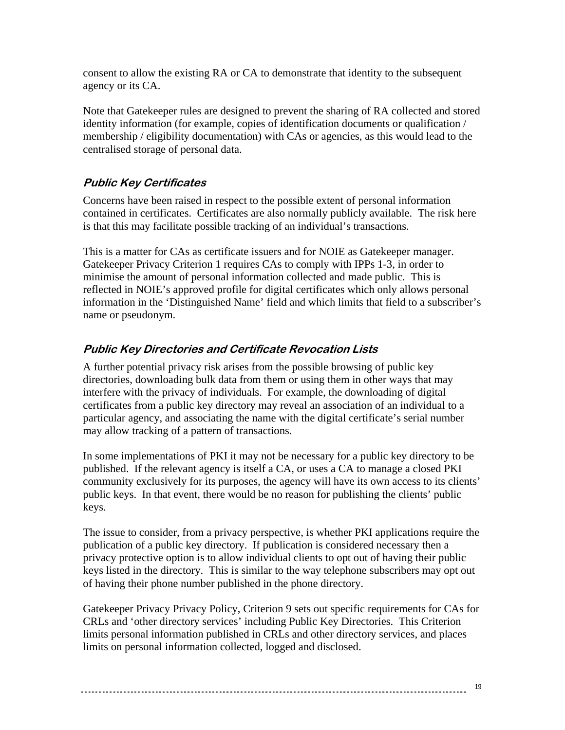consent to allow the existing RA or CA to demonstrate that identity to the subsequent agency or its CA.

Note that Gatekeeper rules are designed to prevent the sharing of RA collected and stored identity information (for example, copies of identification documents or qualification / membership / eligibility documentation) with CAs or agencies, as this would lead to the centralised storage of personal data.

### *Public Key Certificates*

Concerns have been raised in respect to the possible extent of personal information contained in certificates. Certificates are also normally publicly available. The risk here is that this may facilitate possible tracking of an individual's transactions.

This is a matter for CAs as certificate issuers and for NOIE as Gatekeeper manager. Gatekeeper Privacy Criterion 1 requires CAs to comply with IPPs 1-3, in order to minimise the amount of personal information collected and made public. This is reflected in NOIE's approved profile for digital certificates which only allows personal information in the 'Distinguished Name' field and which limits that field to a subscriber's name or pseudonym.

### *Public Key Directories and Certificate Revocation Lists*

A further potential privacy risk arises from the possible browsing of public key directories, downloading bulk data from them or using them in other ways that may interfere with the privacy of individuals. For example, the downloading of digital certificates from a public key directory may reveal an association of an individual to a particular agency, and associating the name with the digital certificate's serial number may allow tracking of a pattern of transactions.

In some implementations of PKI it may not be necessary for a public key directory to be published. If the relevant agency is itself a CA, or uses a CA to manage a closed PKI community exclusively for its purposes, the agency will have its own access to its clients' public keys. In that event, there would be no reason for publishing the clients' public keys.

The issue to consider, from a privacy perspective, is whether PKI applications require the publication of a public key directory. If publication is considered necessary then a privacy protective option is to allow individual clients to opt out of having their public keys listed in the directory. This is similar to the way telephone subscribers may opt out of having their phone number published in the phone directory.

Gatekeeper Privacy Privacy Policy, Criterion 9 sets out specific requirements for CAs for CRLs and 'other directory services' including Public Key Directories. This Criterion limits personal information published in CRLs and other directory services, and places limits on personal information collected, logged and disclosed.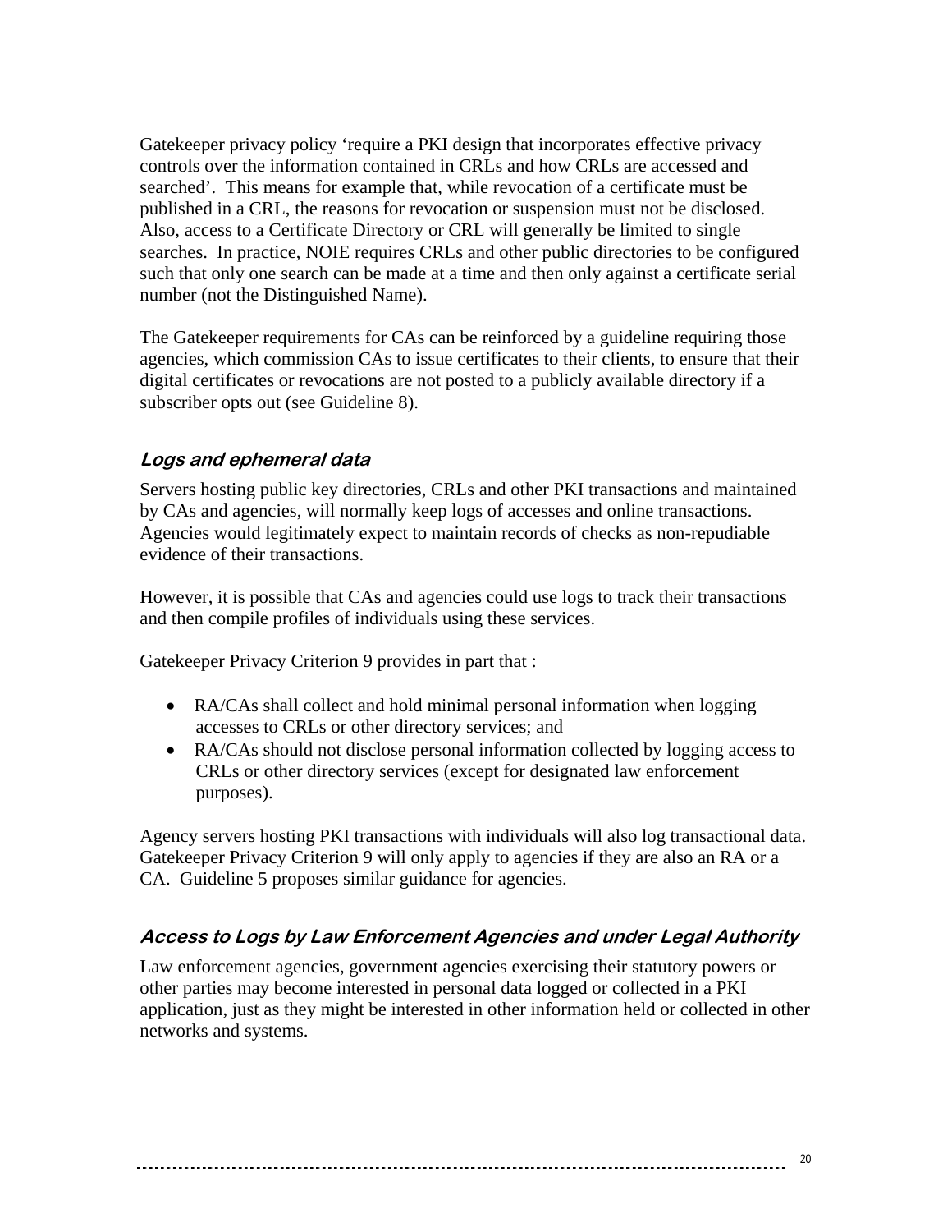Gatekeeper privacy policy 'require a PKI design that incorporates effective privacy controls over the information contained in CRLs and how CRLs are accessed and searched'. This means for example that, while revocation of a certificate must be published in a CRL, the reasons for revocation or suspension must not be disclosed. Also, access to a Certificate Directory or CRL will generally be limited to single searches. In practice, NOIE requires CRLs and other public directories to be configured such that only one search can be made at a time and then only against a certificate serial number (not the Distinguished Name).

The Gatekeeper requirements for CAs can be reinforced by a guideline requiring those agencies, which commission CAs to issue certificates to their clients, to ensure that their digital certificates or revocations are not posted to a publicly available directory if a subscriber opts out (see Guideline 8).

### *Logs and ephemeral data*

Servers hosting public key directories, CRLs and other PKI transactions and maintained by CAs and agencies, will normally keep logs of accesses and online transactions. Agencies would legitimately expect to maintain records of checks as non-repudiable evidence of their transactions.

However, it is possible that CAs and agencies could use logs to track their transactions and then compile profiles of individuals using these services.

Gatekeeper Privacy Criterion 9 provides in part that :

- RA/CAs shall collect and hold minimal personal information when logging accesses to CRLs or other directory services; and
- RA/CAs should not disclose personal information collected by logging access to CRLs or other directory services (except for designated law enforcement purposes).

Agency servers hosting PKI transactions with individuals will also log transactional data. Gatekeeper Privacy Criterion 9 will only apply to agencies if they are also an RA or a CA. Guideline 5 proposes similar guidance for agencies.

### *Access to Logs by Law Enforcement Agencies and under Legal Authority*

Law enforcement agencies, government agencies exercising their statutory powers or other parties may become interested in personal data logged or collected in a PKI application, just as they might be interested in other information held or collected in other networks and systems.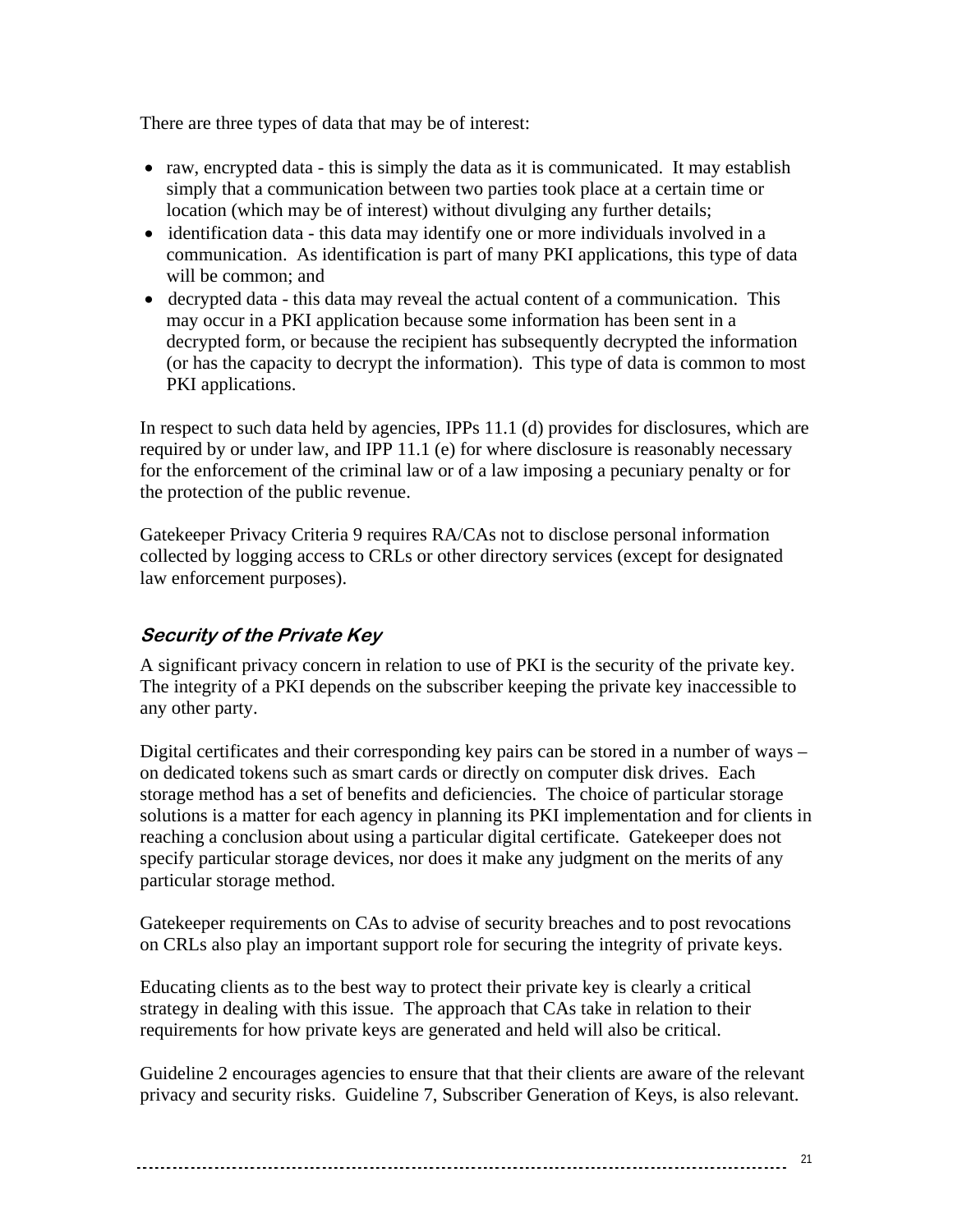There are three types of data that may be of interest:

- raw, encrypted data - this is simply the data as it is communicated. It may establish simply that a communication between two parties took place at a certain time or location (which may be of interest) without divulging any further details;
- identification data - this data may identify one or more individuals involved in a communication. As identification is part of many PKI applications, this type of data will be common; and
- decrypted data - this data may reveal the actual content of a communication. This may occur in a PKI application because some information has been sent in a decrypted form, or because the recipient has subsequently decrypted the information (or has the capacity to decrypt the information). This type of data is common to most PKI applications.

In respect to such data held by agencies, IPPs 11.1 (d) provides for disclosures, which are required by or under law, and IPP 11.1 (e) for where disclosure is reasonably necessary for the enforcement of the criminal law or of a law imposing a pecuniary penalty or for the protection of the public revenue.

Gatekeeper Privacy Criteria 9 requires RA/CAs not to disclose personal information collected by logging access to CRLs or other directory services (except for designated law enforcement purposes).

### *Security of the Private Key*

A significant privacy concern in relation to use of PKI is the security of the private key. The integrity of a PKI depends on the subscriber keeping the private key inaccessible to any other party.

Digital certificates and their corresponding key pairs can be stored in a number of ways – on dedicated tokens such as smart cards or directly on computer disk drives. Each storage method has a set of benefits and deficiencies. The choice of particular storage solutions is a matter for each agency in planning its PKI implementation and for clients in reaching a conclusion about using a particular digital certificate. Gatekeeper does not specify particular storage devices, nor does it make any judgment on the merits of any particular storage method.

Gatekeeper requirements on CAs to advise of security breaches and to post revocations on CRLs also play an important support role for securing the integrity of private keys.

Educating clients as to the best way to protect their private key is clearly a critical strategy in dealing with this issue. The approach that CAs take in relation to their requirements for how private keys are generated and held will also be critical.

Guideline 2 encourages agencies to ensure that that their clients are aware of the relevant privacy and security risks. Guideline 7, Subscriber Generation of Keys, is also relevant.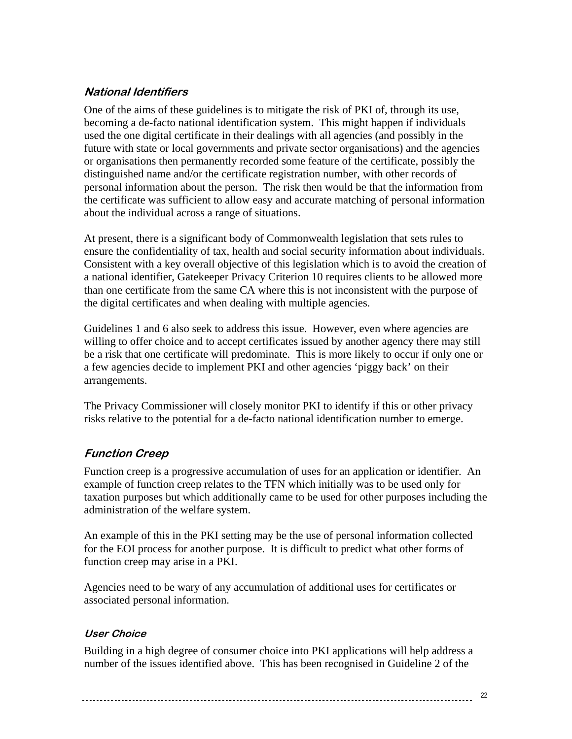### *National Identifiers*

One of the aims of these guidelines is to mitigate the risk of PKI of, through its use, becoming a de-facto national identification system. This might happen if individuals used the one digital certificate in their dealings with all agencies (and possibly in the future with state or local governments and private sector organisations) and the agencies or organisations then permanently recorded some feature of the certificate, possibly the distinguished name and/or the certificate registration number, with other records of personal information about the person. The risk then would be that the information from the certificate was sufficient to allow easy and accurate matching of personal information about the individual across a range of situations.

At present, there is a significant body of Commonwealth legislation that sets rules to ensure the confidentiality of tax, health and social security information about individuals. Consistent with a key overall objective of this legislation which is to avoid the creation of a national identifier, Gatekeeper Privacy Criterion 10 requires clients to be allowed more than one certificate from the same CA where this is not inconsistent with the purpose of the digital certificates and when dealing with multiple agencies.

Guidelines 1 and 6 also seek to address this issue. However, even where agencies are willing to offer choice and to accept certificates issued by another agency there may still be a risk that one certificate will predominate. This is more likely to occur if only one or a few agencies decide to implement PKI and other agencies 'piggy back' on their arrangements.

The Privacy Commissioner will closely monitor PKI to identify if this or other privacy risks relative to the potential for a de-facto national identification number to emerge.

### *Function Creep*

Function creep is a progressive accumulation of uses for an application or identifier. An example of function creep relates to the TFN which initially was to be used only for taxation purposes but which additionally came to be used for other purposes including the administration of the welfare system.

An example of this in the PKI setting may be the use of personal information collected for the EOI process for another purpose. It is difficult to predict what other forms of function creep may arise in a PKI.

Agencies need to be wary of any accumulation of additional uses for certificates or associated personal information.

#### *User Choice*

Building in a high degree of consumer choice into PKI applications will help address a number of the issues identified above. This has been recognised in Guideline 2 of the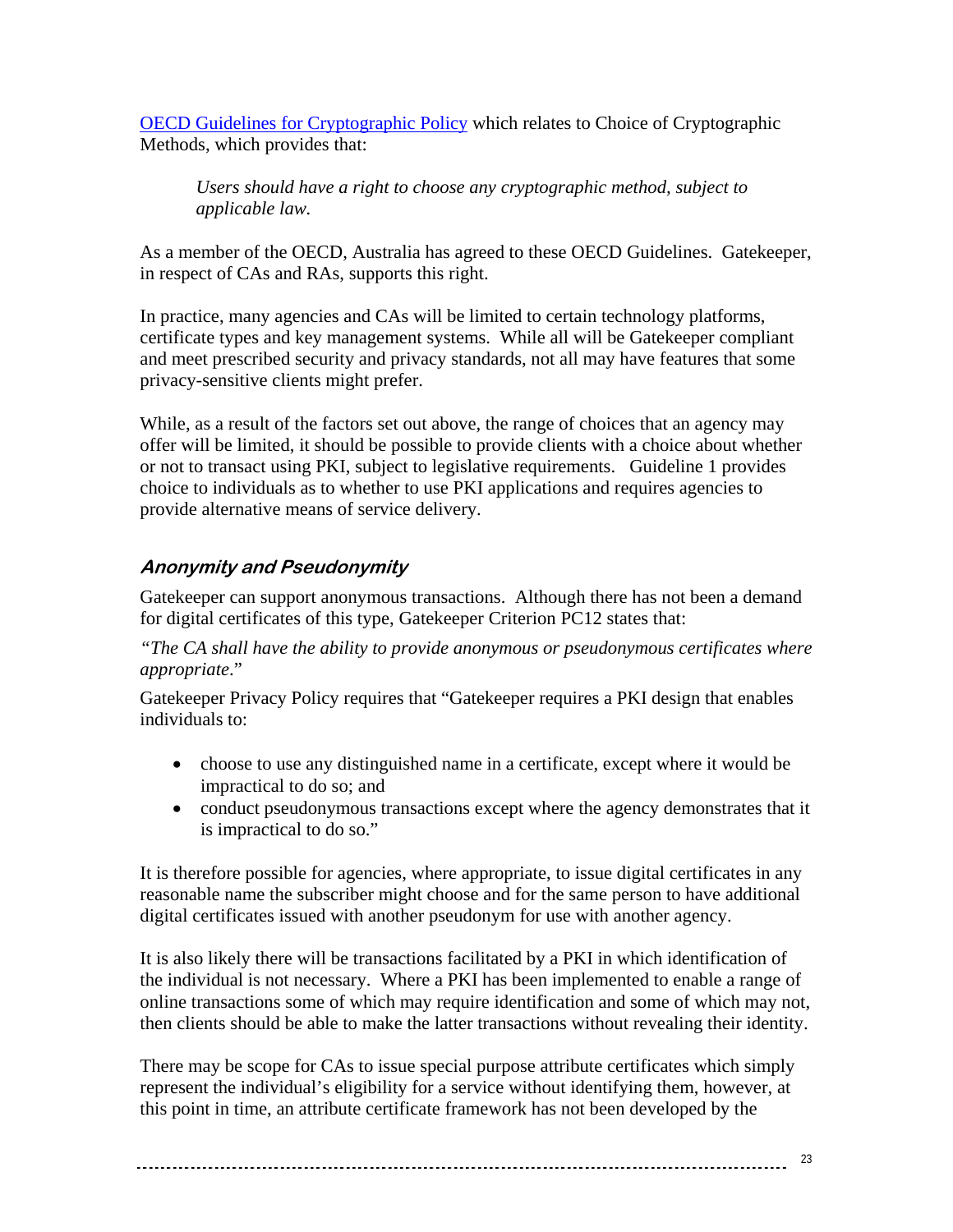[OECD Guidelines for Cryptographic Policy] which relates to Choice of Cryptographic Methods, which provides that:

> *Users should have a right to choose any cryptographic method, subject to applicable law.*

As a member of the OECD, Australia has agreed to these OECD Guidelines. Gatekeeper, in respect of CAs and RAs, supports this right.

In practice, many agencies and CAs will be limited to certain technology platforms, certificate types and key management systems. While all will be Gatekeeper compliant and meet prescribed security and privacy standards, not all may have features that some privacy-sensitive clients might prefer.

While, as a result of the factors set out above, the range of choices that an agency may offer will be limited, it should be possible to provide clients with a choice about whether or not to transact using PKI, subject to legislative requirements. Guideline 1 provides choice to individuals as to whether to use PKI applications and requires agencies to provide alternative means of service delivery.

### Anonymity and Pseudonymity

Gatekeeper can support anonymous transactions. Although there has not been a demand for digital certificates of this type, Gatekeeper Criterion PC12 states that:

*"The CA shall have the ability to provide anonymous or pseudonymous certificates where appropriate*."

Gatekeeper Privacy Policy requires that "Gatekeeper requires a PKI design that enables individuals to:

- choose to use any distinguished name in a certificate, except where it would be impractical to do so; and
- conduct pseudonymous transactions except where the agency demonstrates that it is impractical to do so."

It is therefore possible for agencies, where appropriate, to issue digital certificates in any reasonable name the subscriber might choose and for the same person to have additional digital certificates issued with another pseudonym for use with another agency.

It is also likely there will be transactions facilitated by a PKI in which identification of the individual is not necessary. Where a PKI has been implemented to enable a range of online transactions some of which may require identification and some of which may not, then clients should be able to make the latter transactions without revealing their identity.

There may be scope for CAs to issue special purpose attribute certificates which simply represent the individual's eligibility for a service without identifying them, however, at this point in time, an attribute certificate framework has not been developed by the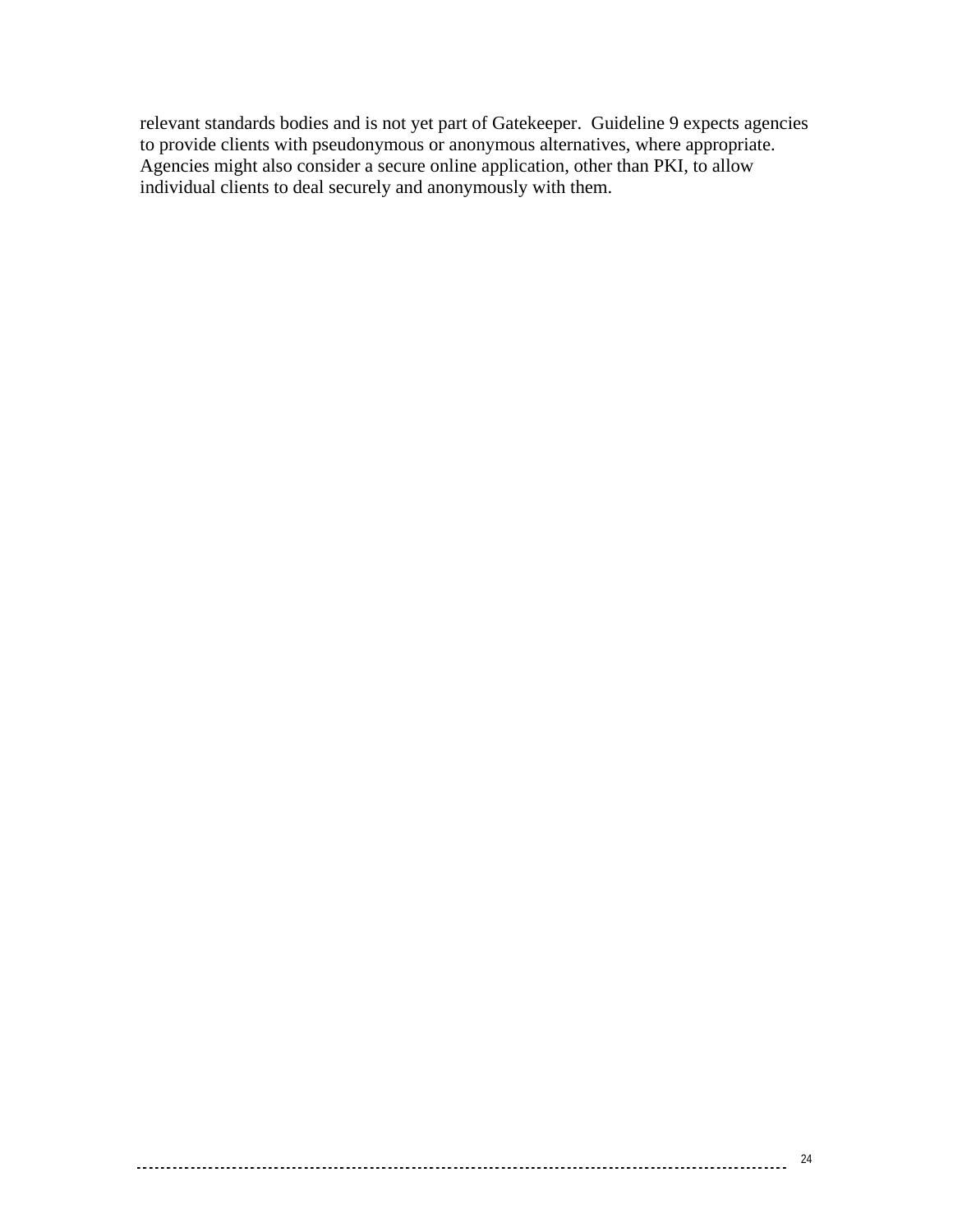relevant standards bodies and is not yet part of Gatekeeper.  Guideline 9 expects agencies to provide clients with pseudonymous or anonymous alternatives, where appropriate. Agencies might also consider a secure online application, other than PKI, to allow individual clients to deal securely and anonymously with them.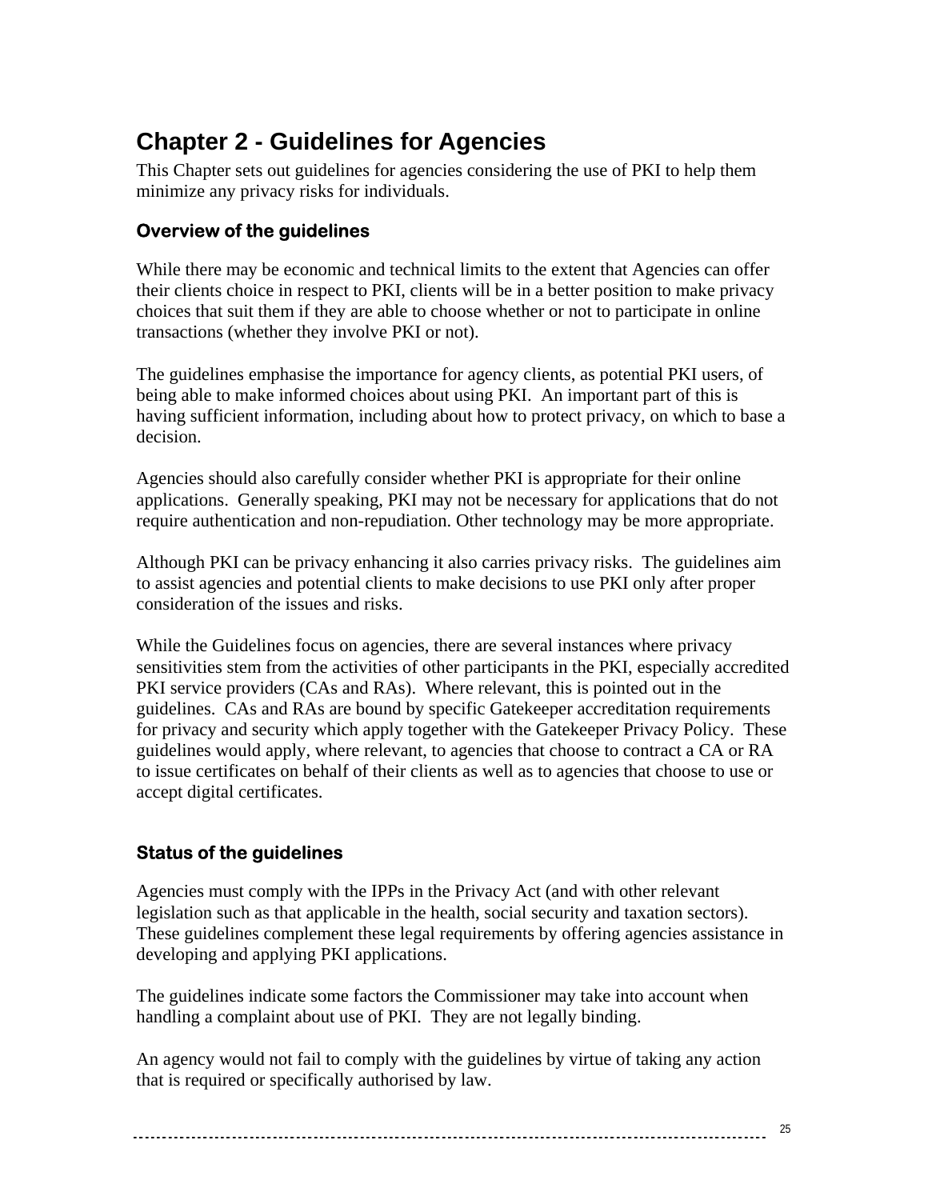# Chapter 2 - Guidelines for Agencies

This Chapter sets out guidelines for agencies considering the use of PKI to help them minimize any privacy risks for individuals.

### Overview of the guidelines

While there may be economic and technical limits to the extent that Agencies can offer their clients choice in respect to PKI, clients will be in a better position to make privacy choices that suit them if they are able to choose whether or not to participate in online transactions (whether they involve PKI or not).

The guidelines emphasise the importance for agency clients, as potential PKI users, of being able to make informed choices about using PKI. An important part of this is having sufficient information, including about how to protect privacy, on which to base a decision.

Agencies should also carefully consider whether PKI is appropriate for their online applications. Generally speaking, PKI may not be necessary for applications that do not require authentication and non-repudiation. Other technology may be more appropriate.

Although PKI can be privacy enhancing it also carries privacy risks. The guidelines aim to assist agencies and potential clients to make decisions to use PKI only after proper consideration of the issues and risks.

While the Guidelines focus on agencies, there are several instances where privacy sensitivities stem from the activities of other participants in the PKI, especially accredited PKI service providers (CAs and RAs). Where relevant, this is pointed out in the guidelines. CAs and RAs are bound by specific Gatekeeper accreditation requirements for privacy and security which apply together with the Gatekeeper Privacy Policy. These guidelines would apply, where relevant, to agencies that choose to contract a CA or RA to issue certificates on behalf of their clients as well as to agencies that choose to use or accept digital certificates.

### Status of the guidelines

Agencies must comply with the IPPs in the Privacy Act (and with other relevant legislation such as that applicable in the health, social security and taxation sectors). These guidelines complement these legal requirements by offering agencies assistance in developing and applying PKI applications.

The guidelines indicate some factors the Commissioner may take into account when handling a complaint about use of PKI. They are not legally binding.

An agency would not fail to comply with the guidelines by virtue of taking any action that is required or specifically authorised by law.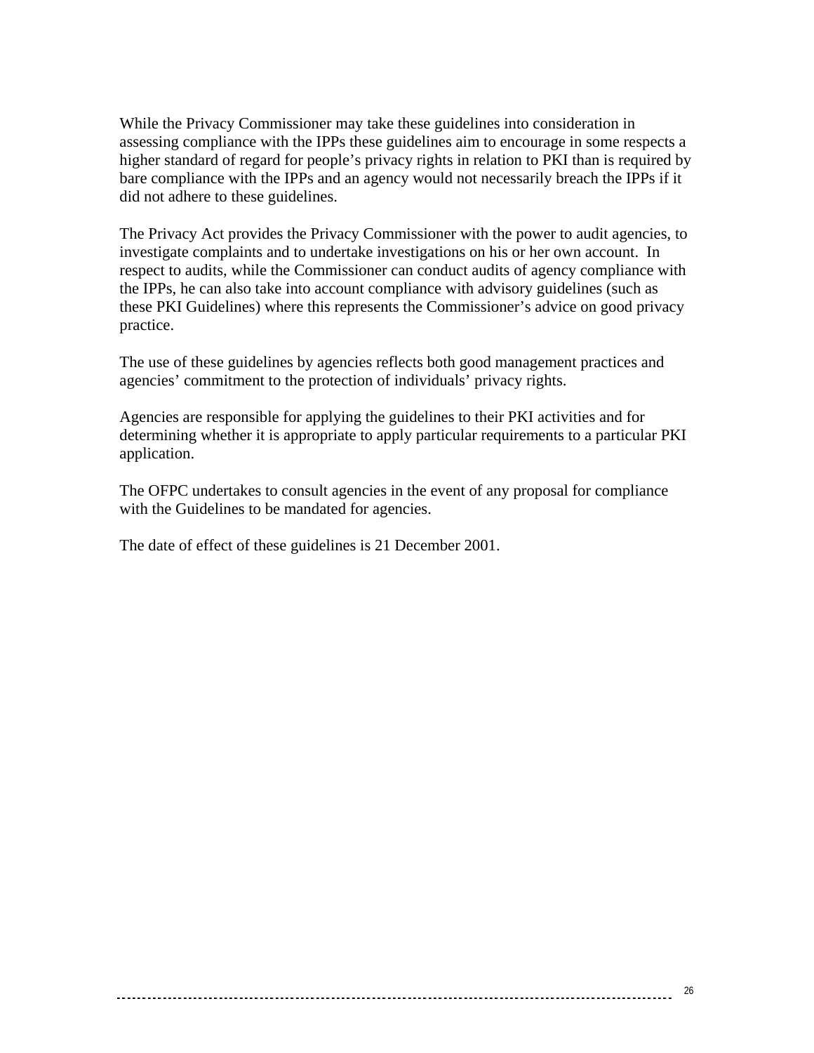While the Privacy Commissioner may take these guidelines into consideration in assessing compliance with the IPPs these guidelines aim to encourage in some respects a higher standard of regard for people's privacy rights in relation to PKI than is required by bare compliance with the IPPs and an agency would not necessarily breach the IPPs if it did not adhere to these guidelines.

The Privacy Act provides the Privacy Commissioner with the power to audit agencies, to investigate complaints and to undertake investigations on his or her own account. In respect to audits, while the Commissioner can conduct audits of agency compliance with the IPPs, he can also take into account compliance with advisory guidelines (such as these PKI Guidelines) where this represents the Commissioner's advice on good privacy practice.

The use of these guidelines by agencies reflects both good management practices and agencies' commitment to the protection of individuals' privacy rights.

Agencies are responsible for applying the guidelines to their PKI activities and for determining whether it is appropriate to apply particular requirements to a particular PKI application.

The OFPC undertakes to consult agencies in the event of any proposal for compliance with the Guidelines to be mandated for agencies.

The date of effect of these guidelines is 21 December 2001.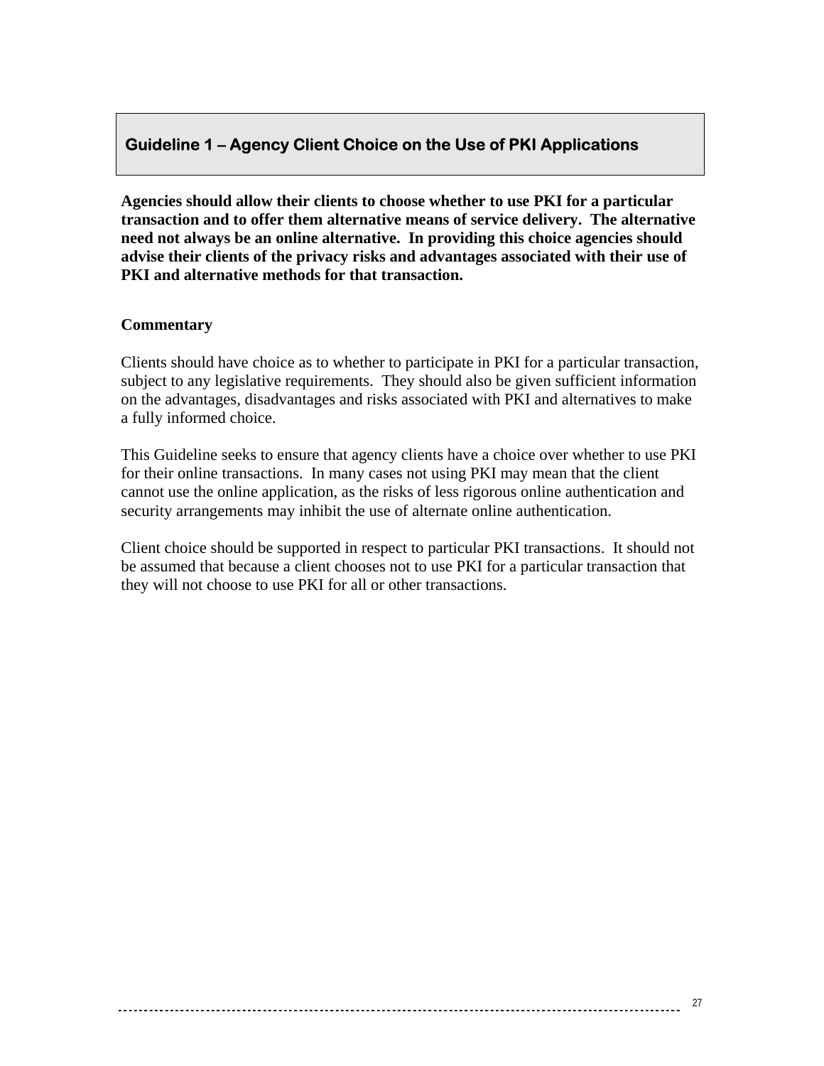## Guideline 1 – Agency Client Choice on the Use of PKI Applications

**Agencies should allow their clients to choose whether to use PKI for a particular transaction and to offer them alternative means of service delivery. The alternative need not always be an online alternative. In providing this choice agencies should advise their clients of the privacy risks and advantages associated with their use of PKI and alternative methods for that transaction.**

**Commentary**

Clients should have choice as to whether to participate in PKI for a particular transaction, subject to any legislative requirements. They should also be given sufficient information on the advantages, disadvantages and risks associated with PKI and alternatives to make a fully informed choice.

This Guideline seeks to ensure that agency clients have a choice over whether to use PKI for their online transactions. In many cases not using PKI may mean that the client cannot use the online application, as the risks of less rigorous online authentication and security arrangements may inhibit the use of alternate online authentication.

Client choice should be supported in respect to particular PKI transactions. It should not be assumed that because a client chooses not to use PKI for a particular transaction that they will not choose to use PKI for all or other transactions.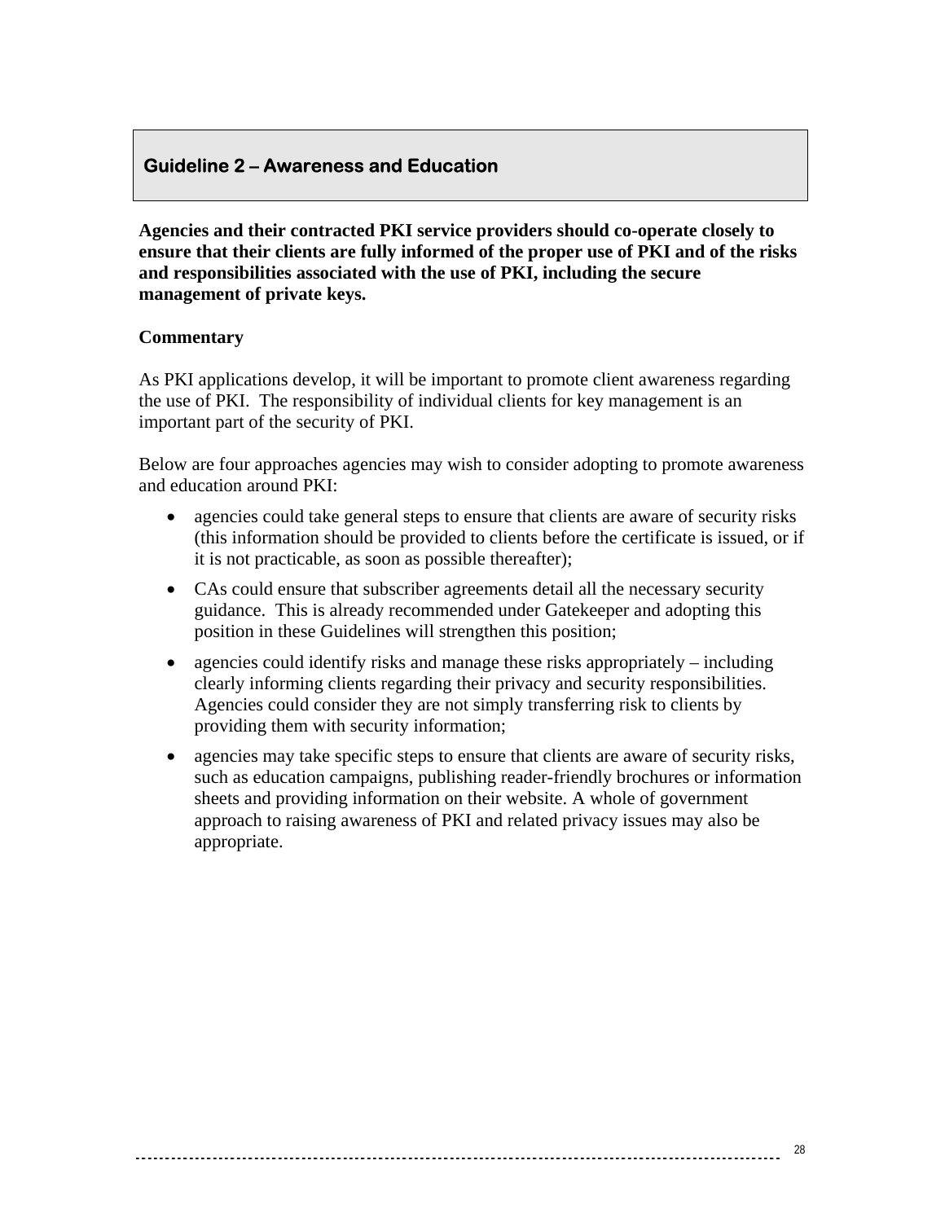## Guideline 2 – Awareness and Education

**Agencies and their contracted PKI service providers should co-operate closely to ensure that their clients are fully informed of the proper use of PKI and of the risks and responsibilities associated with the use of PKI, including the secure management of private keys.**

**Commentary**

As PKI applications develop, it will be important to promote client awareness regarding the use of PKI. The responsibility of individual clients for key management is an important part of the security of PKI.

Below are four approaches agencies may wish to consider adopting to promote awareness and education around PKI:

- agencies could take general steps to ensure that clients are aware of security risks (this information should be provided to clients before the certificate is issued, or if it is not practicable, as soon as possible thereafter);
- CAs could ensure that subscriber agreements detail all the necessary security guidance. This is already recommended under Gatekeeper and adopting this position in these Guidelines will strengthen this position;
- agencies could identify risks and manage these risks appropriately – including clearly informing clients regarding their privacy and security responsibilities. Agencies could consider they are not simply transferring risk to clients by providing them with security information;
- agencies may take specific steps to ensure that clients are aware of security risks, such as education campaigns, publishing reader-friendly brochures or information sheets and providing information on their website. A whole of government approach to raising awareness of PKI and related privacy issues may also be appropriate.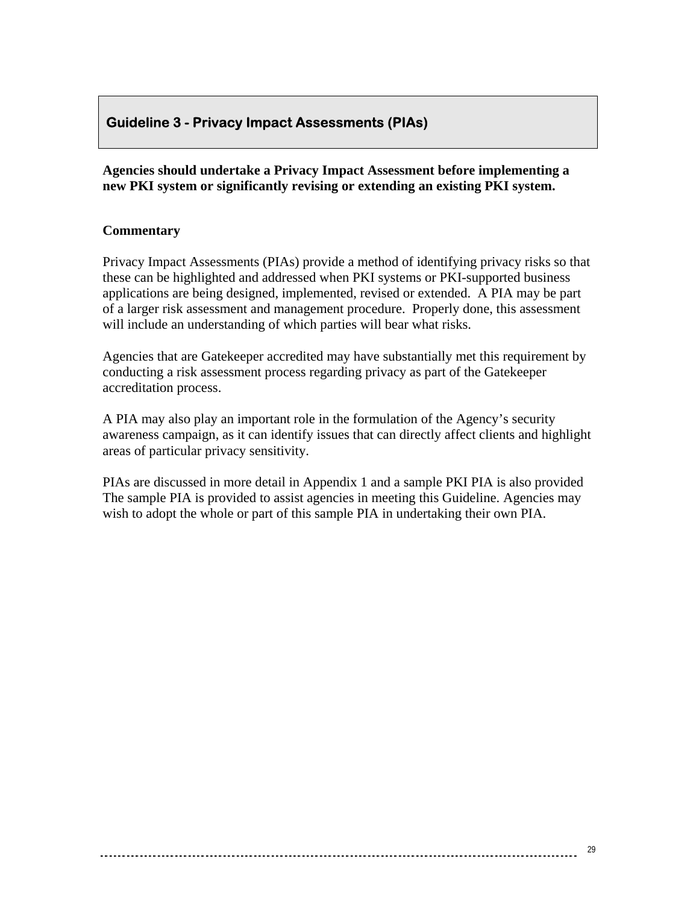## Guideline 3 - Privacy Impact Assessments (PIAs)

**Agencies should undertake a Privacy Impact Assessment before implementing a new PKI system or significantly revising or extending an existing PKI system.**

**Commentary**

Privacy Impact Assessments (PIAs) provide a method of identifying privacy risks so that these can be highlighted and addressed when PKI systems or PKI-supported business applications are being designed, implemented, revised or extended. A PIA may be part of a larger risk assessment and management procedure. Properly done, this assessment will include an understanding of which parties will bear what risks.

Agencies that are Gatekeeper accredited may have substantially met this requirement by conducting a risk assessment process regarding privacy as part of the Gatekeeper accreditation process.

A PIA may also play an important role in the formulation of the Agency's security awareness campaign, as it can identify issues that can directly affect clients and highlight areas of particular privacy sensitivity.

PIAs are discussed in more detail in Appendix 1 and a sample PKI PIA is also provided The sample PIA is provided to assist agencies in meeting this Guideline. Agencies may wish to adopt the whole or part of this sample PIA in undertaking their own PIA.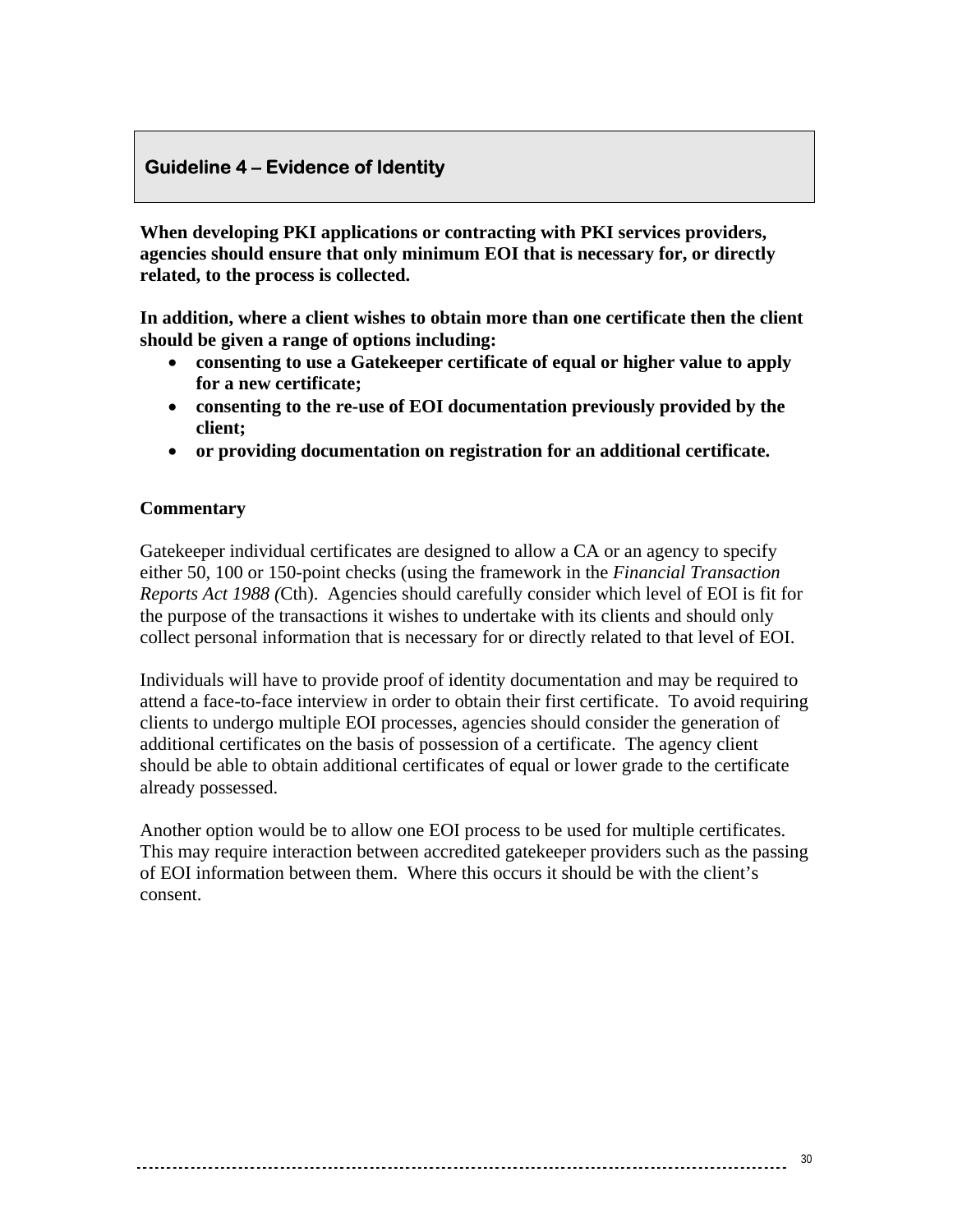## Guideline 4 – Evidence of Identity

**When developing PKI applications or contracting with PKI services providers, agencies should ensure that only minimum EOI that is necessary for, or directly related, to the process is collected.**

**In addition, where a client wishes to obtain more than one certificate then the client should be given a range of options including:**

- **consenting to use a Gatekeeper certificate of equal or higher value to apply for a new certificate;**
- **consenting to the re-use of EOI documentation previously provided by the client;**
- **or providing documentation on registration for an additional certificate.**

**Commentary**

Gatekeeper individual certificates are designed to allow a CA or an agency to specify either 50, 100 or 150-point checks (using the framework in the *Financial Transaction Reports Act 1988 (*Cth). Agencies should carefully consider which level of EOI is fit for the purpose of the transactions it wishes to undertake with its clients and should only collect personal information that is necessary for or directly related to that level of EOI.

Individuals will have to provide proof of identity documentation and may be required to attend a face-to-face interview in order to obtain their first certificate. To avoid requiring clients to undergo multiple EOI processes, agencies should consider the generation of additional certificates on the basis of possession of a certificate. The agency client should be able to obtain additional certificates of equal or lower grade to the certificate already possessed.

Another option would be to allow one EOI process to be used for multiple certificates. This may require interaction between accredited gatekeeper providers such as the passing of EOI information between them. Where this occurs it should be with the client's consent.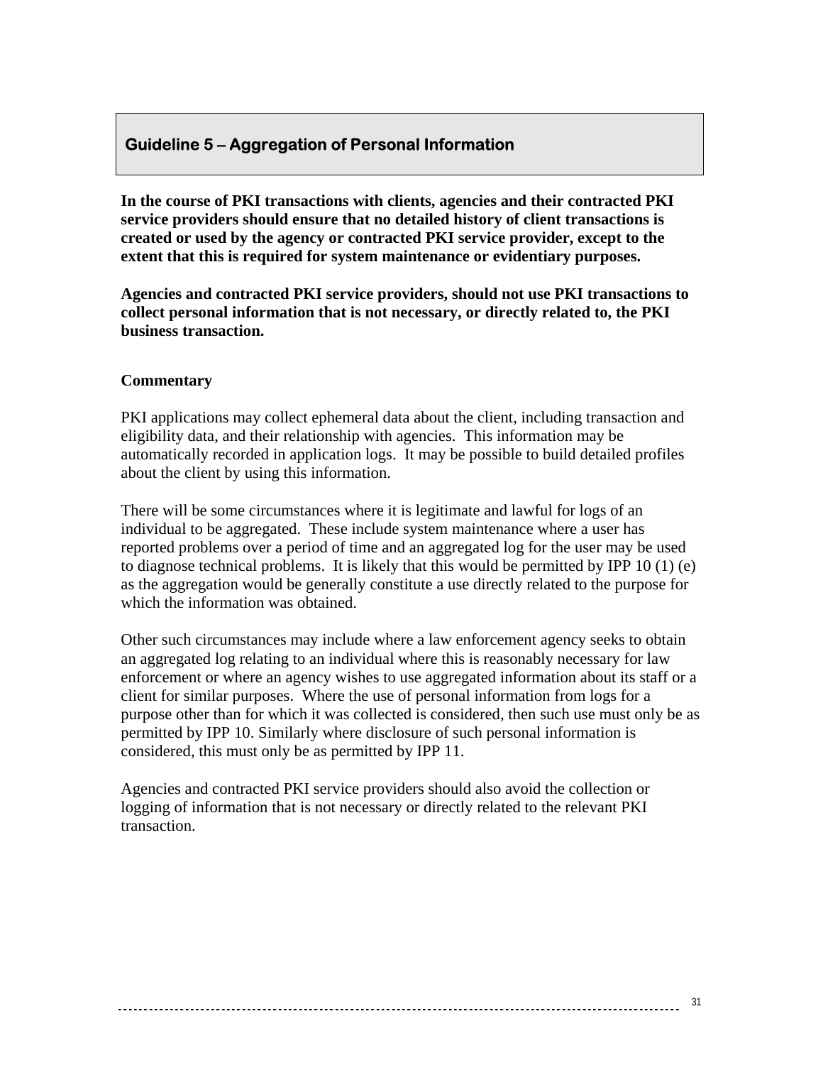## Guideline 5 – Aggregation of Personal Information

**In the course of PKI transactions with clients, agencies and their contracted PKI service providers should ensure that no detailed history of client transactions is created or used by the agency or contracted PKI service provider, except to the extent that this is required for system maintenance or evidentiary purposes.**

**Agencies and contracted PKI service providers, should not use PKI transactions to collect personal information that is not necessary, or directly related to, the PKI business transaction.**

**Commentary**

PKI applications may collect ephemeral data about the client, including transaction and eligibility data, and their relationship with agencies. This information may be automatically recorded in application logs. It may be possible to build detailed profiles about the client by using this information.

There will be some circumstances where it is legitimate and lawful for logs of an individual to be aggregated. These include system maintenance where a user has reported problems over a period of time and an aggregated log for the user may be used to diagnose technical problems. It is likely that this would be permitted by IPP 10 (1) (e) as the aggregation would be generally constitute a use directly related to the purpose for which the information was obtained.

Other such circumstances may include where a law enforcement agency seeks to obtain an aggregated log relating to an individual where this is reasonably necessary for law enforcement or where an agency wishes to use aggregated information about its staff or a client for similar purposes. Where the use of personal information from logs for a purpose other than for which it was collected is considered, then such use must only be as permitted by IPP 10. Similarly where disclosure of such personal information is considered, this must only be as permitted by IPP 11.

Agencies and contracted PKI service providers should also avoid the collection or logging of information that is not necessary or directly related to the relevant PKI transaction.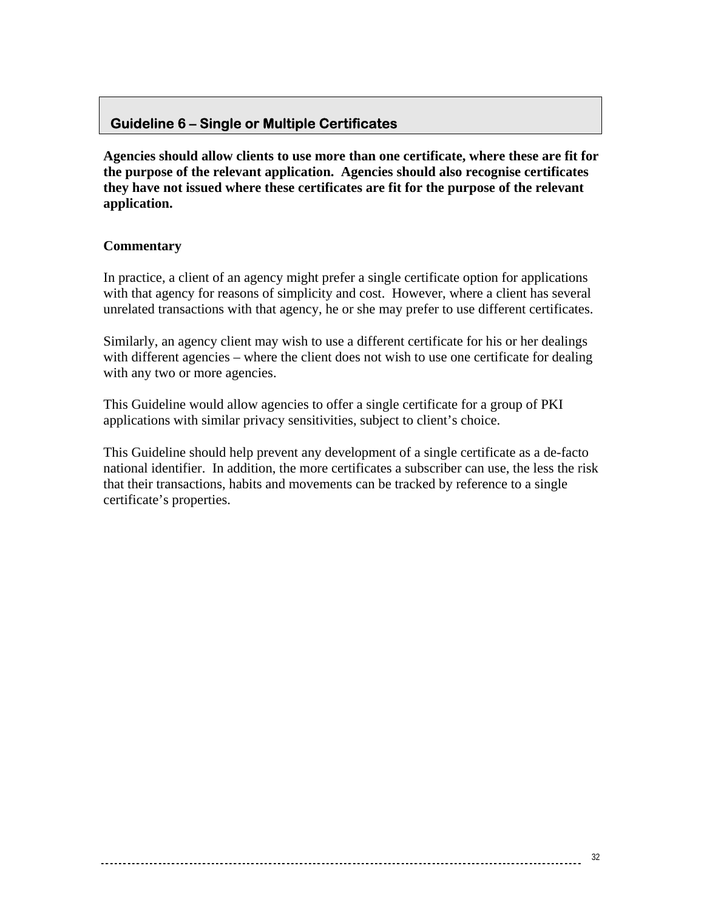## Guideline 6 – Single or Multiple Certificates

**Agencies should allow clients to use more than one certificate, where these are fit for the purpose of the relevant application. Agencies should also recognise certificates they have not issued where these certificates are fit for the purpose of the relevant application.**

**Commentary**

In practice, a client of an agency might prefer a single certificate option for applications with that agency for reasons of simplicity and cost. However, where a client has several unrelated transactions with that agency, he or she may prefer to use different certificates.

Similarly, an agency client may wish to use a different certificate for his or her dealings with different agencies – where the client does not wish to use one certificate for dealing with any two or more agencies.

This Guideline would allow agencies to offer a single certificate for a group of PKI applications with similar privacy sensitivities, subject to client's choice.

This Guideline should help prevent any development of a single certificate as a de-facto national identifier. In addition, the more certificates a subscriber can use, the less the risk that their transactions, habits and movements can be tracked by reference to a single certificate's properties.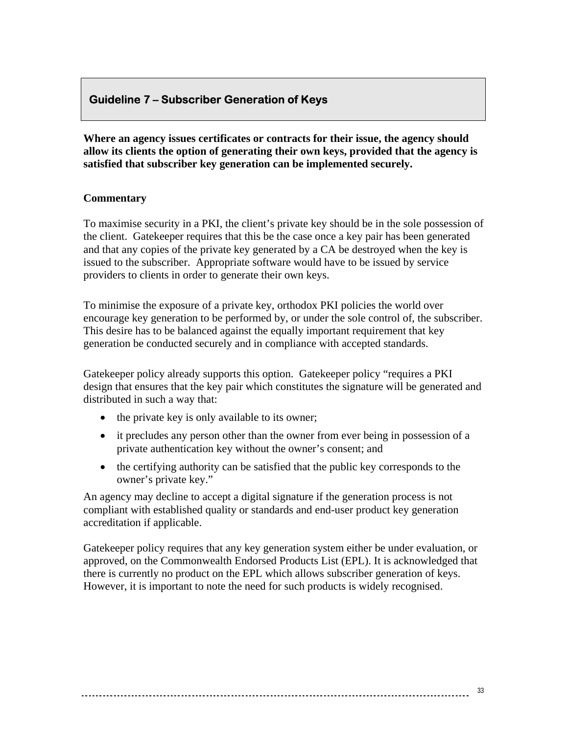## Guideline 7 – Subscriber Generation of Keys

**Where an agency issues certificates or contracts for their issue, the agency should allow its clients the option of generating their own keys, provided that the agency is satisfied that subscriber key generation can be implemented securely.**

**Commentary**

To maximise security in a PKI, the client's private key should be in the sole possession of the client. Gatekeeper requires that this be the case once a key pair has been generated and that any copies of the private key generated by a CA be destroyed when the key is issued to the subscriber. Appropriate software would have to be issued by service providers to clients in order to generate their own keys.

To minimise the exposure of a private key, orthodox PKI policies the world over encourage key generation to be performed by, or under the sole control of, the subscriber. This desire has to be balanced against the equally important requirement that key generation be conducted securely and in compliance with accepted standards.

Gatekeeper policy already supports this option. Gatekeeper policy "requires a PKI design that ensures that the key pair which constitutes the signature will be generated and distributed in such a way that:

- the private key is only available to its owner;
- it precludes any person other than the owner from ever being in possession of a private authentication key without the owner's consent; and
- the certifying authority can be satisfied that the public key corresponds to the owner's private key."

An agency may decline to accept a digital signature if the generation process is not compliant with established quality or standards and end-user product key generation accreditation if applicable.

Gatekeeper policy requires that any key generation system either be under evaluation, or approved, on the Commonwealth Endorsed Products List (EPL). It is acknowledged that there is currently no product on the EPL which allows subscriber generation of keys. However, it is important to note the need for such products is widely recognised.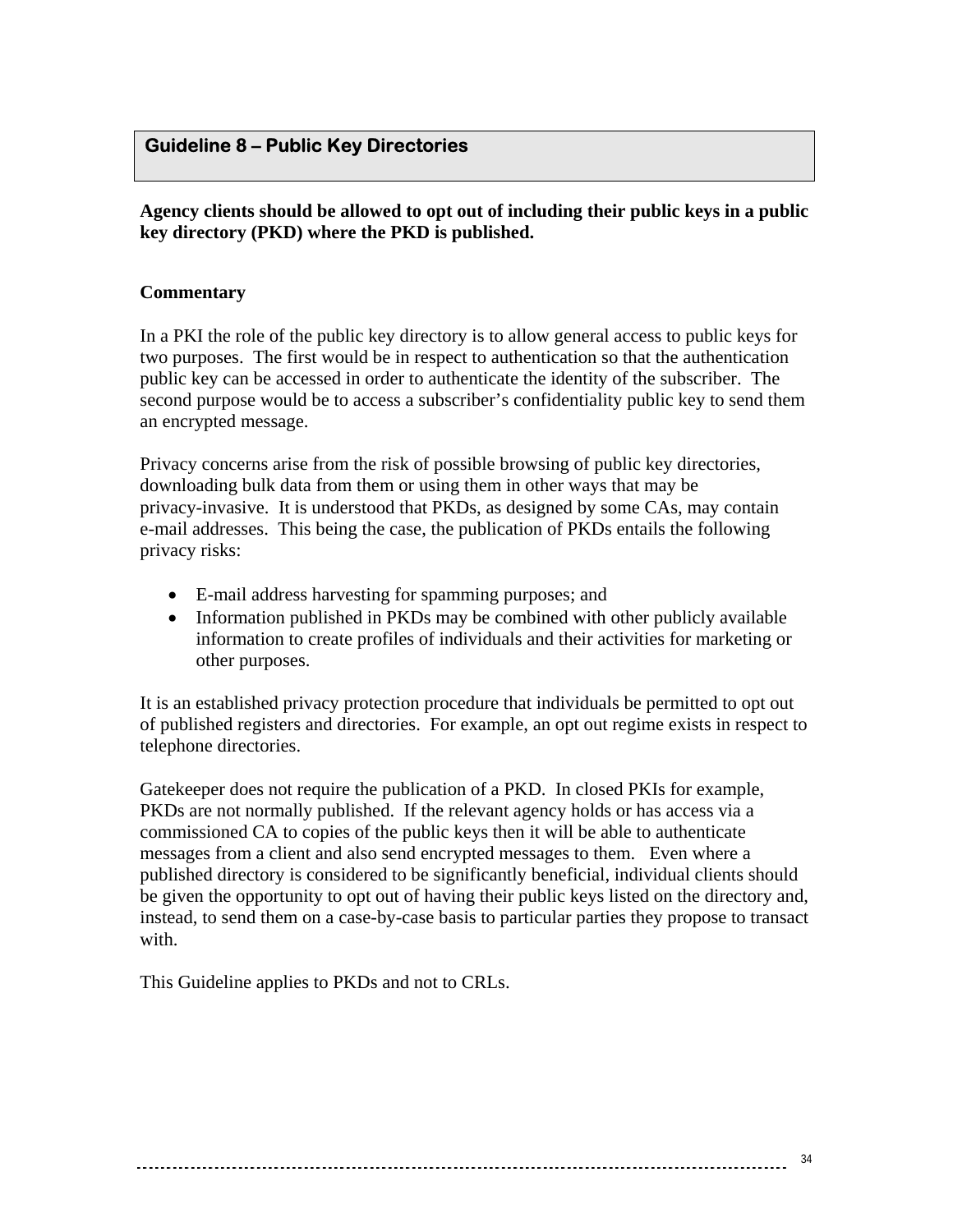## Guideline 8 – Public Key Directories

**Agency clients should be allowed to opt out of including their public keys in a public key directory (PKD) where the PKD is published.**

**Commentary**

In a PKI the role of the public key directory is to allow general access to public keys for two purposes. The first would be in respect to authentication so that the authentication public key can be accessed in order to authenticate the identity of the subscriber. The second purpose would be to access a subscriber's confidentiality public key to send them an encrypted message.

Privacy concerns arise from the risk of possible browsing of public key directories, downloading bulk data from them or using them in other ways that may be privacy-invasive. It is understood that PKDs, as designed by some CAs, may contain e-mail addresses. This being the case, the publication of PKDs entails the following privacy risks:

- E-mail address harvesting for spamming purposes; and
- Information published in PKDs may be combined with other publicly available information to create profiles of individuals and their activities for marketing or other purposes.

It is an established privacy protection procedure that individuals be permitted to opt out of published registers and directories. For example, an opt out regime exists in respect to telephone directories.

Gatekeeper does not require the publication of a PKD. In closed PKIs for example, PKDs are not normally published. If the relevant agency holds or has access via a commissioned CA to copies of the public keys then it will be able to authenticate messages from a client and also send encrypted messages to them. Even where a published directory is considered to be significantly beneficial, individual clients should be given the opportunity to opt out of having their public keys listed on the directory and, instead, to send them on a case-by-case basis to particular parties they propose to transact with.

This Guideline applies to PKDs and not to CRLs.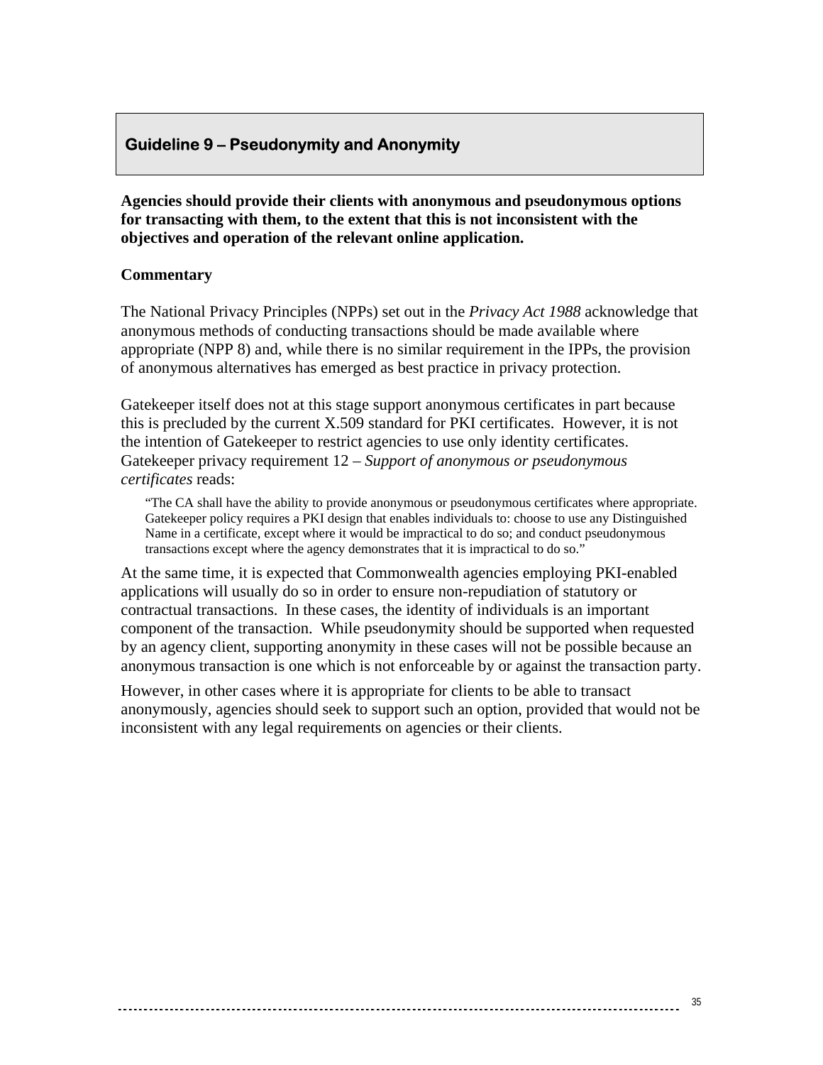## Guideline 9 – Pseudonymity and Anonymity

**Agencies should provide their clients with anonymous and pseudonymous options for transacting with them, to the extent that this is not inconsistent with the objectives and operation of the relevant online application.**

**Commentary**

The National Privacy Principles (NPPs) set out in the *Privacy Act 1988* acknowledge that anonymous methods of conducting transactions should be made available where appropriate (NPP 8) and, while there is no similar requirement in the IPPs, the provision of anonymous alternatives has emerged as best practice in privacy protection.

Gatekeeper itself does not at this stage support anonymous certificates in part because this is precluded by the current X.509 standard for PKI certificates. However, it is not the intention of Gatekeeper to restrict agencies to use only identity certificates. Gatekeeper privacy requirement 12 – *Support of anonymous or pseudonymous certificates* reads:

> "The CA shall have the ability to provide anonymous or pseudonymous certificates where appropriate. Gatekeeper policy requires a PKI design that enables individuals to: choose to use any Distinguished Name in a certificate, except where it would be impractical to do so; and conduct pseudonymous transactions except where the agency demonstrates that it is impractical to do so."

At the same time, it is expected that Commonwealth agencies employing PKI-enabled applications will usually do so in order to ensure non-repudiation of statutory or contractual transactions. In these cases, the identity of individuals is an important component of the transaction. While pseudonymity should be supported when requested by an agency client, supporting anonymity in these cases will not be possible because an anonymous transaction is one which is not enforceable by or against the transaction party.

However, in other cases where it is appropriate for clients to be able to transact anonymously, agencies should seek to support such an option, provided that would not be inconsistent with any legal requirements on agencies or their clients.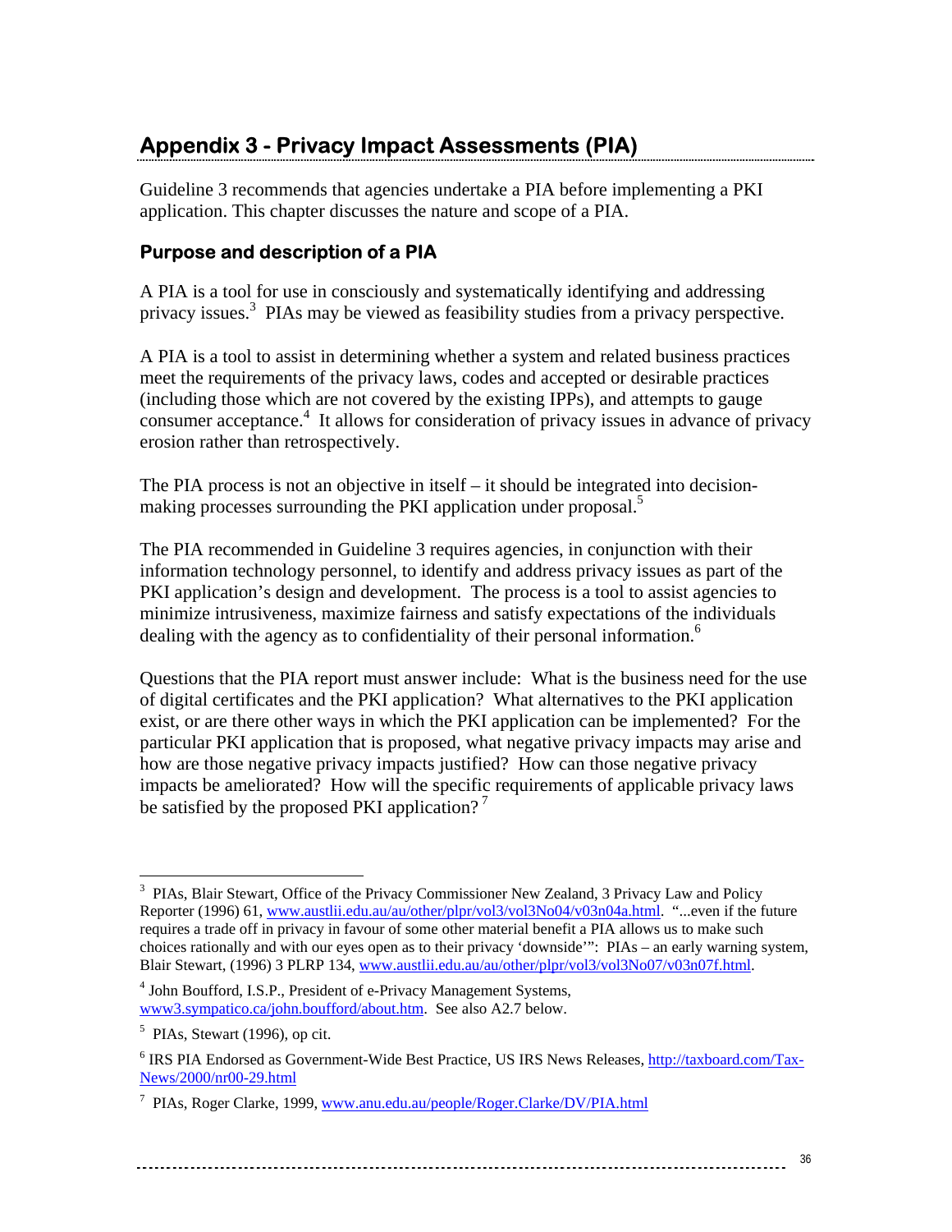# Appendix 3 - Privacy Impact Assessments (PIA)

Guideline 3 recommends that agencies undertake a PIA before implementing a PKI application. This chapter discusses the nature and scope of a PIA.

## Purpose and description of a PIA

A PIA is a tool for use in consciously and systematically identifying and addressing privacy issues.[3] PIAs may be viewed as feasibility studies from a privacy perspective.

A PIA is a tool to assist in determining whether a system and related business practices meet the requirements of the privacy laws, codes and accepted or desirable practices (including those which are not covered by the existing IPPs), and attempts to gauge consumer acceptance.[4] It allows for consideration of privacy issues in advance of privacy erosion rather than retrospectively.

The PIA process is not an objective in itself – it should be integrated into decision-making processes surrounding the PKI application under proposal.[5]

The PIA recommended in Guideline 3 requires agencies, in conjunction with their information technology personnel, to identify and address privacy issues as part of the PKI application's design and development. The process is a tool to assist agencies to minimize intrusiveness, maximize fairness and satisfy expectations of the individuals dealing with the agency as to confidentiality of their personal information.[6]

Questions that the PIA report must answer include: What is the business need for the use of digital certificates and the PKI application? What alternatives to the PKI application exist, or are there other ways in which the PKI application can be implemented? For the particular PKI application that is proposed, what negative privacy impacts may arise and how are those negative privacy impacts justified? How can those negative privacy impacts be ameliorated? How will the specific requirements of applicable privacy laws be satisfied by the proposed PKI application?[7]

---

[3] PIAs, Blair Stewart, Office of the Privacy Commissioner New Zealand, 3 Privacy Law and Policy Reporter (1996) 61, www.austlii.edu.au/au/other/plpr/vol3/vol3No04/v03n04a.html. "...even if the future requires a trade off in privacy in favour of some other material benefit a PIA allows us to make such choices rationally and with our eyes open as to their privacy 'downside'": PIAs – an early warning system, Blair Stewart, (1996) 3 PLRP 134, www.austlii.edu.au/au/other/plpr/vol3/vol3No07/v03n07f.html.

[4] John Boufford, I.S.P., President of e-Privacy Management Systems, www3.sympatico.ca/john.boufford/about.htm. See also A2.7 below.

[5] PIAs, Stewart (1996), op cit.

[6] IRS PIA Endorsed as Government-Wide Best Practice, US IRS News Releases, http://taxboard.com/Tax-News/2000/nr00-29.html

[7] PIAs, Roger Clarke, 1999, www.anu.edu.au/people/Roger.Clarke/DV/PIA.html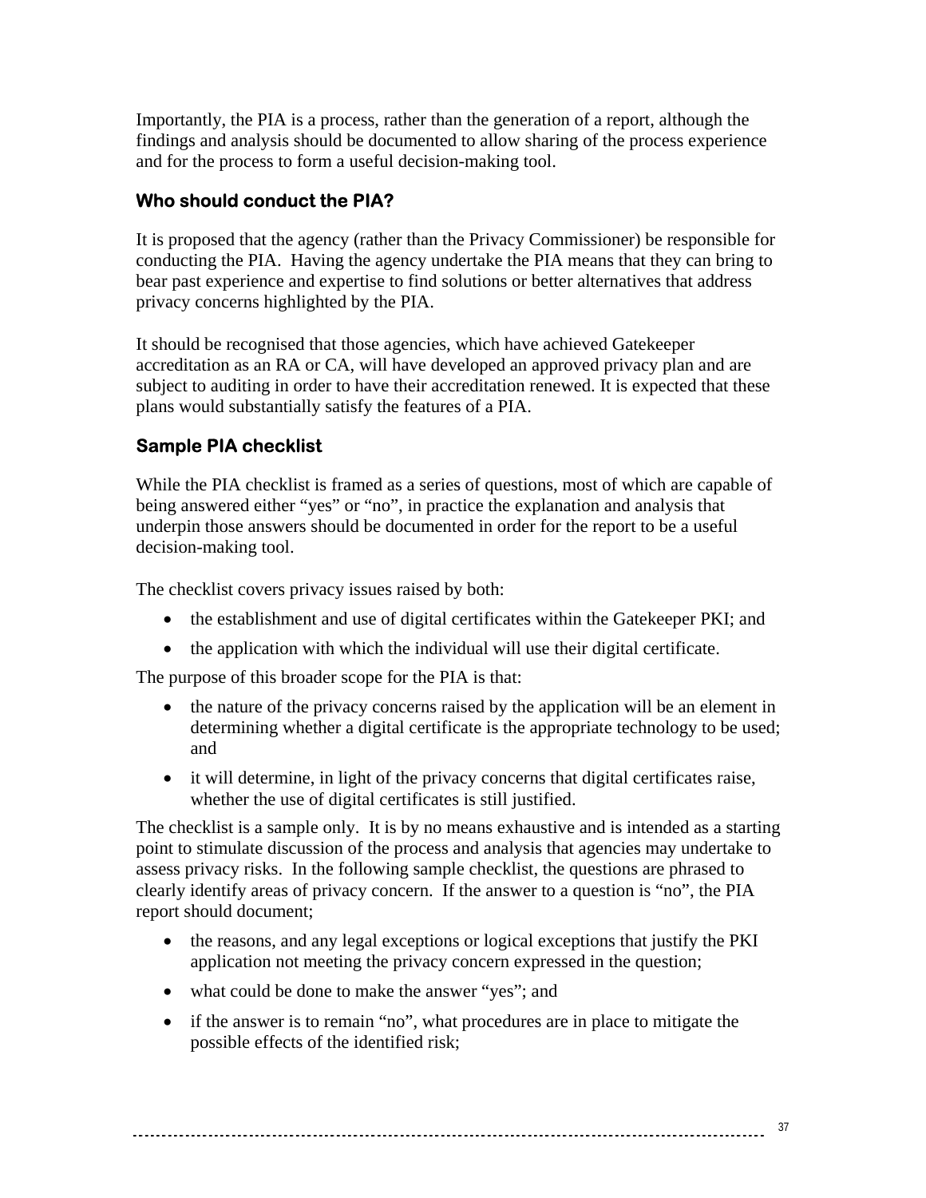Importantly, the PIA is a process, rather than the generation of a report, although the findings and analysis should be documented to allow sharing of the process experience and for the process to form a useful decision-making tool.

### Who should conduct the PIA?

It is proposed that the agency (rather than the Privacy Commissioner) be responsible for conducting the PIA. Having the agency undertake the PIA means that they can bring to bear past experience and expertise to find solutions or better alternatives that address privacy concerns highlighted by the PIA.

It should be recognised that those agencies, which have achieved Gatekeeper accreditation as an RA or CA, will have developed an approved privacy plan and are subject to auditing in order to have their accreditation renewed. It is expected that these plans would substantially satisfy the features of a PIA.

### Sample PIA checklist

While the PIA checklist is framed as a series of questions, most of which are capable of being answered either "yes" or "no", in practice the explanation and analysis that underpin those answers should be documented in order for the report to be a useful decision-making tool.

The checklist covers privacy issues raised by both:

- the establishment and use of digital certificates within the Gatekeeper PKI; and
- the application with which the individual will use their digital certificate.

The purpose of this broader scope for the PIA is that:

- the nature of the privacy concerns raised by the application will be an element in determining whether a digital certificate is the appropriate technology to be used; and
- it will determine, in light of the privacy concerns that digital certificates raise, whether the use of digital certificates is still justified.

The checklist is a sample only. It is by no means exhaustive and is intended as a starting point to stimulate discussion of the process and analysis that agencies may undertake to assess privacy risks. In the following sample checklist, the questions are phrased to clearly identify areas of privacy concern. If the answer to a question is "no", the PIA report should document;

- the reasons, and any legal exceptions or logical exceptions that justify the PKI application not meeting the privacy concern expressed in the question;
- what could be done to make the answer "yes"; and
- if the answer is to remain "no", what procedures are in place to mitigate the possible effects of the identified risk;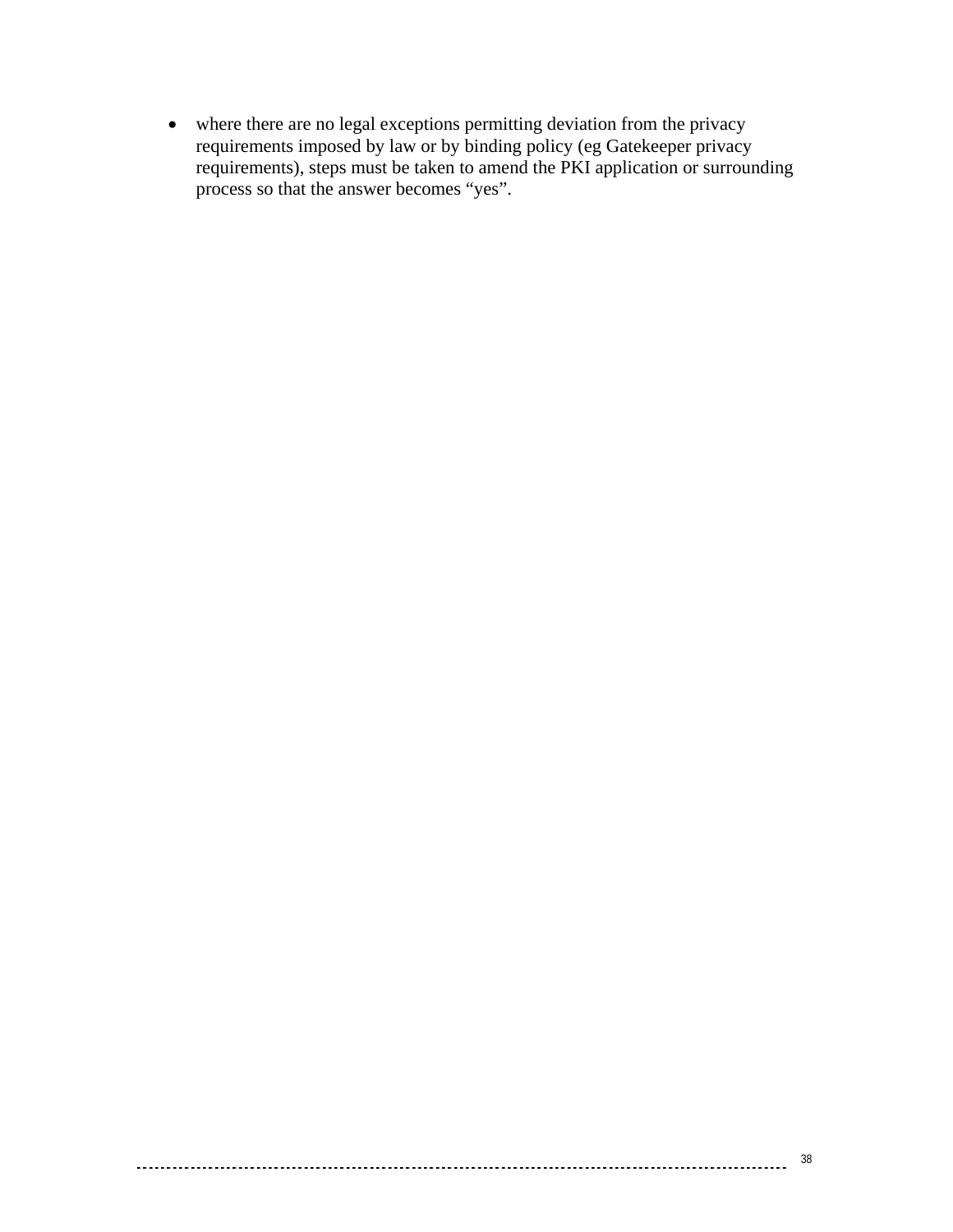- where there are no legal exceptions permitting deviation from the privacy requirements imposed by law or by binding policy (eg Gatekeeper privacy requirements), steps must be taken to amend the PKI application or surrounding process so that the answer becomes “yes”.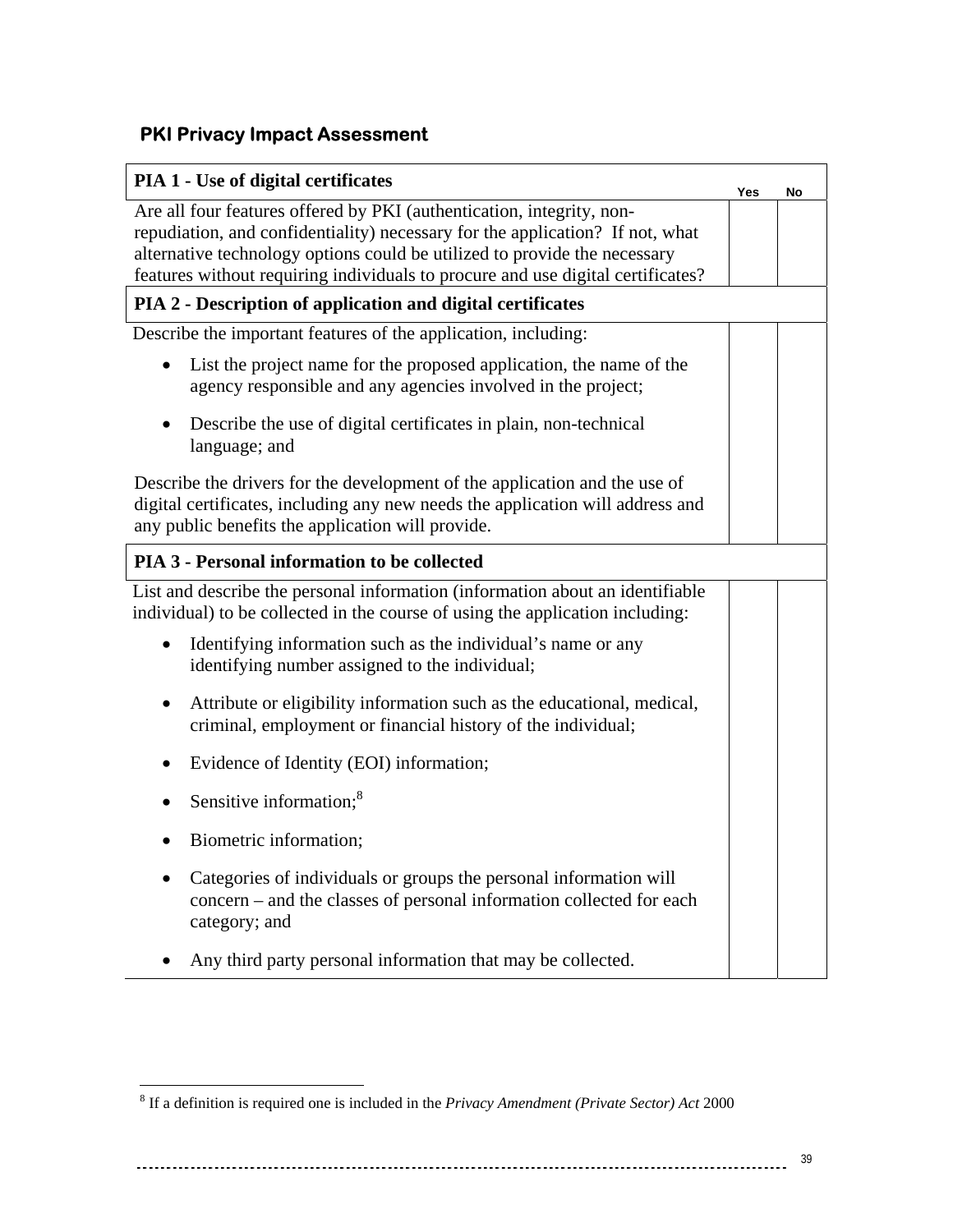## PKI Privacy Impact Assessment

| PIA 1 - Use of digital certificates | Yes | No |
|---|---|---|
| Are all four features offered by PKI (authentication, integrity, non-repudiation, and confidentiality) necessary for the application? If not, what alternative technology options could be utilized to provide the necessary features without requiring individuals to procure and use digital certificates? | | |
| **PIA 2 - Description of application and digital certificates** | | |
| Describe the important features of the application, including:<br>• List the project name for the proposed application, the name of the agency responsible and any agencies involved in the project;<br>• Describe the use of digital certificates in plain, non-technical language; and<br>Describe the drivers for the development of the application and the use of digital certificates, including any new needs the application will address and any public benefits the application will provide. | | |
| **PIA 3 - Personal information to be collected** | | |
| List and describe the personal information (information about an identifiable individual) to be collected in the course of using the application including:<br>• Identifying information such as the individual's name or any identifying number assigned to the individual;<br>• Attribute or eligibility information such as the educational, medical, criminal, employment or financial history of the individual;<br>• Evidence of Identity (EOI) information;<br>• Sensitive information;[8]<br>• Biometric information;<br>• Categories of individuals or groups the personal information will concern – and the classes of personal information collected for each category; and<br>• Any third party personal information that may be collected. | | |

[8] If a definition is required one is included in the *Privacy Amendment (Private Sector) Act* 2000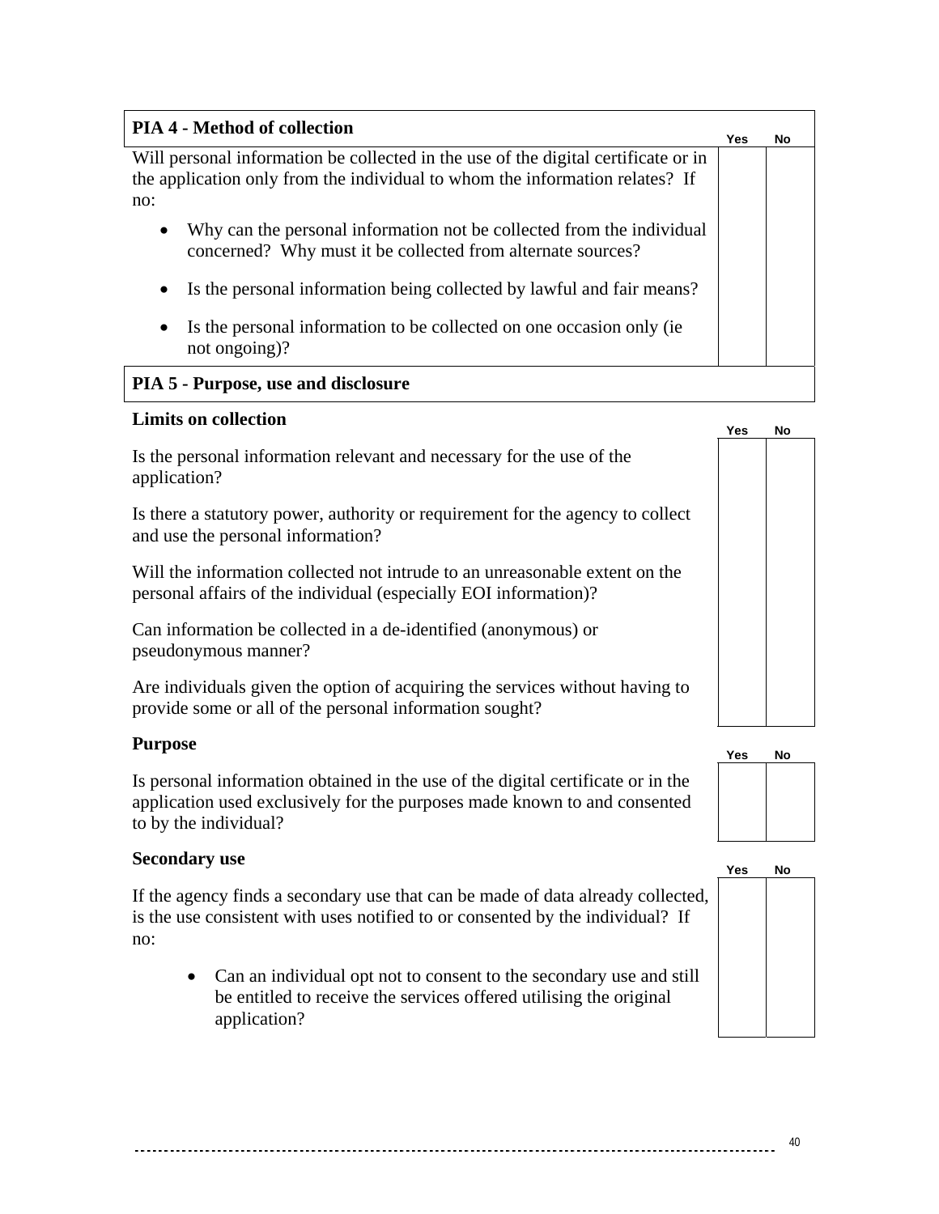| PIA 4 - Method of collection | Yes | No |
| --- | --- | --- |
| Will personal information be collected in the use of the digital certificate or in the application only from the individual to whom the information relates? If no: | | |
| • Why can the personal information not be collected from the individual concerned? Why must it be collected from alternate sources? | | |
| • Is the personal information being collected by lawful and fair means? | | |
| • Is the personal information to be collected on one occasion only (ie not ongoing)? | | |

**PIA 5 - Purpose, use and disclosure**

| Limits on collection | Yes | No |
| --- | --- | --- |
| Is the personal information relevant and necessary for the use of the application? | | |
| Is there a statutory power, authority or requirement for the agency to collect and use the personal information? | | |
| Will the information collected not intrude to an unreasonable extent on the personal affairs of the individual (especially EOI information)? | | |
| Can information be collected in a de-identified (anonymous) or pseudonymous manner? | | |
| Are individuals given the option of acquiring the services without having to provide some or all of the personal information sought? | | |

| Purpose | Yes | No |
| --- | --- | --- |
| Is personal information obtained in the use of the digital certificate or in the application used exclusively for the purposes made known to and consented to by the individual? | | |

| Secondary use | Yes | No |
| --- | --- | --- |
| If the agency finds a secondary use that can be made of data already collected, is the use consistent with uses notified to or consented by the individual? If no: | | |
| • Can an individual opt not to consent to the secondary use and still be entitled to receive the services offered utilising the original application? | | |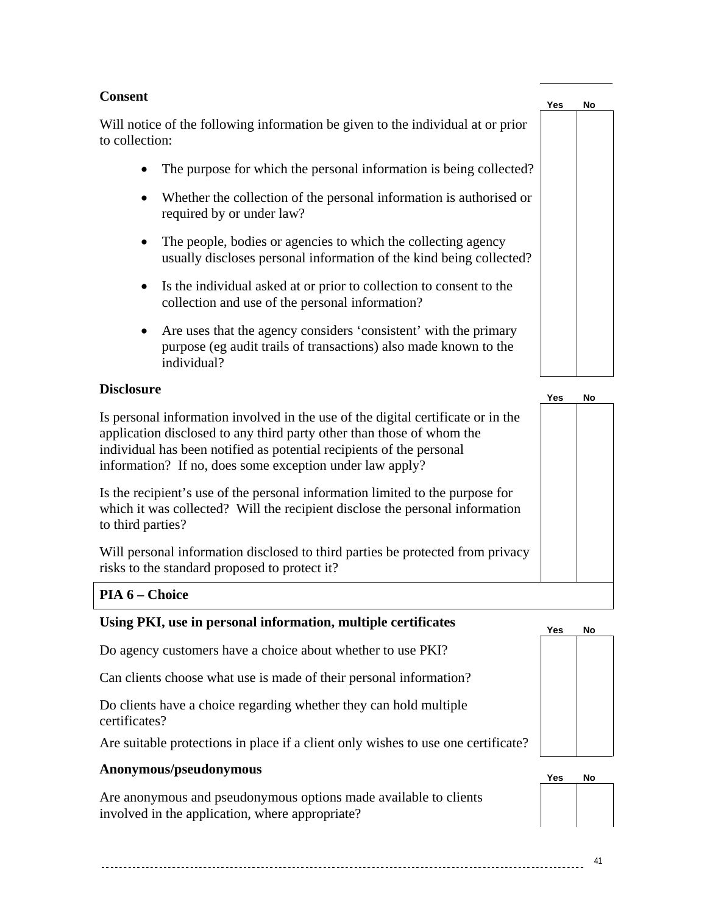**Consent**

| | Yes | No |
|---|---|---|
| Will notice of the following information be given to the individual at or prior to collection: | | |
| • The purpose for which the personal information is being collected? | | |
| • Whether the collection of the personal information is authorised or required by or under law? | | |
| • The people, bodies or agencies to which the collecting agency usually discloses personal information of the kind being collected? | | |
| • Is the individual asked at or prior to collection to consent to the collection and use of the personal information? | | |
| • Are uses that the agency considers 'consistent' with the primary purpose (eg audit trails of transactions) also made known to the individual? | | |

**Disclosure**

| | Yes | No |
|---|---|---|
| Is personal information involved in the use of the digital certificate or in the application disclosed to any third party other than those of whom the individual has been notified as potential recipients of the personal information? If no, does some exception under law apply? | | |
| Is the recipient's use of the personal information limited to the purpose for which it was collected? Will the recipient disclose the personal information to third parties? | | |
| Will personal information disclosed to third parties be protected from privacy risks to the standard proposed to protect it? | | |

## PIA 6 – Choice

**Using PKI, use in personal information, multiple certificates**

| | Yes | No |
|---|---|---|
| Do agency customers have a choice about whether to use PKI? | | |
| Can clients choose what use is made of their personal information? | | |
| Do clients have a choice regarding whether they can hold multiple certificates? | | |
| Are suitable protections in place if a client only wishes to use one certificate? | | |

**Anonymous/pseudonymous**

| | Yes | No |
|---|---|---|
| Are anonymous and pseudonymous options made available to clients involved in the application, where appropriate? | | |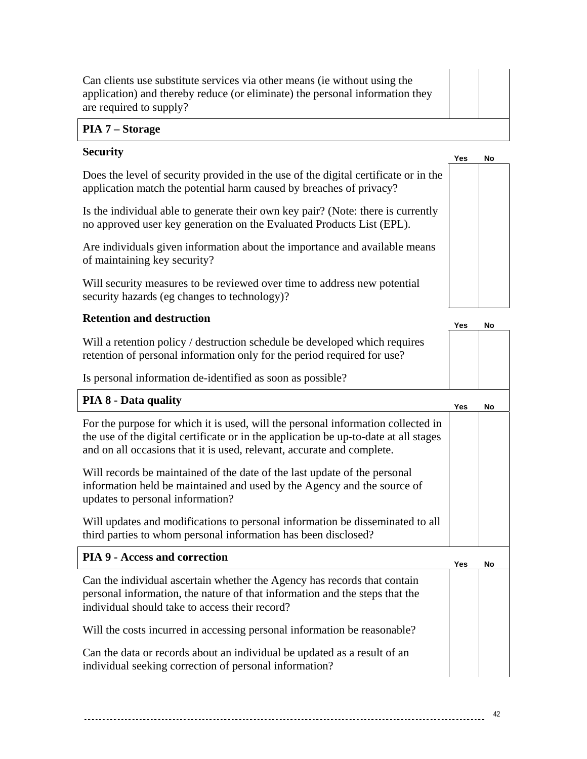| | Yes | No |
|---|---|---|
| Can clients use substitute services via other means (ie without using the application) and thereby reduce (or eliminate) the personal information they are required to supply? | | |

**PIA 7 – Storage**

| **Security** | Yes | No |
|---|---|---|
| Does the level of security provided in the use of the digital certificate or in the application match the potential harm caused by breaches of privacy? | | |
| Is the individual able to generate their own key pair? (Note: there is currently no approved user key generation on the Evaluated Products List (EPL). | | |
| Are individuals given information about the importance and available means of maintaining key security? | | |
| Will security measures to be reviewed over time to address new potential security hazards (eg changes to technology)? | | |

| **Retention and destruction** | Yes | No |
|---|---|---|
| Will a retention policy / destruction schedule be developed which requires retention of personal information only for the period required for use? | | |
| Is personal information de-identified as soon as possible? | | |

| **PIA 8 - Data quality** | Yes | No |
|---|---|---|
| For the purpose for which it is used, will the personal information collected in the use of the digital certificate or in the application be up-to-date at all stages and on all occasions that it is used, relevant, accurate and complete. | | |
| Will records be maintained of the date of the last update of the personal information held be maintained and used by the Agency and the source of updates to personal information? | | |
| Will updates and modifications to personal information be disseminated to all third parties to whom personal information has been disclosed? | | |

| **PIA 9 - Access and correction** | Yes | No |
|---|---|---|
| Can the individual ascertain whether the Agency has records that contain personal information, the nature of that information and the steps that the individual should take to access their record? | | |
| Will the costs incurred in accessing personal information be reasonable? | | |
| Can the data or records about an individual be updated as a result of an individual seeking correction of personal information? | | |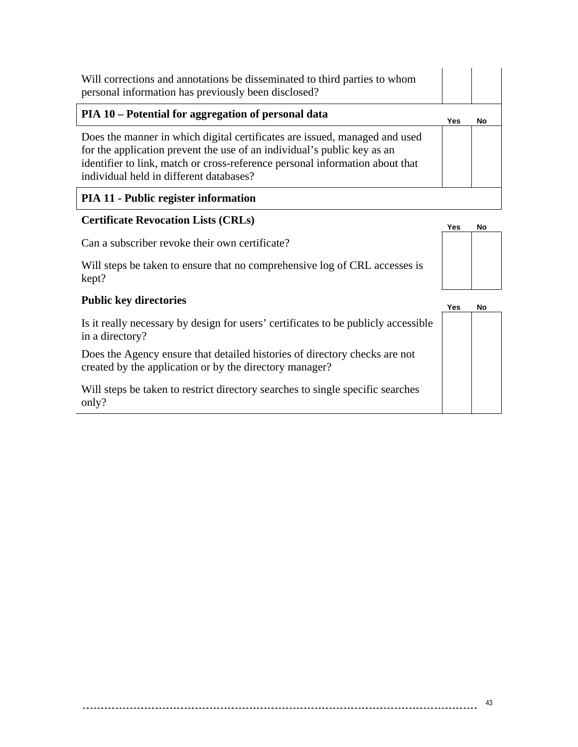| | | |
|---|---|---|
| Will corrections and annotations be disseminated to third parties to whom personal information has previously been disclosed? | | |

| **PIA 10 – Potential for aggregation of personal data** | Yes | No |
|---|---|---|
| Does the manner in which digital certificates are issued, managed and used for the application prevent the use of an individual's public key as an identifier to link, match or cross-reference personal information about that individual held in different databases? | | |

**PIA 11 - Public register information**

| **Certificate Revocation Lists (CRLs)** | Yes | No |
|---|---|---|
| Can a subscriber revoke their own certificate? | | |
| Will steps be taken to ensure that no comprehensive log of CRL accesses is kept? | | |

| **Public key directories** | Yes | No |
|---|---|---|
| Is it really necessary by design for users' certificates to be publicly accessible in a directory? | | |
| Does the Agency ensure that detailed histories of directory checks are not created by the application or by the directory manager? | | |
| Will steps be taken to restrict directory searches to single specific searches only? | | |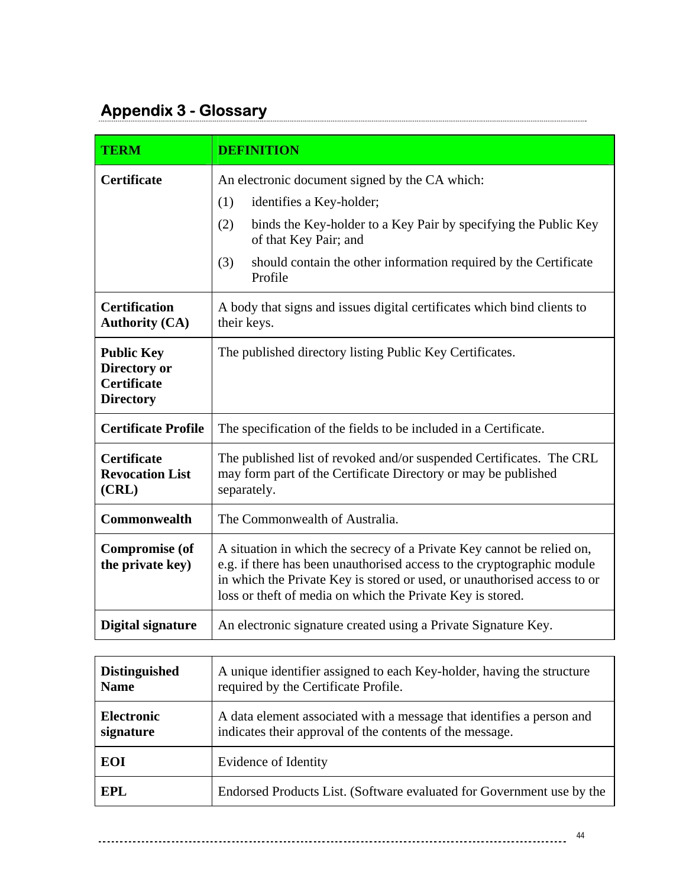## Appendix 3 - Glossary

| TERM | DEFINITION |
| --- | --- |
| **Certificate** | An electronic document signed by the CA which: (1) identifies a Key-holder; (2) binds the Key-holder to a Key Pair by specifying the Public Key of that Key Pair; and (3) should contain the other information required by the Certificate Profile |
| **Certification Authority (CA)** | A body that signs and issues digital certificates which bind clients to their keys. |
| **Public Key Directory or Certificate Directory** | The published directory listing Public Key Certificates. |
| **Certificate Profile** | The specification of the fields to be included in a Certificate. |
| **Certificate Revocation List (CRL)** | The published list of revoked and/or suspended Certificates. The CRL may form part of the Certificate Directory or may be published separately. |
| **Commonwealth** | The Commonwealth of Australia. |
| **Compromise (of the private key)** | A situation in which the secrecy of a Private Key cannot be relied on, e.g. if there has been unauthorised access to the cryptographic module in which the Private Key is stored or used, or unauthorised access to or loss or theft of media on which the Private Key is stored. |
| **Digital signature** | An electronic signature created using a Private Signature Key. |
| **Distinguished Name** | A unique identifier assigned to each Key-holder, having the structure required by the Certificate Profile. |
| **Electronic signature** | A data element associated with a message that identifies a person and indicates their approval of the contents of the message. |
| **EOI** | Evidence of Identity |
| **EPL** | Endorsed Products List. (Software evaluated for Government use by the |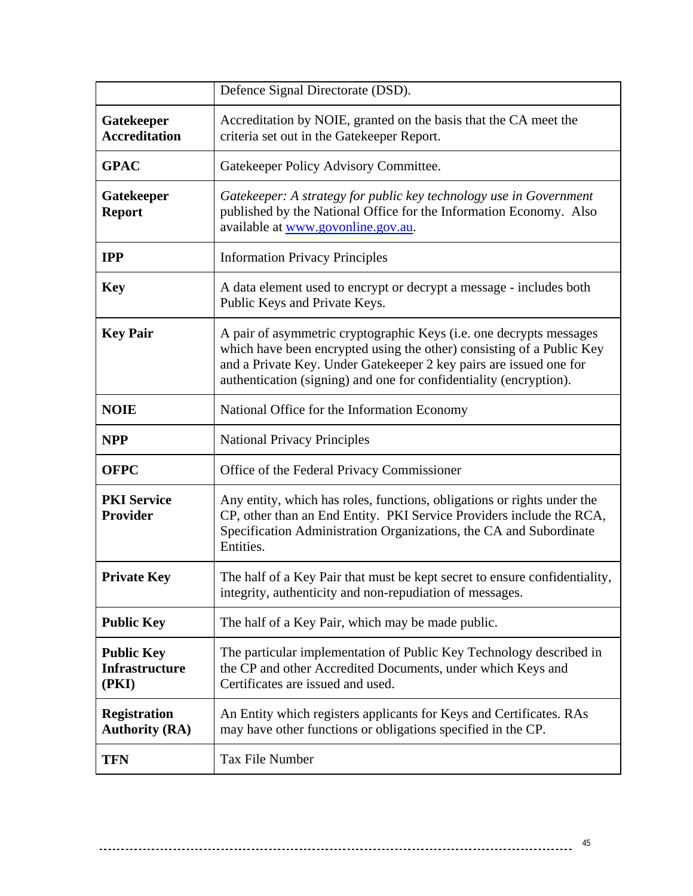| | |
|---|---|
| | Defence Signal Directorate (DSD). |
| **Gatekeeper Accreditation** | Accreditation by NOIE, granted on the basis that the CA meet the criteria set out in the Gatekeeper Report. |
| **GPAC** | Gatekeeper Policy Advisory Committee. |
| **Gatekeeper Report** | *Gatekeeper: A strategy for public key technology use in Government* published by the National Office for the Information Economy. Also available at [www.govonline.gov.au](http://www.govonline.gov.au). |
| **IPP** | Information Privacy Principles |
| **Key** | A data element used to encrypt or decrypt a message - includes both Public Keys and Private Keys. |
| **Key Pair** | A pair of asymmetric cryptographic Keys (i.e. one decrypts messages which have been encrypted using the other) consisting of a Public Key and a Private Key. Under Gatekeeper 2 key pairs are issued one for authentication (signing) and one for confidentiality (encryption). |
| **NOIE** | National Office for the Information Economy |
| **NPP** | National Privacy Principles |
| **OFPC** | Office of the Federal Privacy Commissioner |
| **PKI Service Provider** | Any entity, which has roles, functions, obligations or rights under the CP, other than an End Entity. PKI Service Providers include the RCA, Specification Administration Organizations, the CA and Subordinate Entities. |
| **Private Key** | The half of a Key Pair that must be kept secret to ensure confidentiality, integrity, authenticity and non-repudiation of messages. |
| **Public Key** | The half of a Key Pair, which may be made public. |
| **Public Key Infrastructure (PKI)** | The particular implementation of Public Key Technology described in the CP and other Accredited Documents, under which Keys and Certificates are issued and used. |
| **Registration Authority (RA)** | An Entity which registers applicants for Keys and Certificates. RAs may have other functions or obligations specified in the CP. |
| **TFN** | Tax File Number |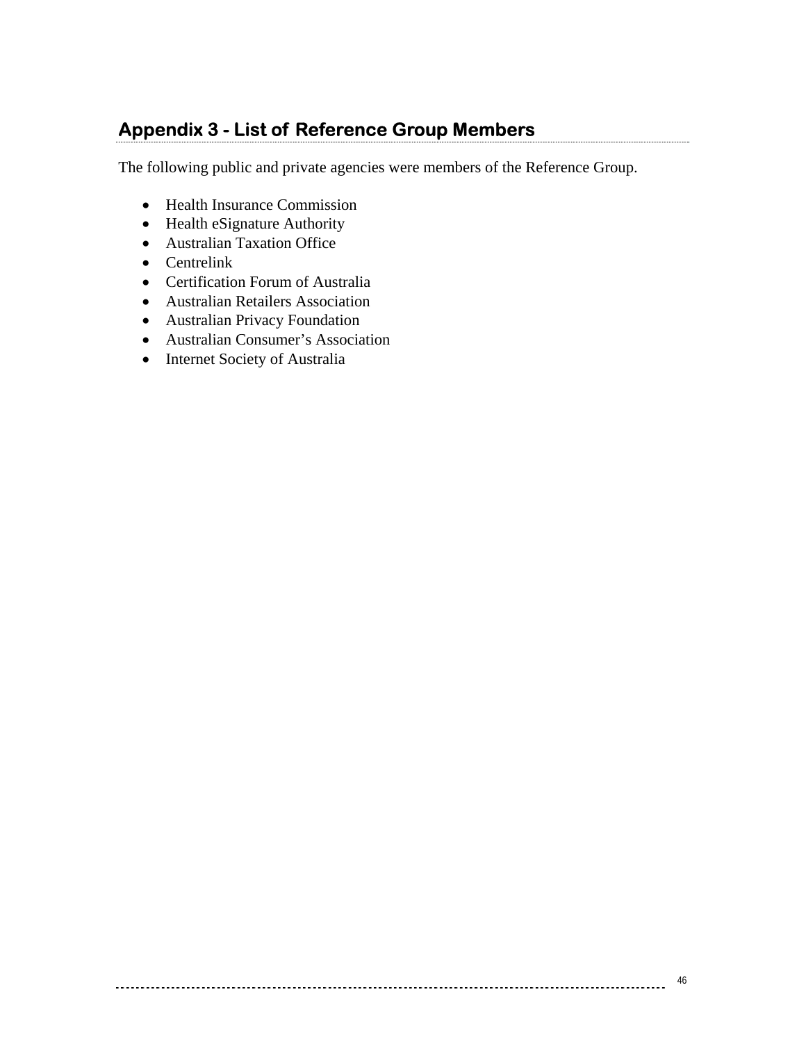## Appendix 3 - List of Reference Group Members

The following public and private agencies were members of the Reference Group.

- Health Insurance Commission
- Health eSignature Authority
- Australian Taxation Office
- Centrelink
- Certification Forum of Australia
- Australian Retailers Association
- Australian Privacy Foundation
- Australian Consumer's Association
- Internet Society of Australia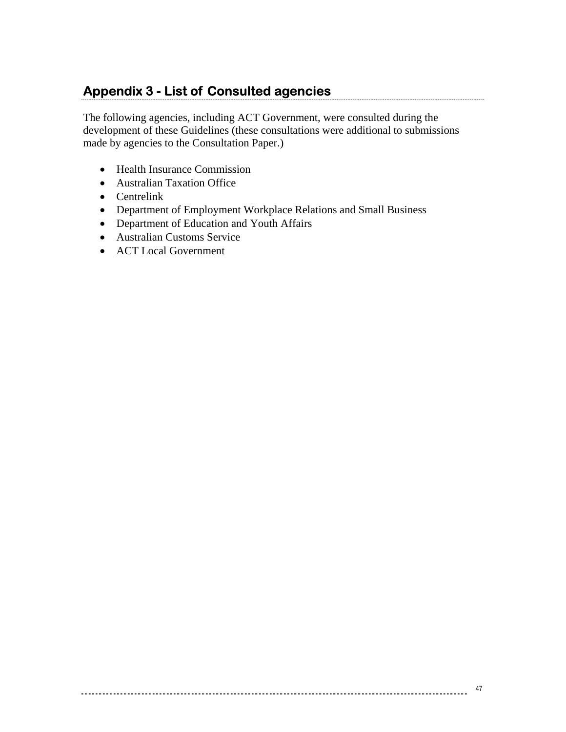## Appendix 3 - List of Consulted agencies

The following agencies, including ACT Government, were consulted during the development of these Guidelines (these consultations were additional to submissions made by agencies to the Consultation Paper.)

- Health Insurance Commission
- Australian Taxation Office
- Centrelink
- Department of Employment Workplace Relations and Small Business
- Department of Education and Youth Affairs
- Australian Customs Service
- ACT Local Government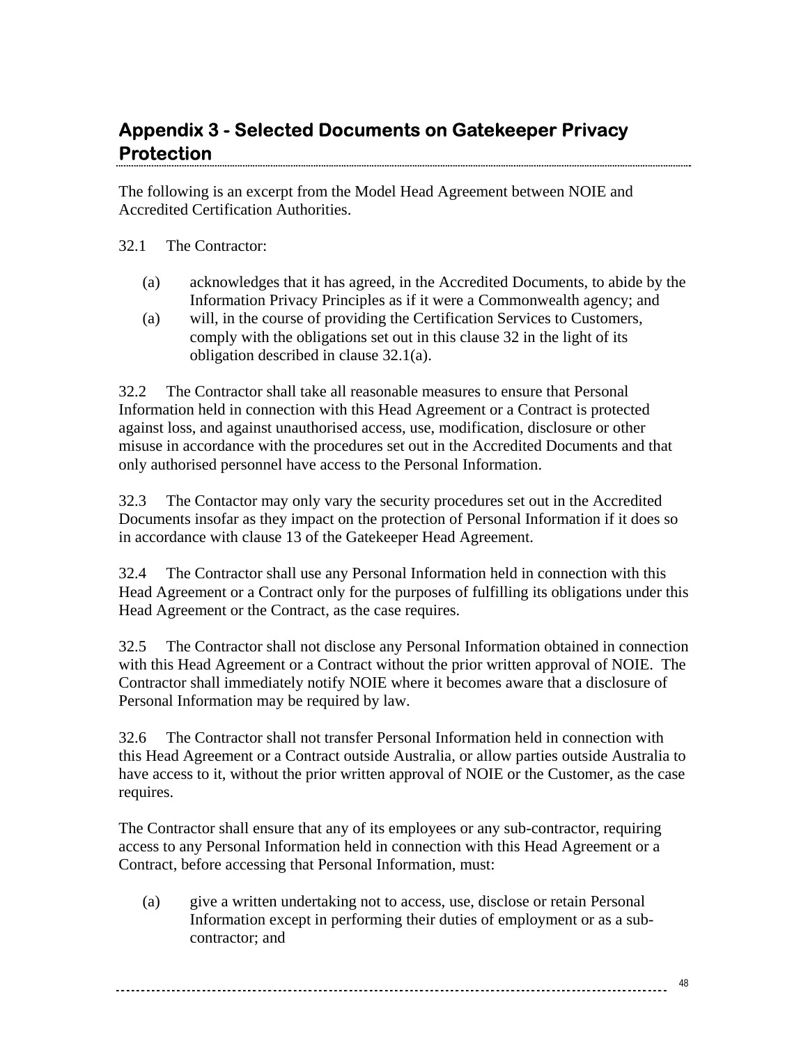## Appendix 3 - Selected Documents on Gatekeeper Privacy Protection

The following is an excerpt from the Model Head Agreement between NOIE and Accredited Certification Authorities.

32.1 The Contractor:

(a) acknowledges that it has agreed, in the Accredited Documents, to abide by the Information Privacy Principles as if it were a Commonwealth agency; and

(a) will, in the course of providing the Certification Services to Customers, comply with the obligations set out in this clause 32 in the light of its obligation described in clause 32.1(a).

32.2 The Contractor shall take all reasonable measures to ensure that Personal Information held in connection with this Head Agreement or a Contract is protected against loss, and against unauthorised access, use, modification, disclosure or other misuse in accordance with the procedures set out in the Accredited Documents and that only authorised personnel have access to the Personal Information.

32.3 The Contactor may only vary the security procedures set out in the Accredited Documents insofar as they impact on the protection of Personal Information if it does so in accordance with clause 13 of the Gatekeeper Head Agreement.

32.4 The Contractor shall use any Personal Information held in connection with this Head Agreement or a Contract only for the purposes of fulfilling its obligations under this Head Agreement or the Contract, as the case requires.

32.5 The Contractor shall not disclose any Personal Information obtained in connection with this Head Agreement or a Contract without the prior written approval of NOIE. The Contractor shall immediately notify NOIE where it becomes aware that a disclosure of Personal Information may be required by law.

32.6 The Contractor shall not transfer Personal Information held in connection with this Head Agreement or a Contract outside Australia, or allow parties outside Australia to have access to it, without the prior written approval of NOIE or the Customer, as the case requires.

The Contractor shall ensure that any of its employees or any sub-contractor, requiring access to any Personal Information held in connection with this Head Agreement or a Contract, before accessing that Personal Information, must:

(a) give a written undertaking not to access, use, disclose or retain Personal Information except in performing their duties of employment or as a sub-contractor; and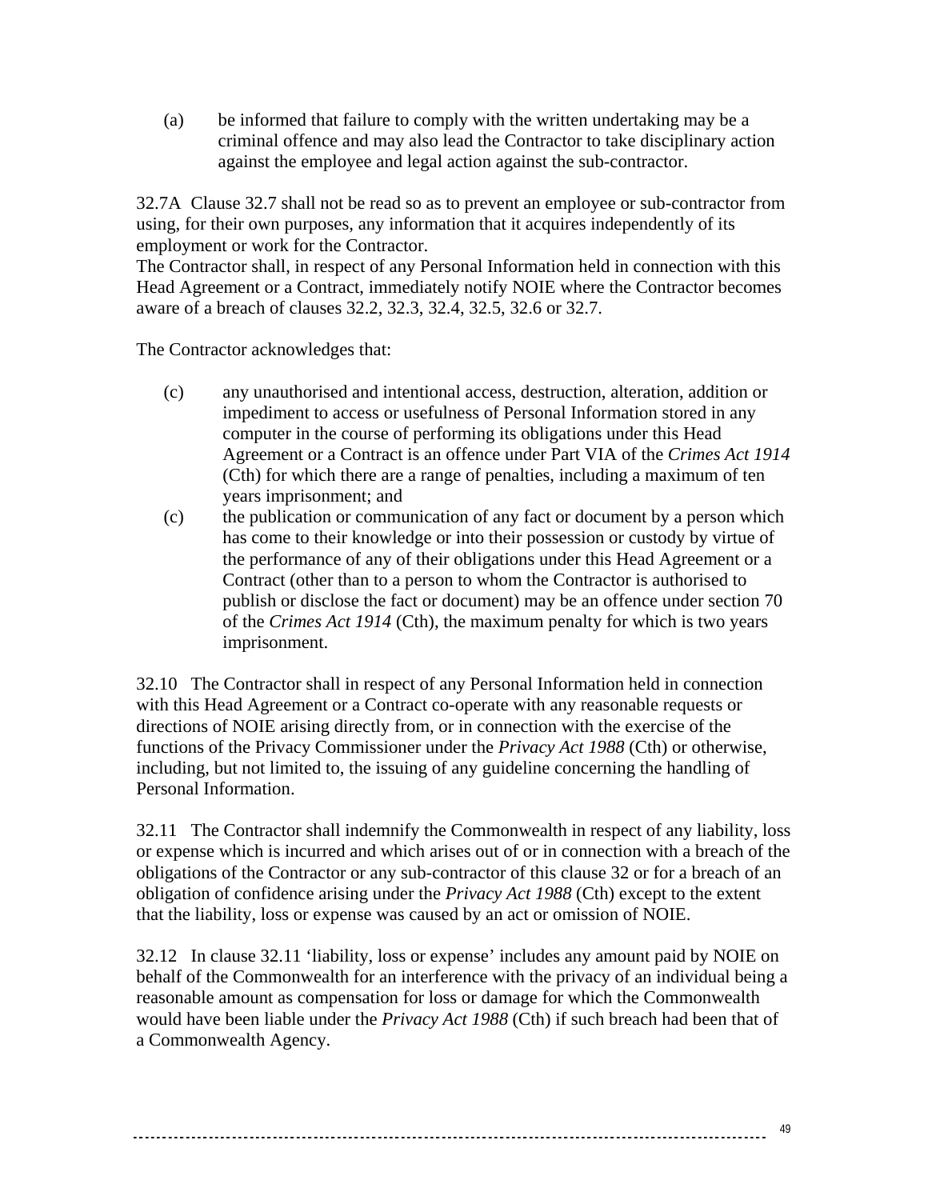(a) be informed that failure to comply with the written undertaking may be a criminal offence and may also lead the Contractor to take disciplinary action against the employee and legal action against the sub-contractor.

32.7A Clause 32.7 shall not be read so as to prevent an employee or sub-contractor from using, for their own purposes, any information that it acquires independently of its employment or work for the Contractor.
The Contractor shall, in respect of any Personal Information held in connection with this Head Agreement or a Contract, immediately notify NOIE where the Contractor becomes aware of a breach of clauses 32.2, 32.3, 32.4, 32.5, 32.6 or 32.7.

The Contractor acknowledges that:

(c) any unauthorised and intentional access, destruction, alteration, addition or impediment to access or usefulness of Personal Information stored in any computer in the course of performing its obligations under this Head Agreement or a Contract is an offence under Part VIA of the *Crimes Act 1914* (Cth) for which there are a range of penalties, including a maximum of ten years imprisonment; and

(c) the publication or communication of any fact or document by a person which has come to their knowledge or into their possession or custody by virtue of the performance of any of their obligations under this Head Agreement or a Contract (other than to a person to whom the Contractor is authorised to publish or disclose the fact or document) may be an offence under section 70 of the *Crimes Act 1914* (Cth), the maximum penalty for which is two years imprisonment.

32.10 The Contractor shall in respect of any Personal Information held in connection with this Head Agreement or a Contract co-operate with any reasonable requests or directions of NOIE arising directly from, or in connection with the exercise of the functions of the Privacy Commissioner under the *Privacy Act 1988* (Cth) or otherwise, including, but not limited to, the issuing of any guideline concerning the handling of Personal Information.

32.11 The Contractor shall indemnify the Commonwealth in respect of any liability, loss or expense which is incurred and which arises out of or in connection with a breach of the obligations of the Contractor or any sub-contractor of this clause 32 or for a breach of an obligation of confidence arising under the *Privacy Act 1988* (Cth) except to the extent that the liability, loss or expense was caused by an act or omission of NOIE.

32.12 In clause 32.11 'liability, loss or expense' includes any amount paid by NOIE on behalf of the Commonwealth for an interference with the privacy of an individual being a reasonable amount as compensation for loss or damage for which the Commonwealth would have been liable under the *Privacy Act 1988* (Cth) if such breach had been that of a Commonwealth Agency.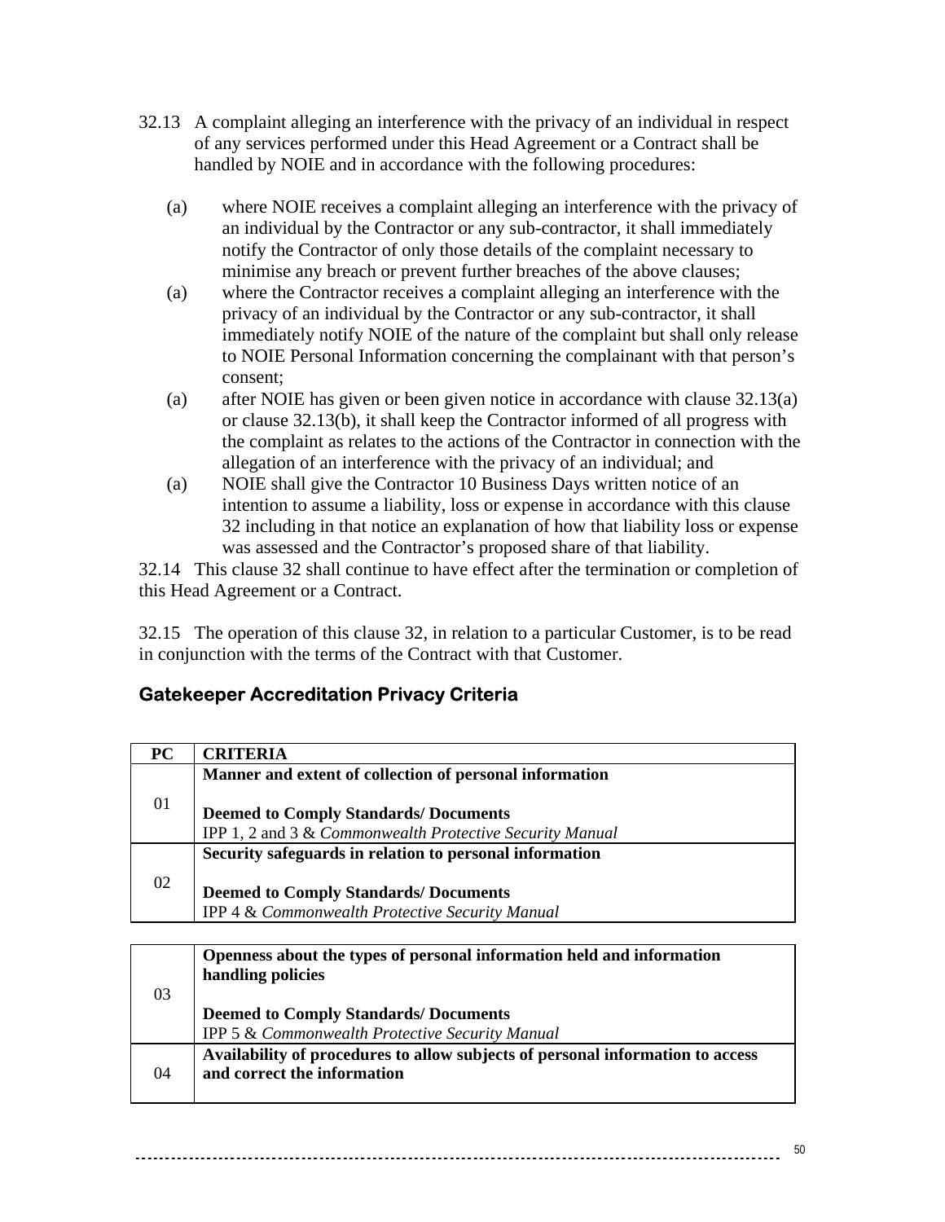32.13 A complaint alleging an interference with the privacy of an individual in respect of any services performed under this Head Agreement or a Contract shall be handled by NOIE and in accordance with the following procedures:

(a) where NOIE receives a complaint alleging an interference with the privacy of an individual by the Contractor or any sub-contractor, it shall immediately notify the Contractor of only those details of the complaint necessary to minimise any breach or prevent further breaches of the above clauses;

(a) where the Contractor receives a complaint alleging an interference with the privacy of an individual by the Contractor or any sub-contractor, it shall immediately notify NOIE of the nature of the complaint but shall only release to NOIE Personal Information concerning the complainant with that person's consent;

(a) after NOIE has given or been given notice in accordance with clause 32.13(a) or clause 32.13(b), it shall keep the Contractor informed of all progress with the complaint as relates to the actions of the Contractor in connection with the allegation of an interference with the privacy of an individual; and

(a) NOIE shall give the Contractor 10 Business Days written notice of an intention to assume a liability, loss or expense in accordance with this clause 32 including in that notice an explanation of how that liability loss or expense was assessed and the Contractor's proposed share of that liability.

32.14 This clause 32 shall continue to have effect after the termination or completion of this Head Agreement or a Contract.

32.15 The operation of this clause 32, in relation to a particular Customer, is to be read in conjunction with the terms of the Contract with that Customer.

## Gatekeeper Accreditation Privacy Criteria

| PC | CRITERIA |
|---|---|
| 01 | **Manner and extent of collection of personal information**<br><br>**Deemed to Comply Standards/ Documents**<br>IPP 1, 2 and 3 & *Commonwealth Protective Security Manual* |
| 02 | **Security safeguards in relation to personal information**<br><br>**Deemed to Comply Standards/ Documents**<br>IPP 4 & *Commonwealth Protective Security Manual* |
| 03 | **Openness about the types of personal information held and information handling policies**<br><br>**Deemed to Comply Standards/ Documents**<br>IPP 5 & *Commonwealth Protective Security Manual* |
| 04 | **Availability of procedures to allow subjects of personal information to access and correct the information** |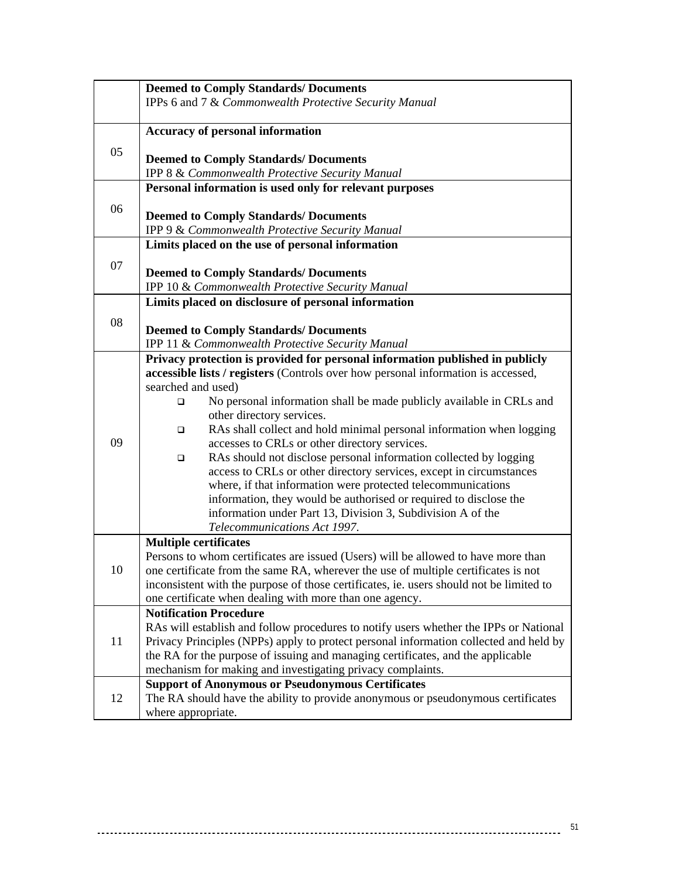| | |
|---|---|
| | **Deemed to Comply Standards/ Documents**<br>IPPs 6 and 7 & *Commonwealth Protective Security Manual* |
| 05 | **Accuracy of personal information**<br><br>**Deemed to Comply Standards/ Documents**<br>IPP 8 & *Commonwealth Protective Security Manual* |
| 06 | **Personal information is used only for relevant purposes**<br><br>**Deemed to Comply Standards/ Documents**<br>IPP 9 & *Commonwealth Protective Security Manual* |
| 07 | **Limits placed on the use of personal information**<br><br>**Deemed to Comply Standards/ Documents**<br>IPP 10 & *Commonwealth Protective Security Manual* |
| 08 | **Limits placed on disclosure of personal information**<br><br>**Deemed to Comply Standards/ Documents**<br>IPP 11 & *Commonwealth Protective Security Manual* |
| 09 | **Privacy protection is provided for personal information published in publicly accessible lists / registers** (Controls over how personal information is accessed, searched and used)<br>❑ No personal information shall be made publicly available in CRLs and other directory services.<br>❑ RAs shall collect and hold minimal personal information when logging accesses to CRLs or other directory services.<br>❑ RAs should not disclose personal information collected by logging access to CRLs or other directory services, except in circumstances where, if that information were protected telecommunications information, they would be authorised or required to disclose the information under Part 13, Division 3, Subdivision A of the *Telecommunications Act 1997.* |
| 10 | **Multiple certificates**<br>Persons to whom certificates are issued (Users) will be allowed to have more than one certificate from the same RA, wherever the use of multiple certificates is not inconsistent with the purpose of those certificates, ie. users should not be limited to one certificate when dealing with more than one agency. |
| 11 | **Notification Procedure**<br>RAs will establish and follow procedures to notify users whether the IPPs or National Privacy Principles (NPPs) apply to protect personal information collected and held by the RA for the purpose of issuing and managing certificates, and the applicable mechanism for making and investigating privacy complaints. |
| 12 | **Support of Anonymous or Pseudonymous Certificates**<br>The RA should have the ability to provide anonymous or pseudonymous certificates where appropriate. |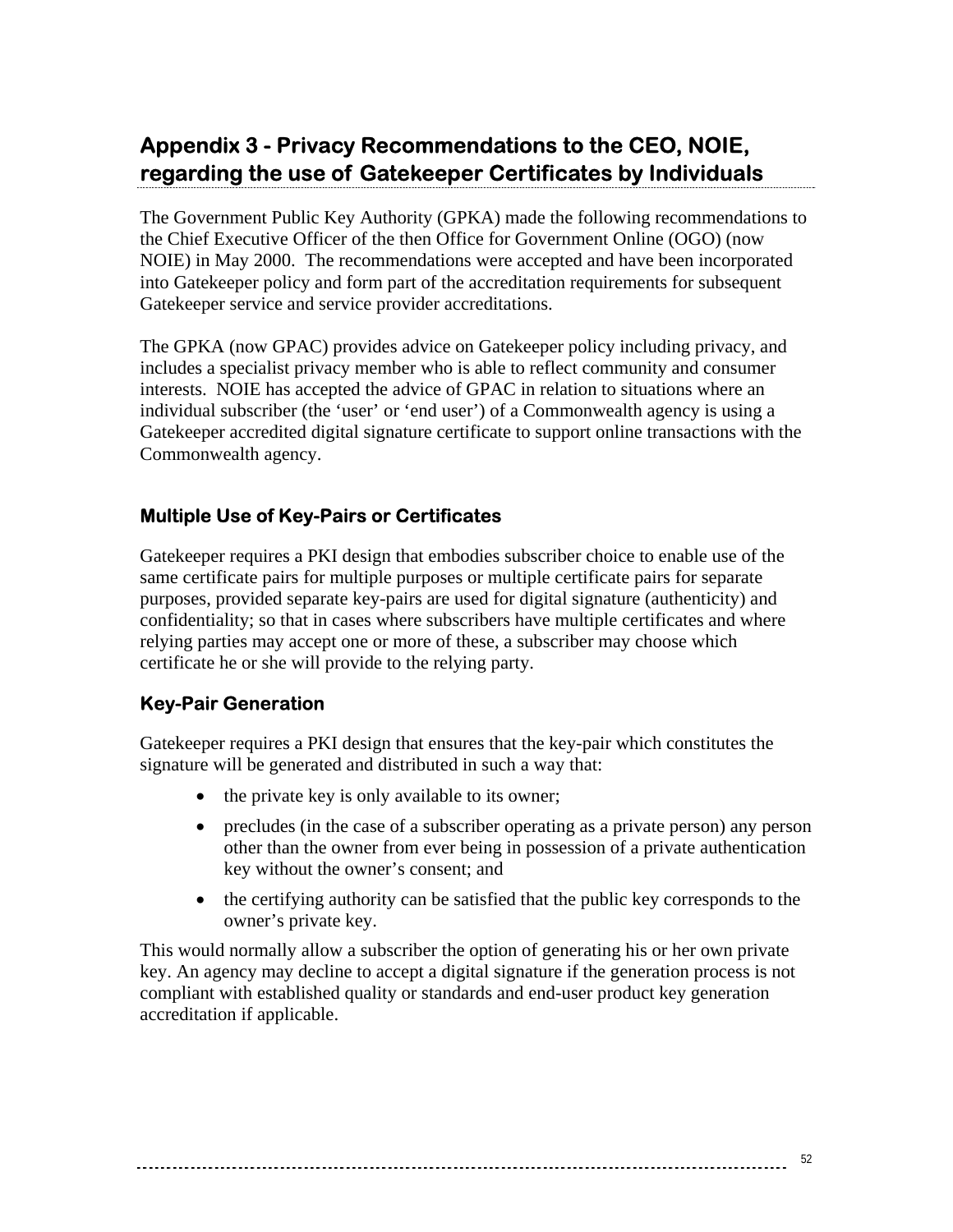# Appendix 3 - Privacy Recommendations to the CEO, NOIE, regarding the use of Gatekeeper Certificates by Individuals

The Government Public Key Authority (GPKA) made the following recommendations to the Chief Executive Officer of the then Office for Government Online (OGO) (now NOIE) in May 2000. The recommendations were accepted and have been incorporated into Gatekeeper policy and form part of the accreditation requirements for subsequent Gatekeeper service and service provider accreditations.

The GPKA (now GPAC) provides advice on Gatekeeper policy including privacy, and includes a specialist privacy member who is able to reflect community and consumer interests. NOIE has accepted the advice of GPAC in relation to situations where an individual subscriber (the 'user' or 'end user') of a Commonwealth agency is using a Gatekeeper accredited digital signature certificate to support online transactions with the Commonwealth agency.

## Multiple Use of Key-Pairs or Certificates

Gatekeeper requires a PKI design that embodies subscriber choice to enable use of the same certificate pairs for multiple purposes or multiple certificate pairs for separate purposes, provided separate key-pairs are used for digital signature (authenticity) and confidentiality; so that in cases where subscribers have multiple certificates and where relying parties may accept one or more of these, a subscriber may choose which certificate he or she will provide to the relying party.

## Key-Pair Generation

Gatekeeper requires a PKI design that ensures that the key-pair which constitutes the signature will be generated and distributed in such a way that:

- the private key is only available to its owner;
- precludes (in the case of a subscriber operating as a private person) any person other than the owner from ever being in possession of a private authentication key without the owner's consent; and
- the certifying authority can be satisfied that the public key corresponds to the owner's private key.

This would normally allow a subscriber the option of generating his or her own private key. An agency may decline to accept a digital signature if the generation process is not compliant with established quality or standards and end-user product key generation accreditation if applicable.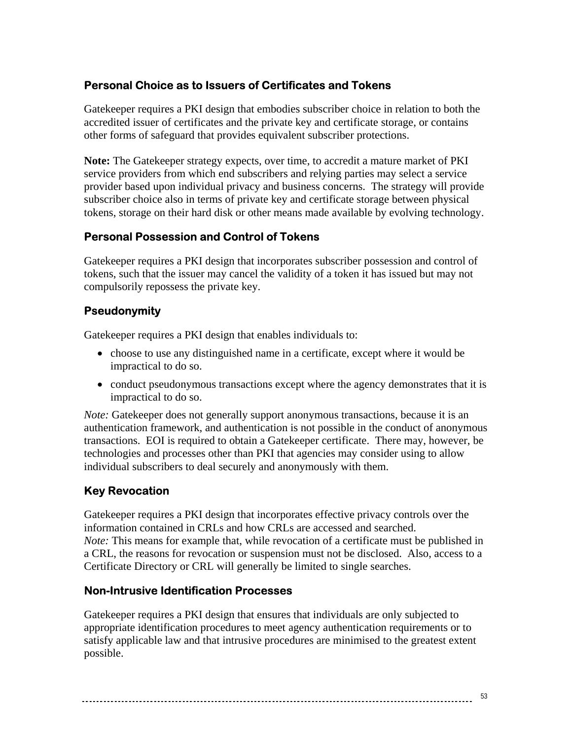### Personal Choice as to Issuers of Certificates and Tokens

Gatekeeper requires a PKI design that embodies subscriber choice in relation to both the accredited issuer of certificates and the private key and certificate storage, or contains other forms of safeguard that provides equivalent subscriber protections.

**Note:** The Gatekeeper strategy expects, over time, to accredit a mature market of PKI service providers from which end subscribers and relying parties may select a service provider based upon individual privacy and business concerns. The strategy will provide subscriber choice also in terms of private key and certificate storage between physical tokens, storage on their hard disk or other means made available by evolving technology.

### Personal Possession and Control of Tokens

Gatekeeper requires a PKI design that incorporates subscriber possession and control of tokens, such that the issuer may cancel the validity of a token it has issued but may not compulsorily repossess the private key.

### Pseudonymity

Gatekeeper requires a PKI design that enables individuals to:

- choose to use any distinguished name in a certificate, except where it would be impractical to do so.
- conduct pseudonymous transactions except where the agency demonstrates that it is impractical to do so.

*Note:* Gatekeeper does not generally support anonymous transactions, because it is an authentication framework, and authentication is not possible in the conduct of anonymous transactions. EOI is required to obtain a Gatekeeper certificate. There may, however, be technologies and processes other than PKI that agencies may consider using to allow individual subscribers to deal securely and anonymously with them.

### Key Revocation

Gatekeeper requires a PKI design that incorporates effective privacy controls over the information contained in CRLs and how CRLs are accessed and searched.
*Note:* This means for example that, while revocation of a certificate must be published in a CRL, the reasons for revocation or suspension must not be disclosed. Also, access to a Certificate Directory or CRL will generally be limited to single searches.

### Non-Intrusive Identification Processes

Gatekeeper requires a PKI design that ensures that individuals are only subjected to appropriate identification procedures to meet agency authentication requirements or to satisfy applicable law and that intrusive procedures are minimised to the greatest extent possible.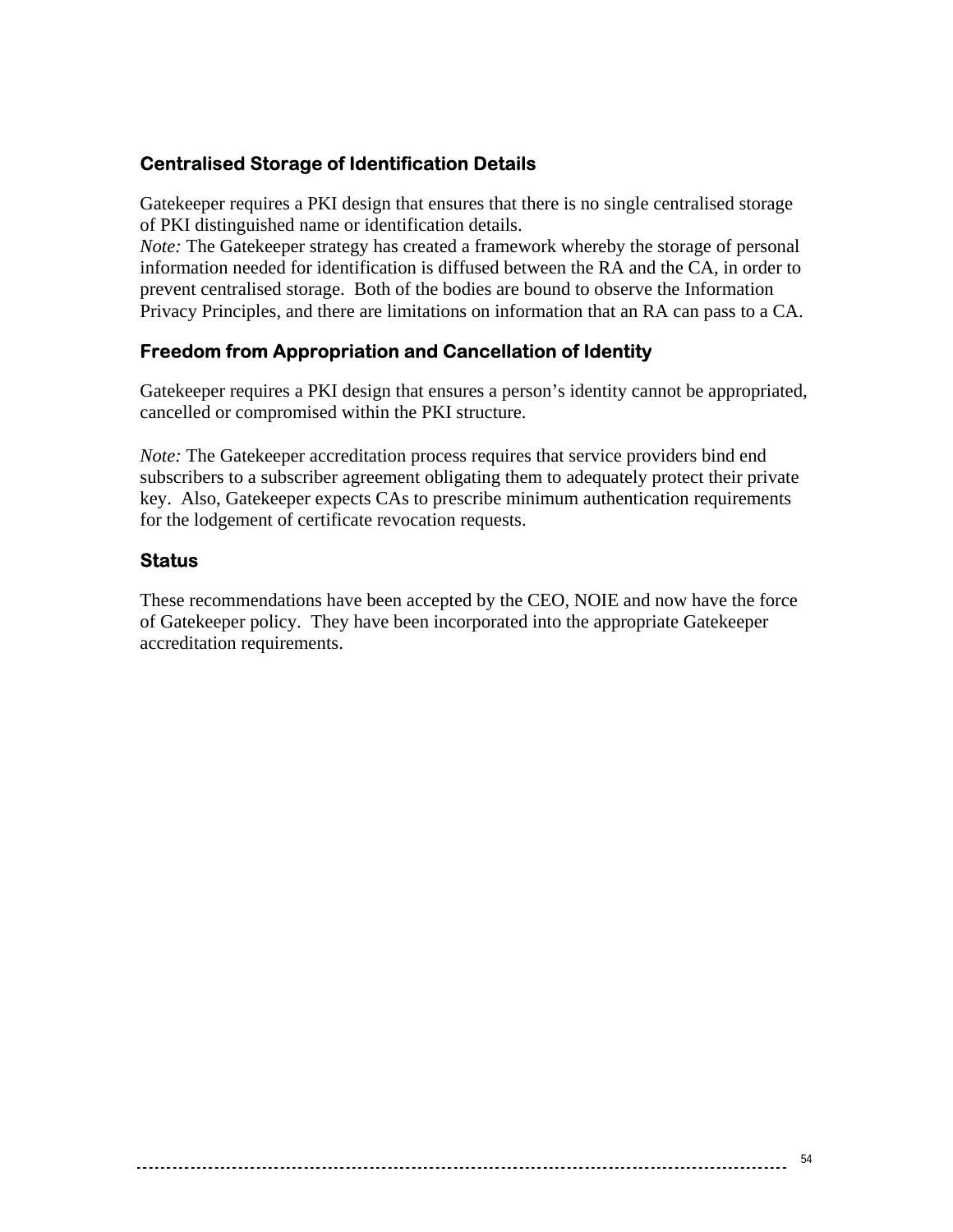### Centralised Storage of Identification Details

Gatekeeper requires a PKI design that ensures that there is no single centralised storage of PKI distinguished name or identification details.
*Note:* The Gatekeeper strategy has created a framework whereby the storage of personal information needed for identification is diffused between the RA and the CA, in order to prevent centralised storage. Both of the bodies are bound to observe the Information Privacy Principles, and there are limitations on information that an RA can pass to a CA.

### Freedom from Appropriation and Cancellation of Identity

Gatekeeper requires a PKI design that ensures a person's identity cannot be appropriated, cancelled or compromised within the PKI structure.

*Note:* The Gatekeeper accreditation process requires that service providers bind end subscribers to a subscriber agreement obligating them to adequately protect their private key. Also, Gatekeeper expects CAs to prescribe minimum authentication requirements for the lodgement of certificate revocation requests.

### Status

These recommendations have been accepted by the CEO, NOIE and now have the force of Gatekeeper policy. They have been incorporated into the appropriate Gatekeeper accreditation requirements.